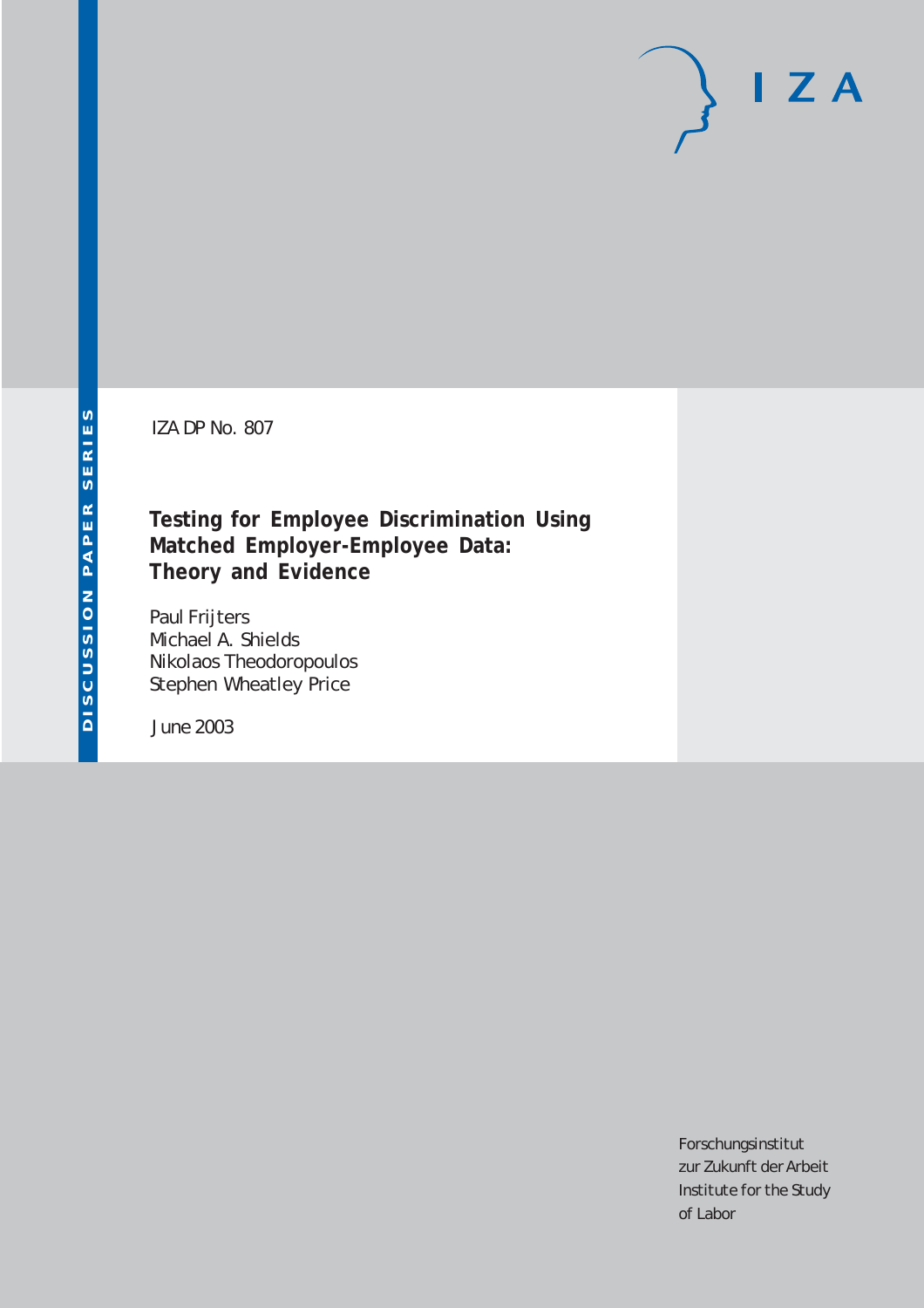IZA DP No. 807

# Testing for Employee Discrimination Using Matched Employer-Employee Data: Theory and Evidence

Paul Frijters
Michael A. Shields
Nikolaos Theodoropoulos
Stephen Wheatley Price

June 2003

DISCUSSION PAPER SERIES

IZA

Forschungsinstitut
zur Zukunft der Arbeit
Institute for the Study
of Labor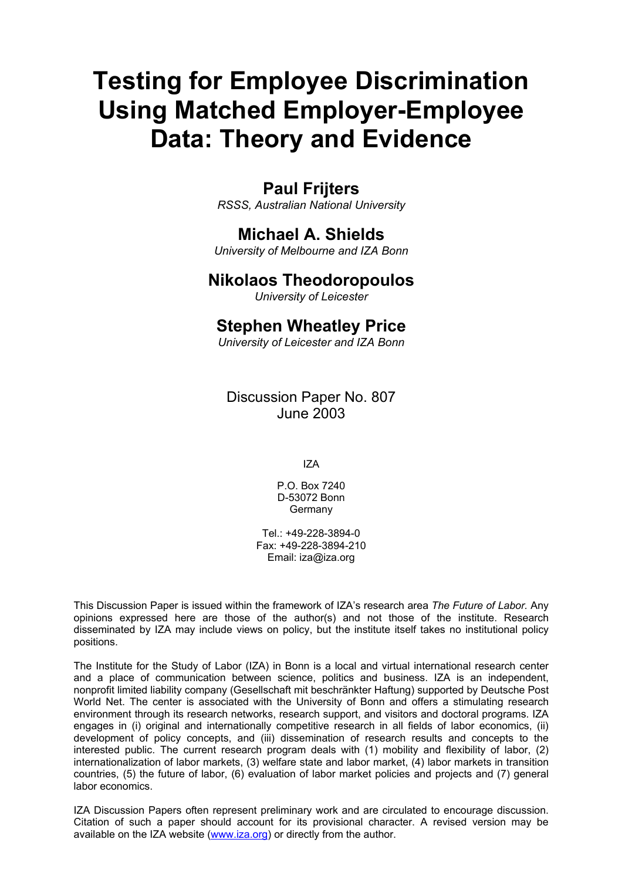# Testing for Employee Discrimination Using Matched Employer-Employee Data: Theory and Evidence

**Paul Frijters**
*RSSS, Australian National University*

**Michael A. Shields**
*University of Melbourne and IZA Bonn*

**Nikolaos Theodoropoulos**
*University of Leicester*

**Stephen Wheatley Price**
*University of Leicester and IZA Bonn*

Discussion Paper No. 807
June 2003

IZA

P.O. Box 7240
D-53072 Bonn
Germany

Tel.: +49-228-3894-0
Fax: +49-228-3894-210
Email: iza@iza.org

This Discussion Paper is issued within the framework of IZA's research area *The Future of Labor.* Any opinions expressed here are those of the author(s) and not those of the institute. Research disseminated by IZA may include views on policy, but the institute itself takes no institutional policy positions.

The Institute for the Study of Labor (IZA) in Bonn is a local and virtual international research center and a place of communication between science, politics and business. IZA is an independent, nonprofit limited liability company (Gesellschaft mit beschränkter Haftung) supported by Deutsche Post World Net. The center is associated with the University of Bonn and offers a stimulating research environment through its research networks, research support, and visitors and doctoral programs. IZA engages in (i) original and internationally competitive research in all fields of labor economics, (ii) development of policy concepts, and (iii) dissemination of research results and concepts to the interested public. The current research program deals with (1) mobility and flexibility of labor, (2) internationalization of labor markets, (3) welfare state and labor market, (4) labor markets in transition countries, (5) the future of labor, (6) evaluation of labor market policies and projects and (7) general labor economics.

IZA Discussion Papers often represent preliminary work and are circulated to encourage discussion. Citation of such a paper should account for its provisional character. A revised version may be available on the IZA website (www.iza.org) or directly from the author.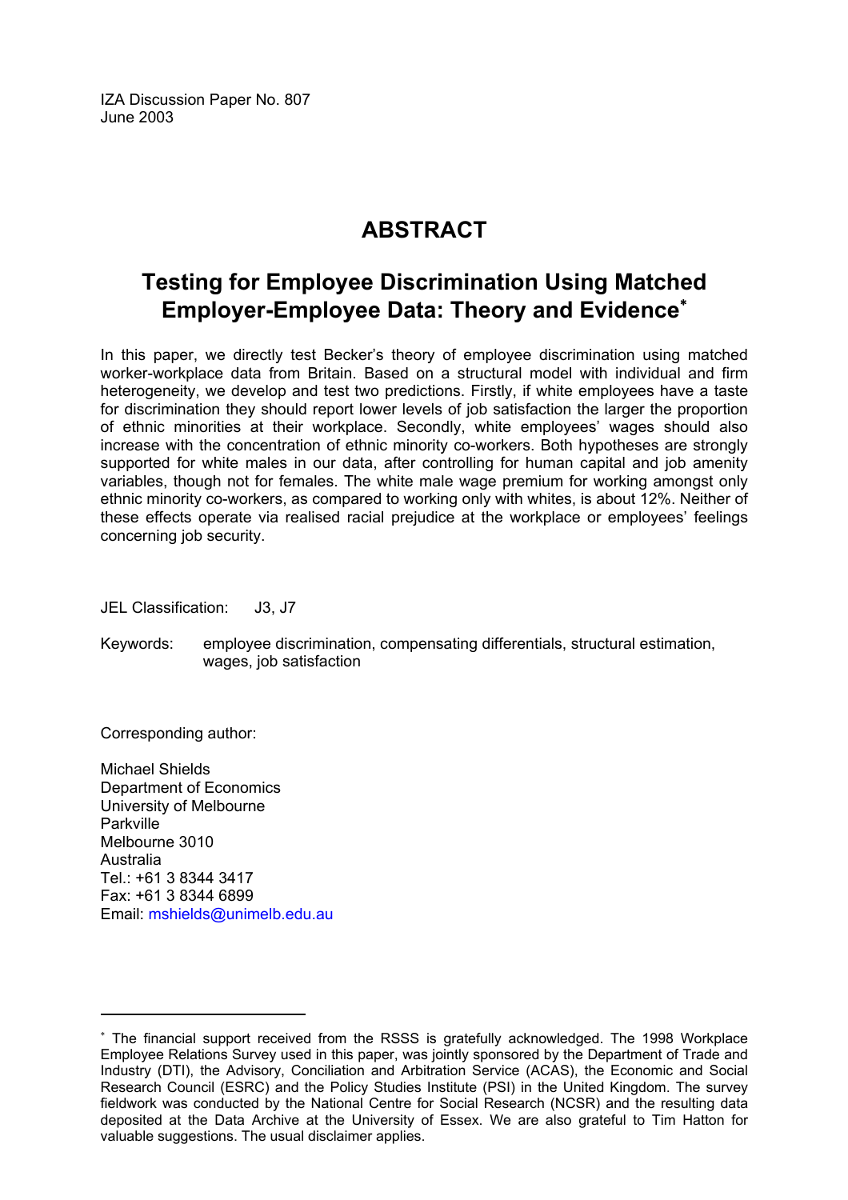IZA Discussion Paper No. 807
June 2003

# ABSTRACT

## Testing for Employee Discrimination Using Matched Employer-Employee Data: Theory and Evidence*

In this paper, we directly test Becker's theory of employee discrimination using matched worker-workplace data from Britain. Based on a structural model with individual and firm heterogeneity, we develop and test two predictions. Firstly, if white employees have a taste for discrimination they should report lower levels of job satisfaction the larger the proportion of ethnic minorities at their workplace. Secondly, white employees' wages should also increase with the concentration of ethnic minority co-workers. Both hypotheses are strongly supported for white males in our data, after controlling for human capital and job amenity variables, though not for females. The white male wage premium for working amongst only ethnic minority co-workers, as compared to working only with whites, is about 12%. Neither of these effects operate via realised racial prejudice at the workplace or employees' feelings concerning job security.

JEL Classification: J3, J7

Keywords: employee discrimination, compensating differentials, structural estimation, wages, job satisfaction

Corresponding author:

Michael Shields
Department of Economics
University of Melbourne
Parkville
Melbourne 3010
Australia
Tel.: +61 3 8344 3417
Fax: +61 3 8344 6899
Email: mshields@unimelb.edu.au

---

* The financial support received from the RSSS is gratefully acknowledged. The 1998 Workplace Employee Relations Survey used in this paper, was jointly sponsored by the Department of Trade and Industry (DTI), the Advisory, Conciliation and Arbitration Service (ACAS), the Economic and Social Research Council (ESRC) and the Policy Studies Institute (PSI) in the United Kingdom. The survey fieldwork was conducted by the National Centre for Social Research (NCSR) and the resulting data deposited at the Data Archive at the University of Essex. We are also grateful to Tim Hatton for valuable suggestions. The usual disclaimer applies.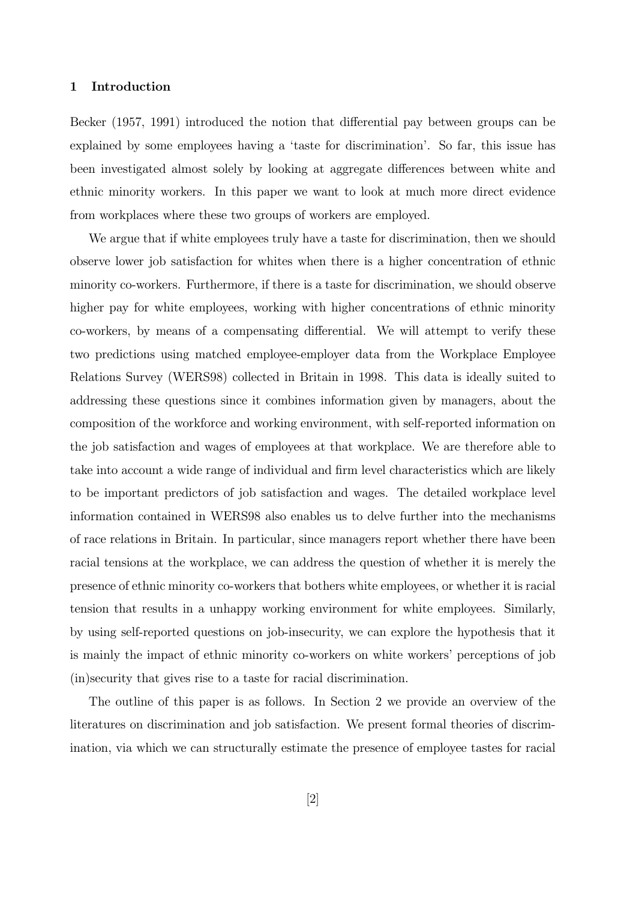## 1 Introduction

Becker (1957, 1991) introduced the notion that differential pay between groups can be explained by some employees having a 'taste for discrimination'. So far, this issue has been investigated almost solely by looking at aggregate differences between white and ethnic minority workers. In this paper we want to look at much more direct evidence from workplaces where these two groups of workers are employed.

We argue that if white employees truly have a taste for discrimination, then we should observe lower job satisfaction for whites when there is a higher concentration of ethnic minority co-workers. Furthermore, if there is a taste for discrimination, we should observe higher pay for white employees, working with higher concentrations of ethnic minority co-workers, by means of a compensating differential. We will attempt to verify these two predictions using matched employee-employer data from the Workplace Employee Relations Survey (WERS98) collected in Britain in 1998. This data is ideally suited to addressing these questions since it combines information given by managers, about the composition of the workforce and working environment, with self-reported information on the job satisfaction and wages of employees at that workplace. We are therefore able to take into account a wide range of individual and firm level characteristics which are likely to be important predictors of job satisfaction and wages. The detailed workplace level information contained in WERS98 also enables us to delve further into the mechanisms of race relations in Britain. In particular, since managers report whether there have been racial tensions at the workplace, we can address the question of whether it is merely the presence of ethnic minority co-workers that bothers white employees, or whether it is racial tension that results in a unhappy working environment for white employees. Similarly, by using self-reported questions on job-insecurity, we can explore the hypothesis that it is mainly the impact of ethnic minority co-workers on white workers' perceptions of job (in)security that gives rise to a taste for racial discrimination.

The outline of this paper is as follows. In Section 2 we provide an overview of the literatures on discrimination and job satisfaction. We present formal theories of discrimination, via which we can structurally estimate the presence of employee tastes for racial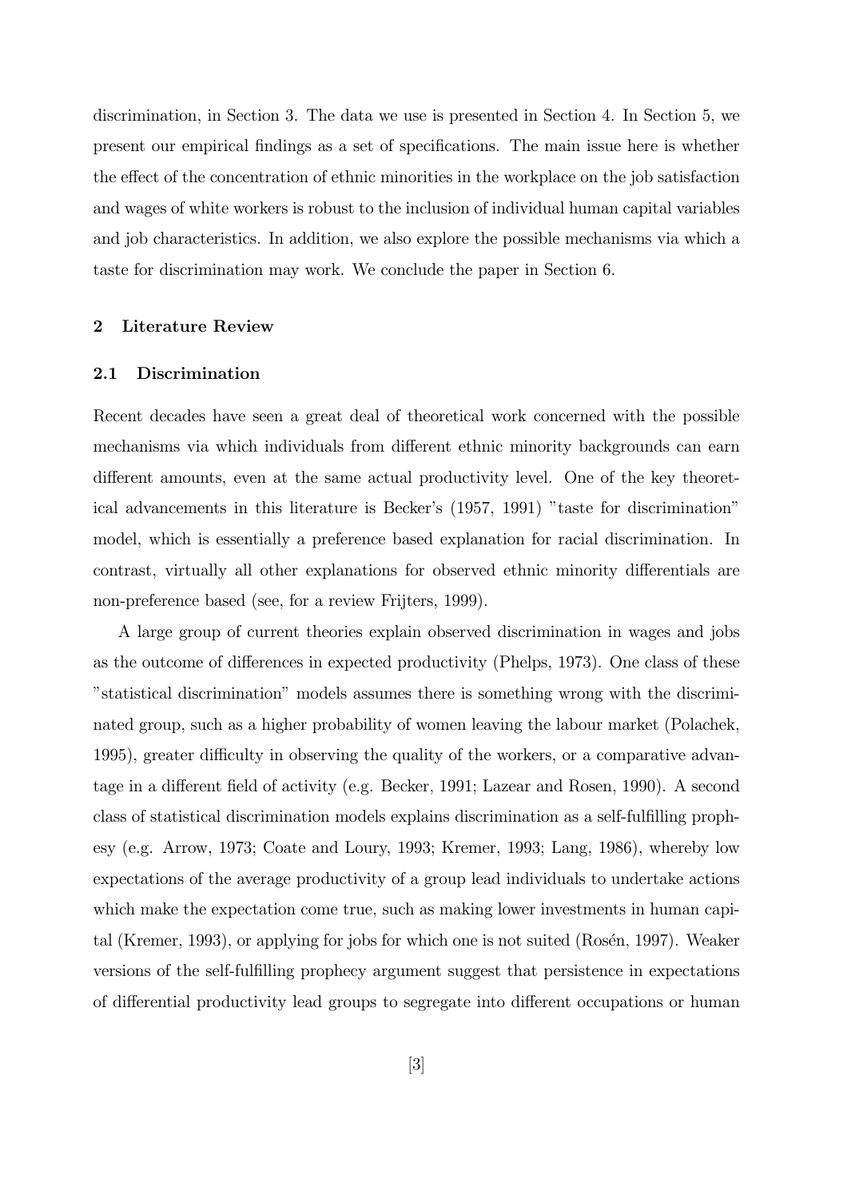discrimination, in Section 3. The data we use is presented in Section 4. In Section 5, we present our empirical findings as a set of specifications. The main issue here is whether the effect of the concentration of ethnic minorities in the workplace on the job satisfaction and wages of white workers is robust to the inclusion of individual human capital variables and job characteristics. In addition, we also explore the possible mechanisms via which a taste for discrimination may work. We conclude the paper in Section 6.

## 2 Literature Review

### 2.1 Discrimination

Recent decades have seen a great deal of theoretical work concerned with the possible mechanisms via which individuals from different ethnic minority backgrounds can earn different amounts, even at the same actual productivity level. One of the key theoretical advancements in this literature is Becker's (1957, 1991) "taste for discrimination" model, which is essentially a preference based explanation for racial discrimination. In contrast, virtually all other explanations for observed ethnic minority differentials are non-preference based (see, for a review Frijters, 1999).

A large group of current theories explain observed discrimination in wages and jobs as the outcome of differences in expected productivity (Phelps, 1973). One class of these "statistical discrimination" models assumes there is something wrong with the discriminated group, such as a higher probability of women leaving the labour market (Polachek, 1995), greater difficulty in observing the quality of the workers, or a comparative advantage in a different field of activity (e.g. Becker, 1991; Lazear and Rosen, 1990). A second class of statistical discrimination models explains discrimination as a self-fulfilling prophesy (e.g. Arrow, 1973; Coate and Loury, 1993; Kremer, 1993; Lang, 1986), whereby low expectations of the average productivity of a group lead individuals to undertake actions which make the expectation come true, such as making lower investments in human capital (Kremer, 1993), or applying for jobs for which one is not suited (Rosén, 1997). Weaker versions of the self-fulfilling prophecy argument suggest that persistence in expectations of differential productivity lead groups to segregate into different occupations or human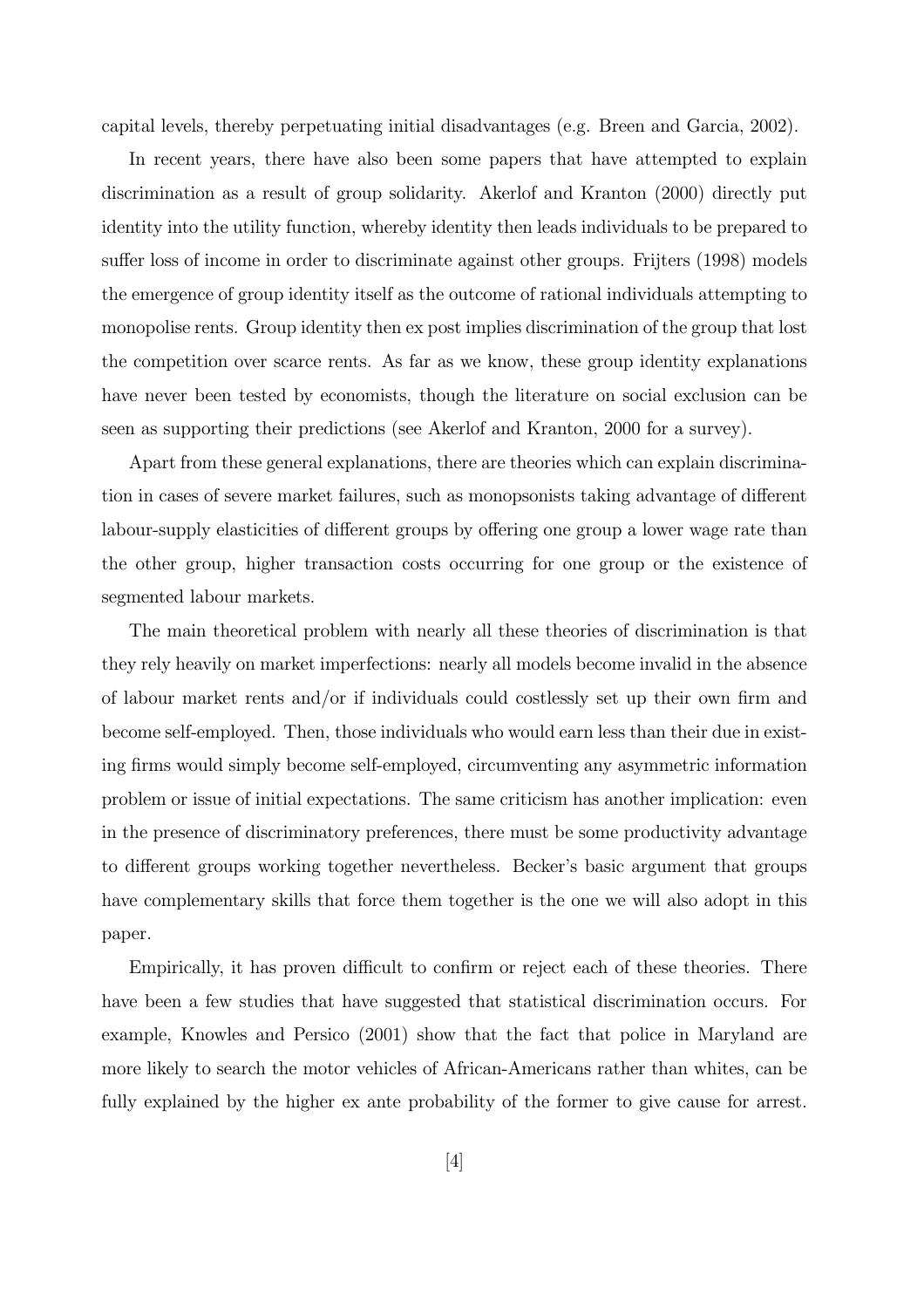capital levels, thereby perpetuating initial disadvantages (e.g. Breen and Garcia, 2002).

In recent years, there have also been some papers that have attempted to explain discrimination as a result of group solidarity. Akerlof and Kranton (2000) directly put identity into the utility function, whereby identity then leads individuals to be prepared to suffer loss of income in order to discriminate against other groups. Frijters (1998) models the emergence of group identity itself as the outcome of rational individuals attempting to monopolise rents. Group identity then ex post implies discrimination of the group that lost the competition over scarce rents. As far as we know, these group identity explanations have never been tested by economists, though the literature on social exclusion can be seen as supporting their predictions (see Akerlof and Kranton, 2000 for a survey).

Apart from these general explanations, there are theories which can explain discrimination in cases of severe market failures, such as monopsonists taking advantage of different labour-supply elasticities of different groups by offering one group a lower wage rate than the other group, higher transaction costs occurring for one group or the existence of segmented labour markets.

The main theoretical problem with nearly all these theories of discrimination is that they rely heavily on market imperfections: nearly all models become invalid in the absence of labour market rents and/or if individuals could costlessly set up their own firm and become self-employed. Then, those individuals who would earn less than their due in existing firms would simply become self-employed, circumventing any asymmetric information problem or issue of initial expectations. The same criticism has another implication: even in the presence of discriminatory preferences, there must be some productivity advantage to different groups working together nevertheless. Becker's basic argument that groups have complementary skills that force them together is the one we will also adopt in this paper.

Empirically, it has proven difficult to confirm or reject each of these theories. There have been a few studies that have suggested that statistical discrimination occurs. For example, Knowles and Persico (2001) show that the fact that police in Maryland are more likely to search the motor vehicles of African-Americans rather than whites, can be fully explained by the higher ex ante probability of the former to give cause for arrest.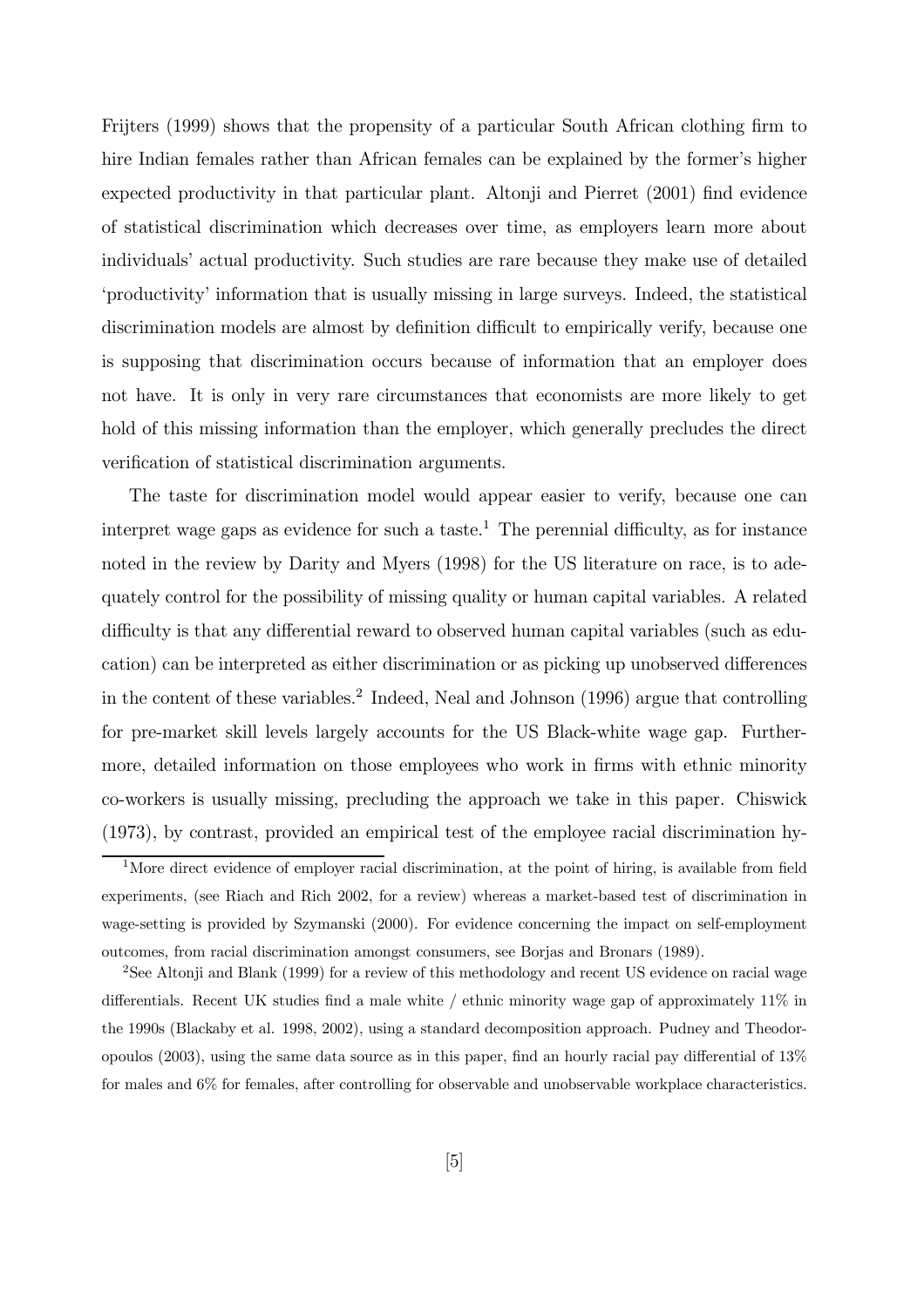Frijters (1999) shows that the propensity of a particular South African clothing firm to hire Indian females rather than African females can be explained by the former's higher expected productivity in that particular plant. Altonji and Pierret (2001) find evidence of statistical discrimination which decreases over time, as employers learn more about individuals' actual productivity. Such studies are rare because they make use of detailed 'productivity' information that is usually missing in large surveys. Indeed, the statistical discrimination models are almost by definition difficult to empirically verify, because one is supposing that discrimination occurs because of information that an employer does not have. It is only in very rare circumstances that economists are more likely to get hold of this missing information than the employer, which generally precludes the direct verification of statistical discrimination arguments.

The taste for discrimination model would appear easier to verify, because one can interpret wage gaps as evidence for such a taste.[1] The perennial difficulty, as for instance noted in the review by Darity and Myers (1998) for the US literature on race, is to adequately control for the possibility of missing quality or human capital variables. A related difficulty is that any differential reward to observed human capital variables (such as education) can be interpreted as either discrimination or as picking up unobserved differences in the content of these variables.[2] Indeed, Neal and Johnson (1996) argue that controlling for pre-market skill levels largely accounts for the US Black-white wage gap. Furthermore, detailed information on those employees who work in firms with ethnic minority co-workers is usually missing, precluding the approach we take in this paper. Chiswick (1973), by contrast, provided an empirical test of the employee racial discrimination hy-

[1] More direct evidence of employer racial discrimination, at the point of hiring, is available from field experiments, (see Riach and Rich 2002, for a review) whereas a market-based test of discrimination in wage-setting is provided by Szymanski (2000). For evidence concerning the impact on self-employment outcomes, from racial discrimination amongst consumers, see Borjas and Bronars (1989).

[2] See Altonji and Blank (1999) for a review of this methodology and recent US evidence on racial wage differentials. Recent UK studies find a male white / ethnic minority wage gap of approximately 11% in the 1990s (Blackaby et al. 1998, 2002), using a standard decomposition approach. Pudney and Theodoropoulos (2003), using the same data source as in this paper, find an hourly racial pay differential of 13% for males and 6% for females, after controlling for observable and unobservable workplace characteristics.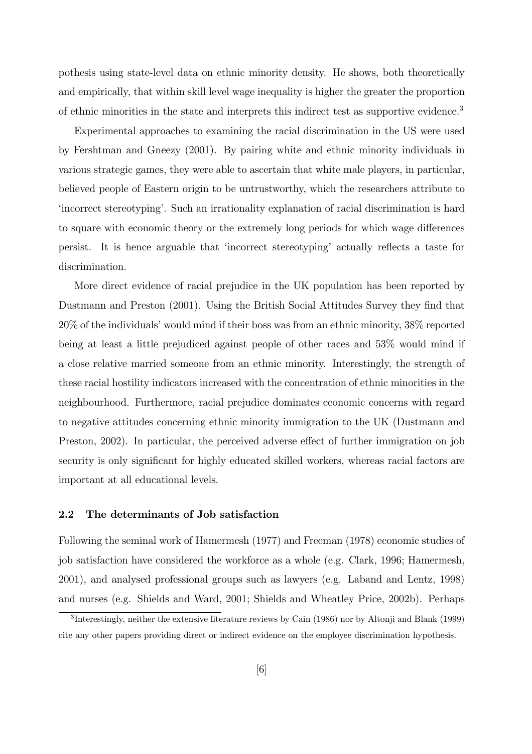pothesis using state-level data on ethnic minority density. He shows, both theoretically and empirically, that within skill level wage inequality is higher the greater the proportion of ethnic minorities in the state and interprets this indirect test as supportive evidence.[3]

Experimental approaches to examining the racial discrimination in the US were used by Fershtman and Gneezy (2001). By pairing white and ethnic minority individuals in various strategic games, they were able to ascertain that white male players, in particular, believed people of Eastern origin to be untrustworthy, which the researchers attribute to 'incorrect stereotyping'. Such an irrationality explanation of racial discrimination is hard to square with economic theory or the extremely long periods for which wage differences persist. It is hence arguable that 'incorrect stereotyping' actually reflects a taste for discrimination.

More direct evidence of racial prejudice in the UK population has been reported by Dustmann and Preston (2001). Using the British Social Attitudes Survey they find that 20% of the individuals' would mind if their boss was from an ethnic minority, 38% reported being at least a little prejudiced against people of other races and 53% would mind if a close relative married someone from an ethnic minority. Interestingly, the strength of these racial hostility indicators increased with the concentration of ethnic minorities in the neighbourhood. Furthermore, racial prejudice dominates economic concerns with regard to negative attitudes concerning ethnic minority immigration to the UK (Dustmann and Preston, 2002). In particular, the perceived adverse effect of further immigration on job security is only significant for highly educated skilled workers, whereas racial factors are important at all educational levels.

### 2.2 The determinants of Job satisfaction

Following the seminal work of Hamermesh (1977) and Freeman (1978) economic studies of job satisfaction have considered the workforce as a whole (e.g. Clark, 1996; Hamermesh, 2001), and analysed professional groups such as lawyers (e.g. Laband and Lentz, 1998) and nurses (e.g. Shields and Ward, 2001; Shields and Wheatley Price, 2002b). Perhaps

[3] Interestingly, neither the extensive literature reviews by Cain (1986) nor by Altonji and Blank (1999) cite any other papers providing direct or indirect evidence on the employee discrimination hypothesis.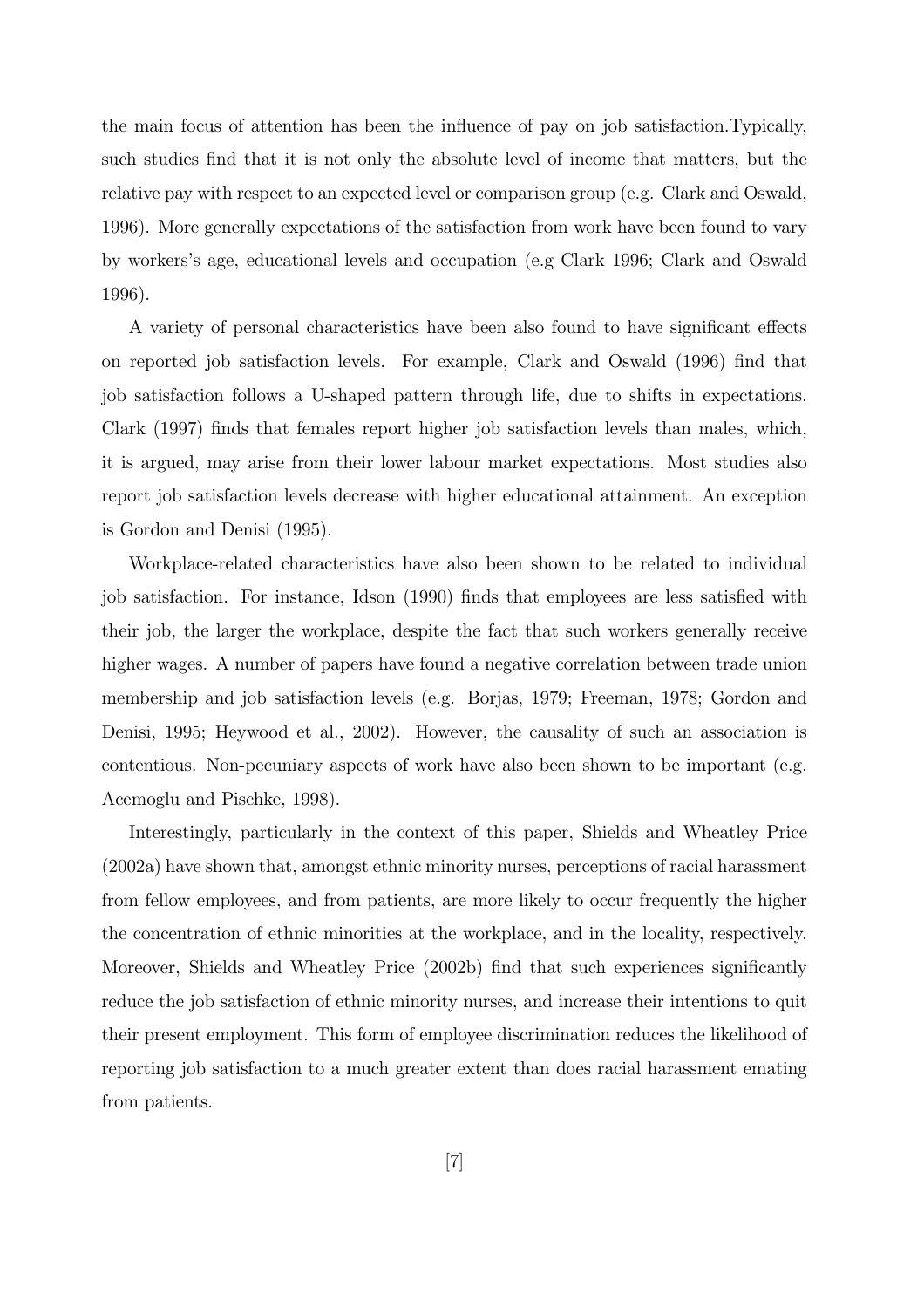the main focus of attention has been the influence of pay on job satisfaction.Typically, such studies find that it is not only the absolute level of income that matters, but the relative pay with respect to an expected level or comparison group (e.g. Clark and Oswald, 1996). More generally expectations of the satisfaction from work have been found to vary by workers's age, educational levels and occupation (e.g Clark 1996; Clark and Oswald 1996).

A variety of personal characteristics have been also found to have significant effects on reported job satisfaction levels. For example, Clark and Oswald (1996) find that job satisfaction follows a U-shaped pattern through life, due to shifts in expectations. Clark (1997) finds that females report higher job satisfaction levels than males, which, it is argued, may arise from their lower labour market expectations. Most studies also report job satisfaction levels decrease with higher educational attainment. An exception is Gordon and Denisi (1995).

Workplace-related characteristics have also been shown to be related to individual job satisfaction. For instance, Idson (1990) finds that employees are less satisfied with their job, the larger the workplace, despite the fact that such workers generally receive higher wages. A number of papers have found a negative correlation between trade union membership and job satisfaction levels (e.g. Borjas, 1979; Freeman, 1978; Gordon and Denisi, 1995; Heywood et al., 2002). However, the causality of such an association is contentious. Non-pecuniary aspects of work have also been shown to be important (e.g. Acemoglu and Pischke, 1998).

Interestingly, particularly in the context of this paper, Shields and Wheatley Price (2002a) have shown that, amongst ethnic minority nurses, perceptions of racial harassment from fellow employees, and from patients, are more likely to occur frequently the higher the concentration of ethnic minorities at the workplace, and in the locality, respectively. Moreover, Shields and Wheatley Price (2002b) find that such experiences significantly reduce the job satisfaction of ethnic minority nurses, and increase their intentions to quit their present employment. This form of employee discrimination reduces the likelihood of reporting job satisfaction to a much greater extent than does racial harassment emating from patients.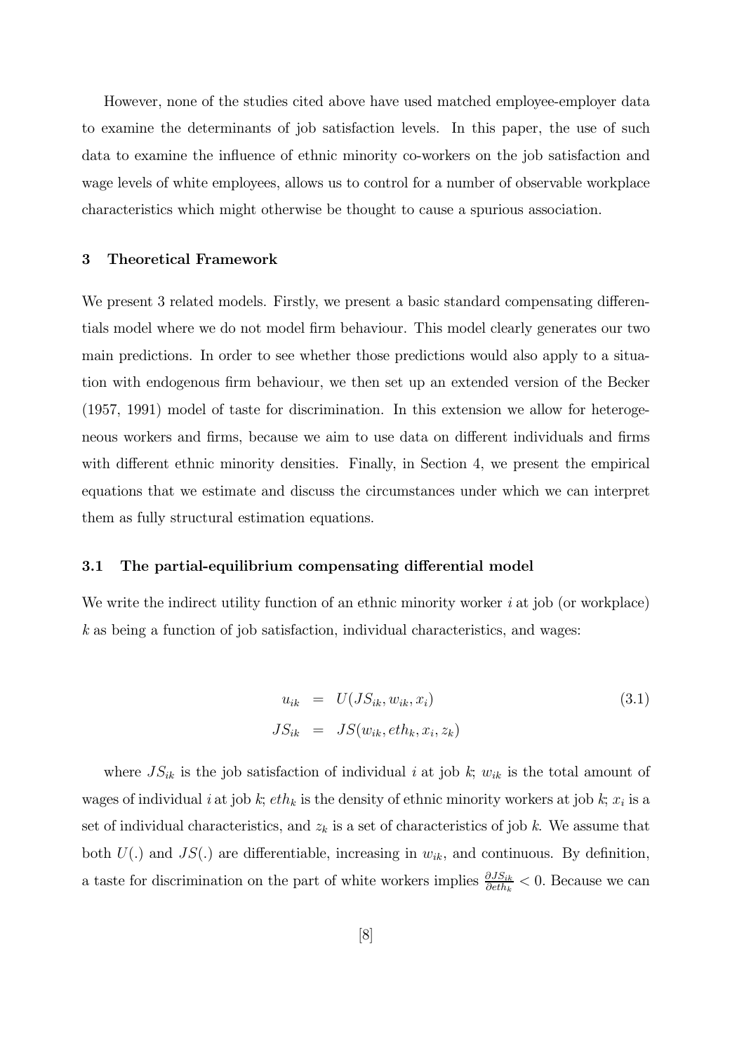However, none of the studies cited above have used matched employee-employer data to examine the determinants of job satisfaction levels. In this paper, the use of such data to examine the influence of ethnic minority co-workers on the job satisfaction and wage levels of white employees, allows us to control for a number of observable workplace characteristics which might otherwise be thought to cause a spurious association.

## 3 Theoretical Framework

We present 3 related models. Firstly, we present a basic standard compensating differentials model where we do not model firm behaviour. This model clearly generates our two main predictions. In order to see whether those predictions would also apply to a situation with endogenous firm behaviour, we then set up an extended version of the Becker (1957, 1991) model of taste for discrimination. In this extension we allow for heterogeneous workers and firms, because we aim to use data on different individuals and firms with different ethnic minority densities. Finally, in Section 4, we present the empirical equations that we estimate and discuss the circumstances under which we can interpret them as fully structural estimation equations.

### 3.1 The partial-equilibrium compensating differential model

We write the indirect utility function of an ethnic minority worker $i$ at job (or workplace) $k$ as being a function of job satisfaction, individual characteristics, and wages:

$$
\begin{aligned}
u_{ik} &= U(JS_{ik}, w_{ik}, x_i) \\
JS_{ik} &= JS(w_{ik}, eth_k, x_i, z_k)
\end{aligned}
\tag{3.1}
$$

where $JS_{ik}$ is the job satisfaction of individual $i$ at job $k$; $w_{ik}$ is the total amount of wages of individual $i$ at job $k$; $eth_k$ is the density of ethnic minority workers at job $k$; $x_i$ is a set of individual characteristics, and $z_k$ is a set of characteristics of job $k$. We assume that both $U(.)$ and $JS(.)$ are differentiable, increasing in $w_{ik}$, and continuous. By definition, a taste for discrimination on the part of white workers implies $\frac{\partial JS_{ik}}{\partial eth_k} < 0$. Because we can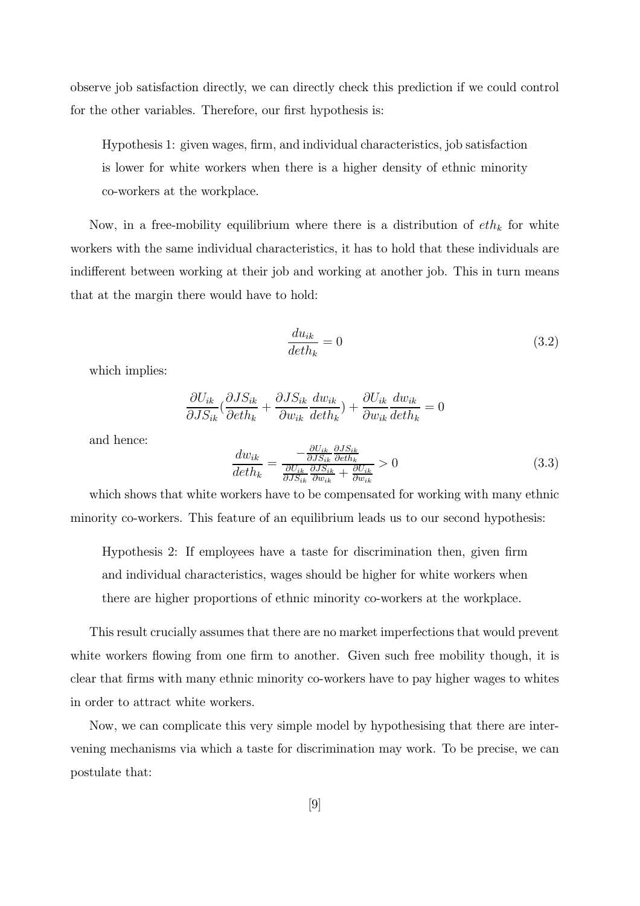observe job satisfaction directly, we can directly check this prediction if we could control for the other variables. Therefore, our first hypothesis is:

> Hypothesis 1: given wages, firm, and individual characteristics, job satisfaction is lower for white workers when there is a higher density of ethnic minority co-workers at the workplace.

Now, in a free-mobility equilibrium where there is a distribution of $eth_k$ for white workers with the same individual characteristics, it has to hold that these individuals are indifferent between working at their job and working at another job. This in turn means that at the margin there would have to hold:

$$\frac{du_{ik}}{deth_k} = 0 \tag{3.2}$$

which implies:

$$\frac{\partial U_{ik}}{\partial JS_{ik}}\left(\frac{\partial JS_{ik}}{\partial eth_k} + \frac{\partial JS_{ik}}{\partial w_{ik}}\frac{dw_{ik}}{deth_k}\right) + \frac{\partial U_{ik}}{\partial w_{ik}}\frac{dw_{ik}}{deth_k} = 0$$

and hence:

$$\frac{dw_{ik}}{deth_k} = \frac{-\frac{\partial U_{ik}}{\partial JS_{ik}}\frac{\partial JS_{ik}}{\partial eth_k}}{\frac{\partial U_{ik}}{\partial JS_{ik}}\frac{\partial JS_{ik}}{\partial w_{ik}} + \frac{\partial U_{ik}}{\partial w_{ik}}} > 0 \tag{3.3}$$

which shows that white workers have to be compensated for working with many ethnic minority co-workers. This feature of an equilibrium leads us to our second hypothesis:

> Hypothesis 2: If employees have a taste for discrimination then, given firm and individual characteristics, wages should be higher for white workers when there are higher proportions of ethnic minority co-workers at the workplace.

This result crucially assumes that there are no market imperfections that would prevent white workers flowing from one firm to another. Given such free mobility though, it is clear that firms with many ethnic minority co-workers have to pay higher wages to whites in order to attract white workers.

Now, we can complicate this very simple model by hypothesising that there are intervening mechanisms via which a taste for discrimination may work. To be precise, we can postulate that: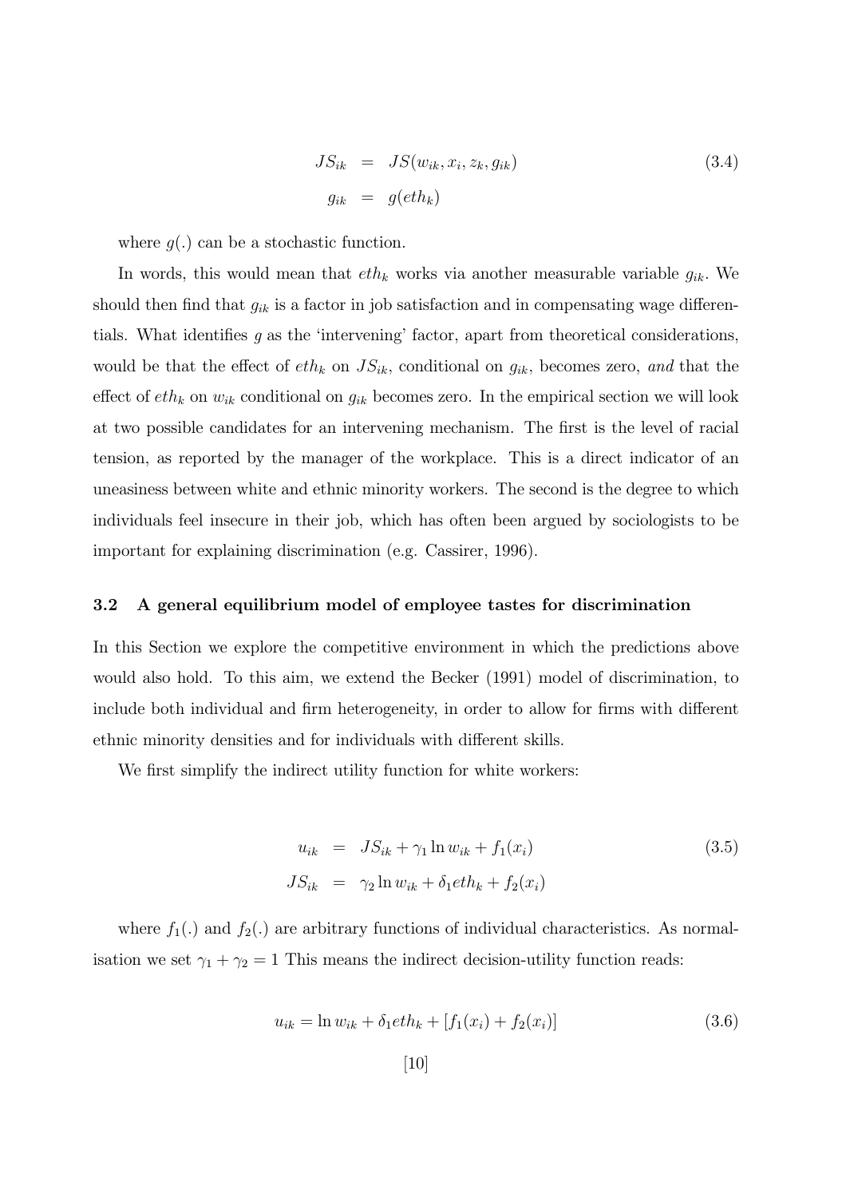$$
\begin{aligned}
JS_{ik} &= JS(w_{ik}, x_i, z_k, g_{ik}) \\
g_{ik} &= g(eth_k)
\end{aligned}
\tag{3.4}
$$

where $g(.)$ can be a stochastic function.

In words, this would mean that $eth_k$ works via another measurable variable $g_{ik}$. We should then find that $g_{ik}$ is a factor in job satisfaction and in compensating wage differentials. What identifies $g$ as the 'intervening' factor, apart from theoretical considerations, would be that the effect of $eth_k$ on $JS_{ik}$, conditional on $g_{ik}$, becomes zero, *and* that the effect of $eth_k$ on $w_{ik}$ conditional on $g_{ik}$ becomes zero. In the empirical section we will look at two possible candidates for an intervening mechanism. The first is the level of racial tension, as reported by the manager of the workplace. This is a direct indicator of an uneasiness between white and ethnic minority workers. The second is the degree to which individuals feel insecure in their job, which has often been argued by sociologists to be important for explaining discrimination (e.g. Cassirer, 1996).

### 3.2 A general equilibrium model of employee tastes for discrimination

In this Section we explore the competitive environment in which the predictions above would also hold. To this aim, we extend the Becker (1991) model of discrimination, to include both individual and firm heterogeneity, in order to allow for firms with different ethnic minority densities and for individuals with different skills.

We first simplify the indirect utility function for white workers:

$$
\begin{aligned}
u_{ik} &= JS_{ik} + \gamma_1 \ln w_{ik} + f_1(x_i) \\
JS_{ik} &= \gamma_2 \ln w_{ik} + \delta_1 eth_k + f_2(x_i)
\end{aligned}
\tag{3.5}
$$

where $f_1(.)$ and $f_2(.)$ are arbitrary functions of individual characteristics. As normalisation we set $\gamma_1 + \gamma_2 = 1$ This means the indirect decision-utility function reads:

$$
u_{ik} = \ln w_{ik} + \delta_1 eth_k + [f_1(x_i) + f_2(x_i)] \tag{3.6}
$$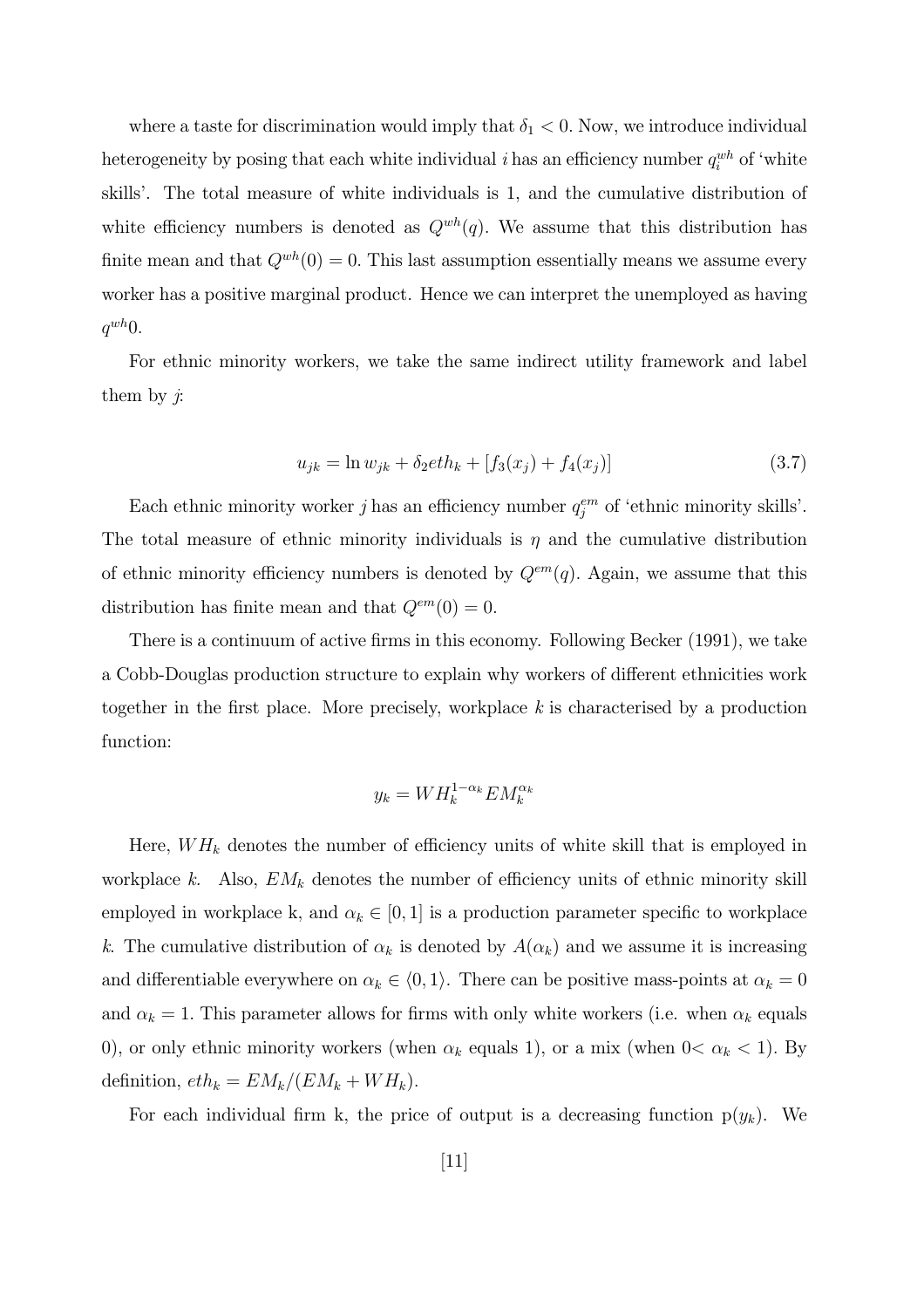where a taste for discrimination would imply that $\delta_1 < 0$. Now, we introduce individual heterogeneity by posing that each white individual $i$ has an efficiency number $q_i^{wh}$ of 'white skills'. The total measure of white individuals is 1, and the cumulative distribution of white efficiency numbers is denoted as $Q^{wh}(q)$. We assume that this distribution has finite mean and that $Q^{wh}(0) = 0$. This last assumption essentially means we assume every worker has a positive marginal product. Hence we can interpret the unemployed as having $q^{wh}0$.

For ethnic minority workers, we take the same indirect utility framework and label them by $j$:

$$u_{jk} = \ln w_{jk} + \delta_2 eth_k + [f_3(x_j) + f_4(x_j)] \tag{3.7}$$

Each ethnic minority worker $j$ has an efficiency number $q_j^{em}$ of 'ethnic minority skills'. The total measure of ethnic minority individuals is $\eta$ and the cumulative distribution of ethnic minority efficiency numbers is denoted by $Q^{em}(q)$. Again, we assume that this distribution has finite mean and that $Q^{em}(0) = 0$.

There is a continuum of active firms in this economy. Following Becker (1991), we take a Cobb-Douglas production structure to explain why workers of different ethnicities work together in the first place. More precisely, workplace $k$ is characterised by a production function:

$$y_k = WH_k^{1-\alpha_k} EM_k^{\alpha_k}$$

Here, $WH_k$ denotes the number of efficiency units of white skill that is employed in workplace $k$. Also, $EM_k$ denotes the number of efficiency units of ethnic minority skill employed in workplace k, and $\alpha_k \in [0,1]$ is a production parameter specific to workplace $k$. The cumulative distribution of $\alpha_k$ is denoted by $A(\alpha_k)$ and we assume it is increasing and differentiable everywhere on $\alpha_k \in \langle 0, 1 \rangle$. There can be positive mass-points at $\alpha_k = 0$ and $\alpha_k = 1$. This parameter allows for firms with only white workers (i.e. when $\alpha_k$ equals 0), or only ethnic minority workers (when $\alpha_k$ equals 1), or a mix (when $0 < \alpha_k < 1$). By definition, $eth_k = EM_k/(EM_k + WH_k)$.

For each individual firm k, the price of output is a decreasing function $p(y_k)$. We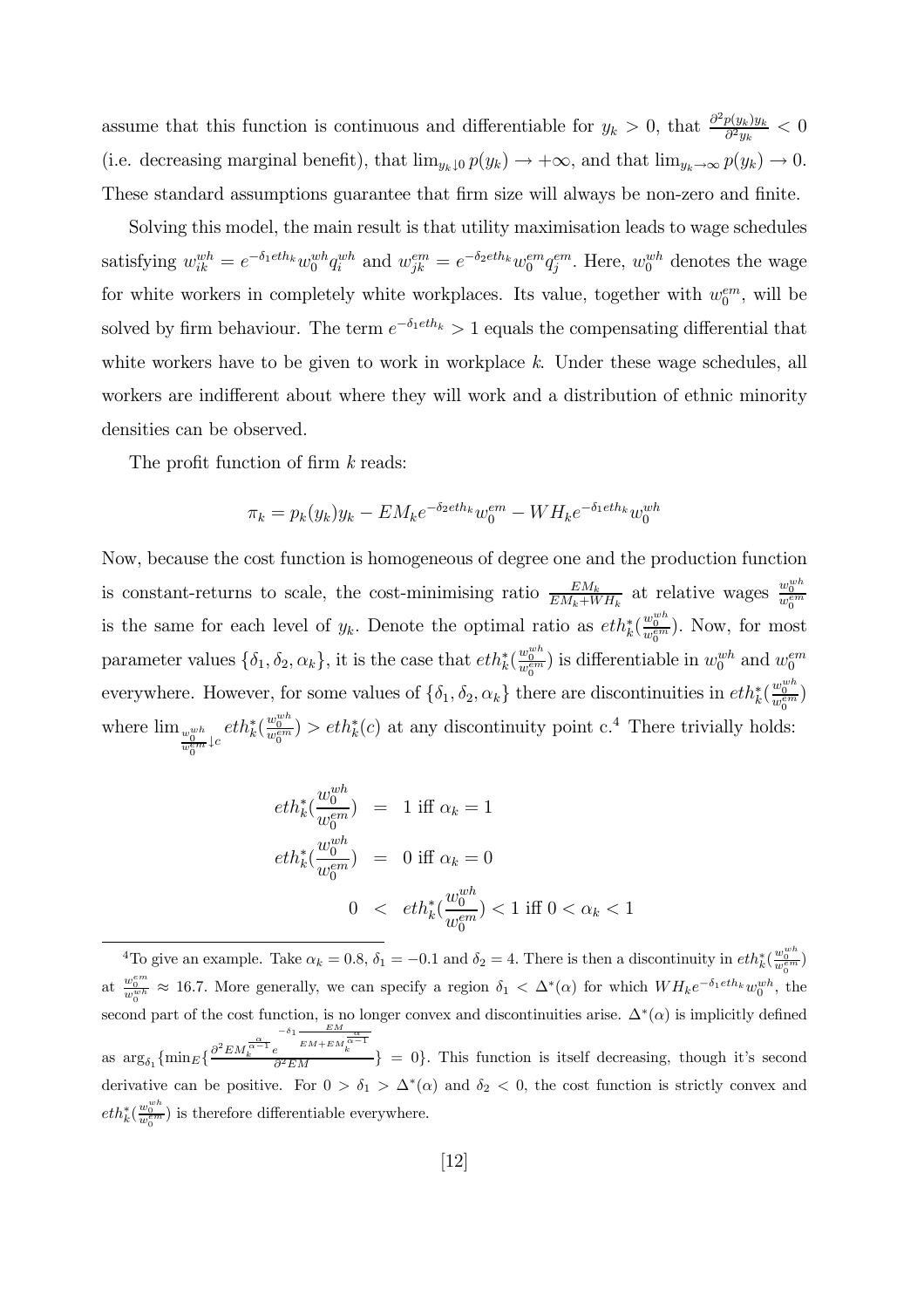assume that this function is continuous and differentiable for $y_k > 0$, that $\frac{\partial^2 p(y_k) y_k}{\partial^2 y_k} < 0$ (i.e. decreasing marginal benefit), that $\lim_{y_k \downarrow 0} p(y_k) \to +\infty$, and that $\lim_{y_k \to \infty} p(y_k) \to 0$. These standard assumptions guarantee that firm size will always be non-zero and finite.

Solving this model, the main result is that utility maximisation leads to wage schedules satisfying $w_{ik}^{wh} = e^{-\delta_1 eth_k} w_0^{wh} q_i^{wh}$ and $w_{jk}^{em} = e^{-\delta_2 eth_k} w_0^{em} q_j^{em}$. Here, $w_0^{wh}$ denotes the wage for white workers in completely white workplaces. Its value, together with $w_0^{em}$, will be solved by firm behaviour. The term $e^{-\delta_1 eth_k} > 1$ equals the compensating differential that white workers have to be given to work in workplace $k$. Under these wage schedules, all workers are indifferent about where they will work and a distribution of ethnic minority densities can be observed.

The profit function of firm $k$ reads:

$$\pi_k = p_k(y_k) y_k - EM_k e^{-\delta_2 eth_k} w_0^{em} - WH_k e^{-\delta_1 eth_k} w_0^{wh}$$

Now, because the cost function is homogeneous of degree one and the production function is constant-returns to scale, the cost-minimising ratio $\frac{EM_k}{EM_k + WH_k}$ at relative wages $\frac{w_0^{wh}}{w_0^{em}}$ is the same for each level of $y_k$. Denote the optimal ratio as $eth_k^*(\frac{w_0^{wh}}{w_0^{em}})$. Now, for most parameter values $\{\delta_1, \delta_2, \alpha_k\}$, it is the case that $eth_k^*(\frac{w_0^{wh}}{w_0^{em}})$ is differentiable in $w_0^{wh}$ and $w_0^{em}$ everywhere. However, for some values of $\{\delta_1, \delta_2, \alpha_k\}$ there are discontinuities in $eth_k^*(\frac{w_0^{wh}}{w_0^{em}})$ where $\lim_{\frac{w_0^{wh}}{w_0^{em}} \downarrow c} eth_k^*(\frac{w_0^{wh}}{w_0^{em}}) > eth_k^*(c)$ at any discontinuity point c.[4] There trivially holds:

$$\begin{aligned} eth_k^*(\frac{w_0^{wh}}{w_0^{em}}) &= 1 \text{ iff } \alpha_k = 1 \\ eth_k^*(\frac{w_0^{wh}}{w_0^{em}}) &= 0 \text{ iff } \alpha_k = 0 \\ 0 &< eth_k^*(\frac{w_0^{wh}}{w_0^{em}}) < 1 \text{ iff } 0 < \alpha_k < 1 \end{aligned}$$

[4] To give an example. Take $\alpha_k = 0.8$, $\delta_1 = -0.1$ and $\delta_2 = 4$. There is then a discontinuity in $eth_k^*(\frac{w_0^{wh}}{w_0^{em}})$ at $\frac{w_0^{em}}{w_0^{wh}} \approx 16.7$. More generally, we can specify a region $\delta_1 < \Delta^*(\alpha)$ for which $WH_k e^{-\delta_1 eth_k} w_0^{wh}$, the second part of the cost function, is no longer convex and discontinuities arise. $\Delta^*(\alpha)$ is implicitly defined as $\arg_{\delta_1}\{\min_E\{\frac{\partial^2 EM_k^{\frac{\alpha}{\alpha-1}} e^{-\delta_1 \frac{EM}{EM + EM_k^{\frac{\alpha}{\alpha-1}}}}}{\partial^2 EM}\} = 0\}$. This function is itself decreasing, though it's second derivative can be positive. For $0 > \delta_1 > \Delta^*(\alpha)$ and $\delta_2 < 0$, the cost function is strictly convex and $eth_k^*(\frac{w_0^{wh}}{w_0^{em}})$ is therefore differentiable everywhere.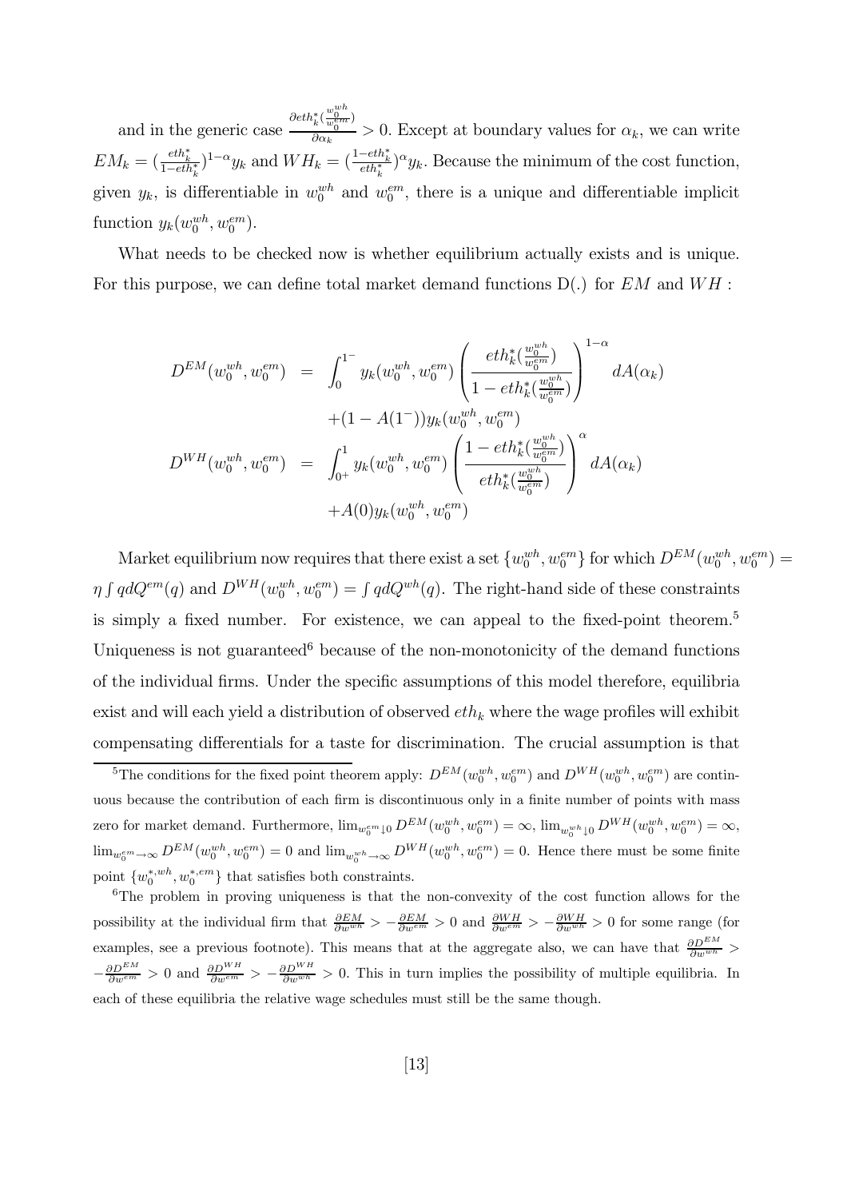and in the generic case $\frac{\partial eth_k^*(\frac{w_0^{wh}}{w_0^{em}})}{\partial \alpha_k} > 0$. Except at boundary values for $\alpha_k$, we can write $EM_k = (\frac{eth_k^*}{1-eth_k^*})^{1-\alpha} y_k$ and $WH_k = (\frac{1-eth_k^*}{eth_k^*})^{\alpha} y_k$. Because the minimum of the cost function, given $y_k$, is differentiable in $w_0^{wh}$ and $w_0^{em}$, there is a unique and differentiable implicit function $y_k(w_0^{wh}, w_0^{em})$.

What needs to be checked now is whether equilibrium actually exists and is unique. For this purpose, we can define total market demand functions D(.) for $EM$ and $WH$ :

$$
\begin{aligned}
D^{EM}(w_0^{wh}, w_0^{em}) &= \int_0^{1^-} y_k(w_0^{wh}, w_0^{em}) \left( \frac{eth_k^*(\frac{w_0^{wh}}{w_0^{em}})}{1 - eth_k^*(\frac{w_0^{wh}}{w_0^{em}})} \right)^{1-\alpha} dA(\alpha_k) \\
&\quad + (1 - A(1^-)) y_k(w_0^{wh}, w_0^{em}) \\
D^{WH}(w_0^{wh}, w_0^{em}) &= \int_{0^+}^{1} y_k(w_0^{wh}, w_0^{em}) \left( \frac{1 - eth_k^*(\frac{w_0^{wh}}{w_0^{em}})}{eth_k^*(\frac{w_0^{wh}}{w_0^{em}})} \right)^{\alpha} dA(\alpha_k) \\
&\quad + A(0) y_k(w_0^{wh}, w_0^{em})
\end{aligned}
$$

Market equilibrium now requires that there exist a set $\{w_0^{wh}, w_0^{em}\}$ for which $D^{EM}(w_0^{wh}, w_0^{em}) = \eta \int q dQ^{em}(q)$ and $D^{WH}(w_0^{wh}, w_0^{em}) = \int q dQ^{wh}(q)$. The right-hand side of these constraints is simply a fixed number. For existence, we can appeal to the fixed-point theorem.[5] Uniqueness is not guaranteed[6] because of the non-monotonicity of the demand functions of the individual firms. Under the specific assumptions of this model therefore, equilibria exist and will each yield a distribution of observed $eth_k$ where the wage profiles will exhibit compensating differentials for a taste for discrimination. The crucial assumption is that

[5] The conditions for the fixed point theorem apply: $D^{EM}(w_0^{wh}, w_0^{em})$ and $D^{WH}(w_0^{wh}, w_0^{em})$ are continuous because the contribution of each firm is discontinuous only in a finite number of points with mass zero for market demand. Furthermore, $\lim_{w_0^{em} \downarrow 0} D^{EM}(w_0^{wh}, w_0^{em}) = \infty$, $\lim_{w_0^{wh} \downarrow 0} D^{WH}(w_0^{wh}, w_0^{em}) = \infty$, $\lim_{w_0^{em} \to \infty} D^{EM}(w_0^{wh}, w_0^{em}) = 0$ and $\lim_{w_0^{wh} \to \infty} D^{WH}(w_0^{wh}, w_0^{em}) = 0$. Hence there must be some finite point $\{w_0^{*,wh}, w_0^{*,em}\}$ that satisfies both constraints.

[6] The problem in proving uniqueness is that the non-convexity of the cost function allows for the possibility at the individual firm that $\frac{\partial EM}{\partial w^{wh}} > -\frac{\partial EM}{\partial w^{em}} > 0$ and $\frac{\partial WH}{\partial w^{em}} > -\frac{\partial WH}{\partial w^{wh}} > 0$ for some range (for examples, see a previous footnote). This means that at the aggregate also, we can have that $\frac{\partial D^{EM}}{\partial w^{wh}} > -\frac{\partial D^{EM}}{\partial w^{em}} > 0$ and $\frac{\partial D^{WH}}{\partial w^{em}} > -\frac{\partial D^{WH}}{\partial w^{wh}} > 0$. This in turn implies the possibility of multiple equilibria. In each of these equilibria the relative wage schedules must still be the same though.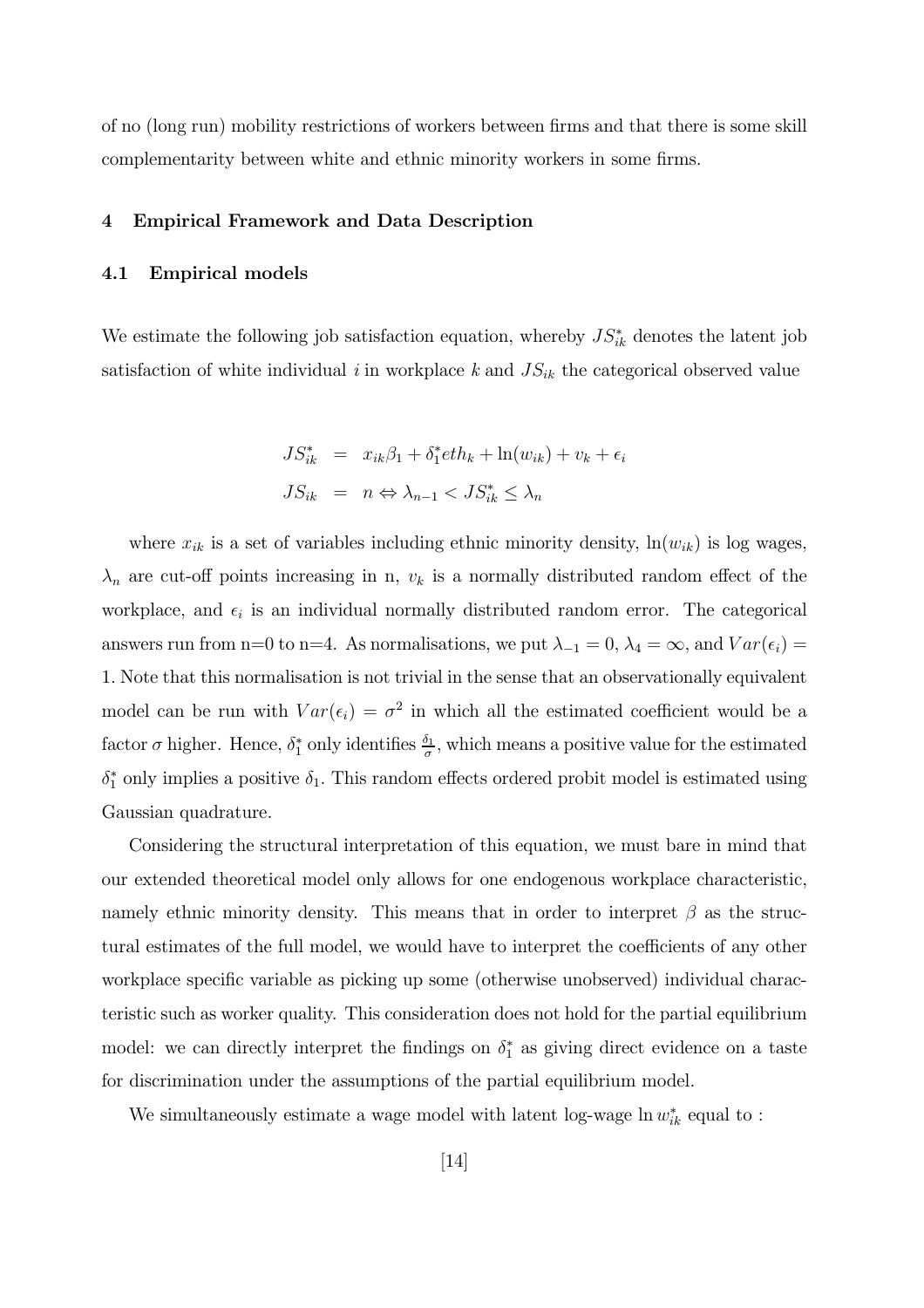of no (long run) mobility restrictions of workers between firms and that there is some skill complementarity between white and ethnic minority workers in some firms.

## 4 Empirical Framework and Data Description

### 4.1 Empirical models

We estimate the following job satisfaction equation, whereby $JS^*_{ik}$ denotes the latent job satisfaction of white individual $i$ in workplace $k$ and $JS_{ik}$ the categorical observed value

$$
\begin{aligned}
JS^*_{ik} &= x_{ik}\beta_1 + \delta^*_1 eth_k + \ln(w_{ik}) + v_k + \epsilon_i \\
JS_{ik} &= n \Leftrightarrow \lambda_{n-1} < JS^*_{ik} \leq \lambda_n
\end{aligned}
$$

where $x_{ik}$ is a set of variables including ethnic minority density, $\ln(w_{ik})$ is log wages, $\lambda_n$ are cut-off points increasing in n, $v_k$ is a normally distributed random effect of the workplace, and $\epsilon_i$ is an individual normally distributed random error. The categorical answers run from n=0 to n=4. As normalisations, we put $\lambda_{-1} = 0$, $\lambda_4 = \infty$, and $Var(\epsilon_i) = 1$. Note that this normalisation is not trivial in the sense that an observationally equivalent model can be run with $Var(\epsilon_i) = \sigma^2$ in which all the estimated coefficient would be a factor $\sigma$ higher. Hence, $\delta^*_1$ only identifies $\frac{\delta_1}{\sigma}$, which means a positive value for the estimated $\delta^*_1$ only implies a positive $\delta_1$. This random effects ordered probit model is estimated using Gaussian quadrature.

Considering the structural interpretation of this equation, we must bare in mind that our extended theoretical model only allows for one endogenous workplace characteristic, namely ethnic minority density. This means that in order to interpret $\beta$ as the structural estimates of the full model, we would have to interpret the coefficients of any other workplace specific variable as picking up some (otherwise unobserved) individual characteristic such as worker quality. This consideration does not hold for the partial equilibrium model: we can directly interpret the findings on $\delta^*_1$ as giving direct evidence on a taste for discrimination under the assumptions of the partial equilibrium model.

We simultaneously estimate a wage model with latent log-wage $\ln w^*_{ik}$ equal to :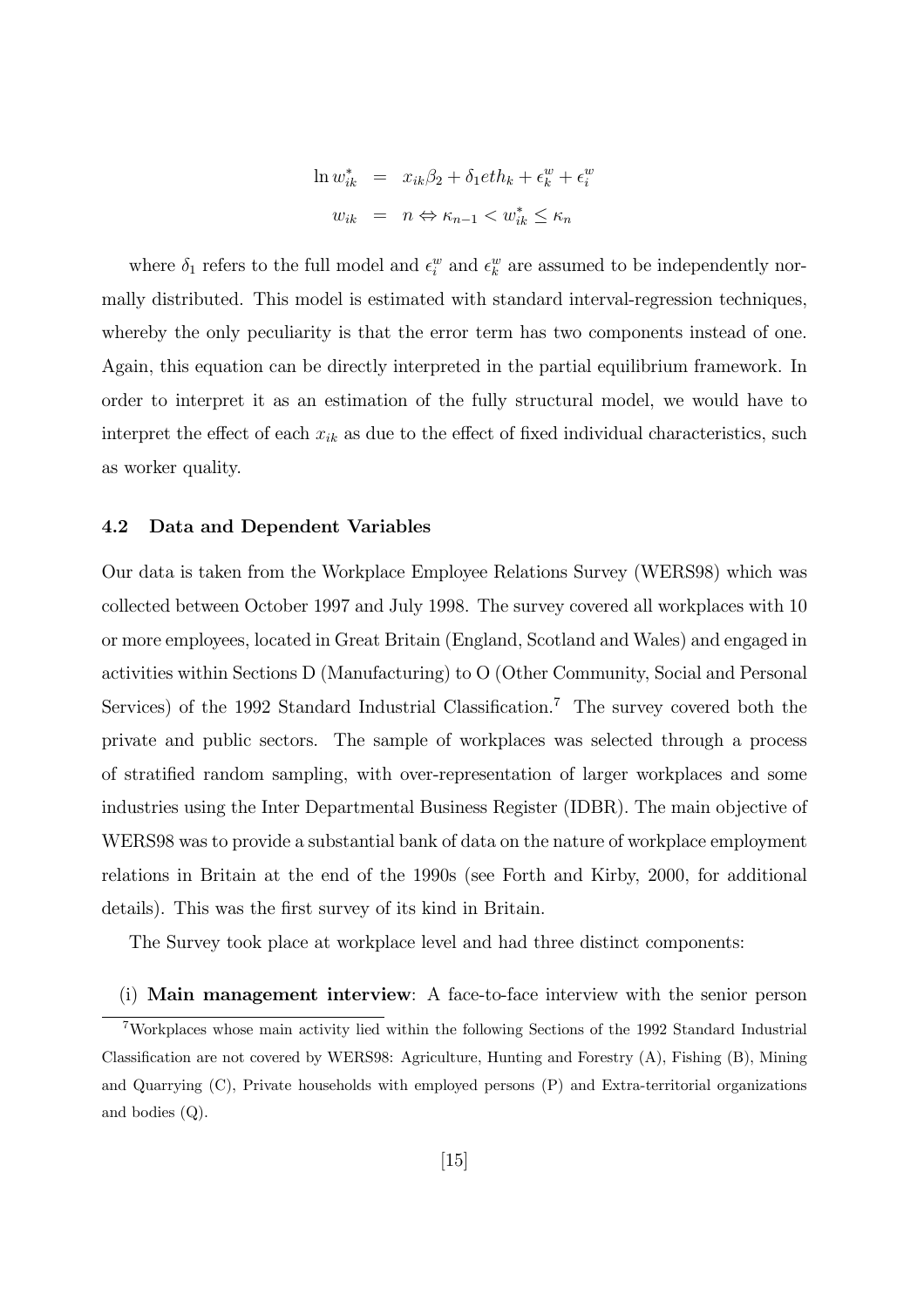$$
\begin{aligned}
\ln w_{ik}^{*} &= x_{ik}\beta_2 + \delta_1 eth_k + \epsilon_k^w + \epsilon_i^w \\
w_{ik} &= n \Leftrightarrow \kappa_{n-1} < w_{ik}^{*} \leq \kappa_n
\end{aligned}
$$

where $\delta_1$ refers to the full model and $\epsilon_i^w$ and $\epsilon_k^w$ are assumed to be independently normally distributed. This model is estimated with standard interval-regression techniques, whereby the only peculiarity is that the error term has two components instead of one. Again, this equation can be directly interpreted in the partial equilibrium framework. In order to interpret it as an estimation of the fully structural model, we would have to interpret the effect of each $x_{ik}$ as due to the effect of fixed individual characteristics, such as worker quality.

### 4.2 Data and Dependent Variables

Our data is taken from the Workplace Employee Relations Survey (WERS98) which was collected between October 1997 and July 1998. The survey covered all workplaces with 10 or more employees, located in Great Britain (England, Scotland and Wales) and engaged in activities within Sections D (Manufacturing) to O (Other Community, Social and Personal Services) of the 1992 Standard Industrial Classification.[7] The survey covered both the private and public sectors. The sample of workplaces was selected through a process of stratified random sampling, with over-representation of larger workplaces and some industries using the Inter Departmental Business Register (IDBR). The main objective of WERS98 was to provide a substantial bank of data on the nature of workplace employment relations in Britain at the end of the 1990s (see Forth and Kirby, 2000, for additional details). This was the first survey of its kind in Britain.

The Survey took place at workplace level and had three distinct components:

(i) **Main management interview**: A face-to-face interview with the senior person

[7] Workplaces whose main activity lied within the following Sections of the 1992 Standard Industrial Classification are not covered by WERS98: Agriculture, Hunting and Forestry (A), Fishing (B), Mining and Quarrying (C), Private households with employed persons (P) and Extra-territorial organizations and bodies (Q).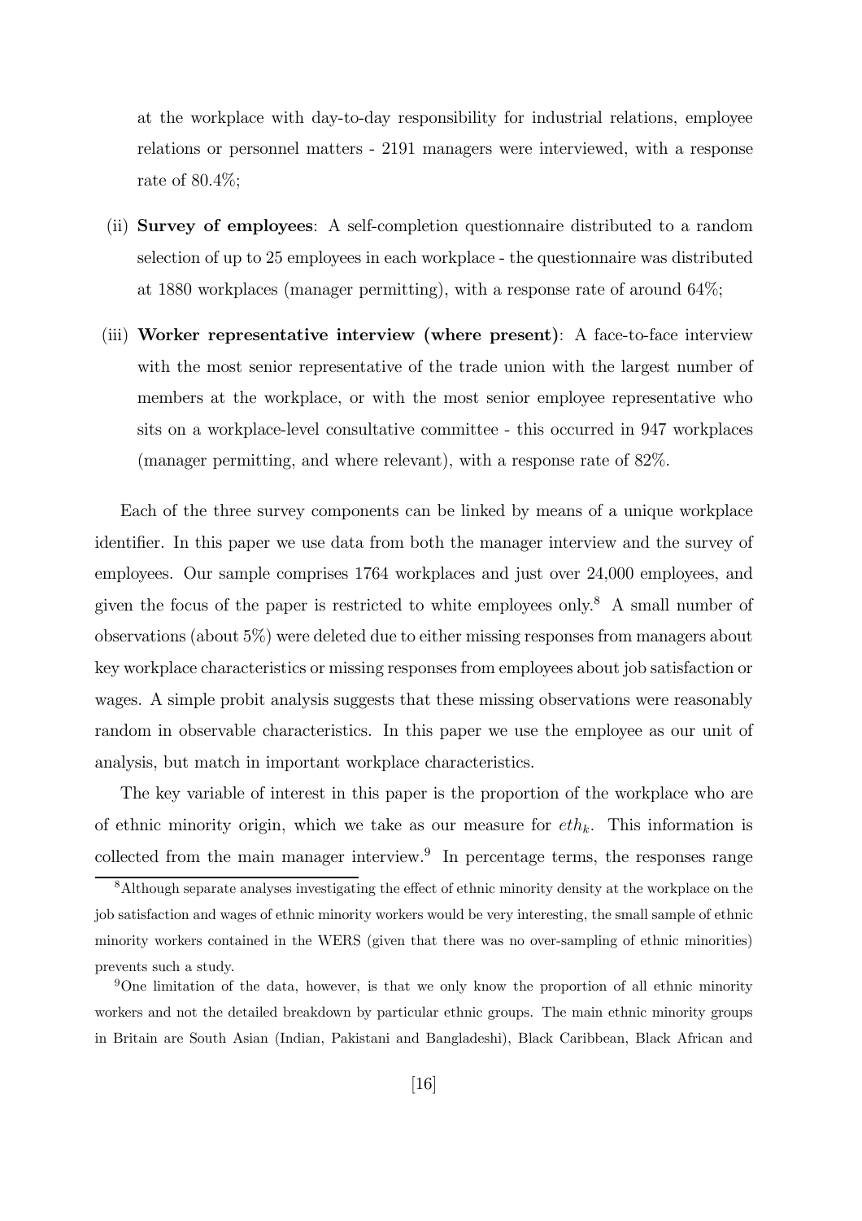at the workplace with day-to-day responsibility for industrial relations, employee relations or personnel matters - 2191 managers were interviewed, with a response rate of 80.4%;

(ii) **Survey of employees**: A self-completion questionnaire distributed to a random selection of up to 25 employees in each workplace - the questionnaire was distributed at 1880 workplaces (manager permitting), with a response rate of around 64%;

(iii) **Worker representative interview (where present)**: A face-to-face interview with the most senior representative of the trade union with the largest number of members at the workplace, or with the most senior employee representative who sits on a workplace-level consultative committee - this occurred in 947 workplaces (manager permitting, and where relevant), with a response rate of 82%.

Each of the three survey components can be linked by means of a unique workplace identifier. In this paper we use data from both the manager interview and the survey of employees. Our sample comprises 1764 workplaces and just over 24,000 employees, and given the focus of the paper is restricted to white employees only.[8] A small number of observations (about 5%) were deleted due to either missing responses from managers about key workplace characteristics or missing responses from employees about job satisfaction or wages. A simple probit analysis suggests that these missing observations were reasonably random in observable characteristics. In this paper we use the employee as our unit of analysis, but match in important workplace characteristics.

The key variable of interest in this paper is the proportion of the workplace who are of ethnic minority origin, which we take as our measure for $eth_k$. This information is collected from the main manager interview.[9] In percentage terms, the responses range

[8] Although separate analyses investigating the effect of ethnic minority density at the workplace on the job satisfaction and wages of ethnic minority workers would be very interesting, the small sample of ethnic minority workers contained in the WERS (given that there was no over-sampling of ethnic minorities) prevents such a study.

[9] One limitation of the data, however, is that we only know the proportion of all ethnic minority workers and not the detailed breakdown by particular ethnic groups. The main ethnic minority groups in Britain are South Asian (Indian, Pakistani and Bangladeshi), Black Caribbean, Black African and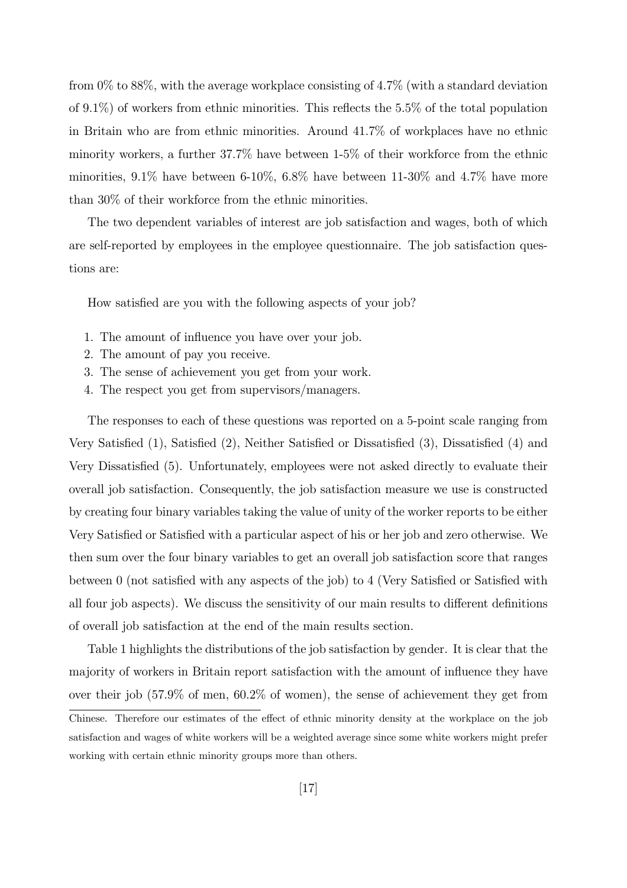from 0% to 88%, with the average workplace consisting of 4.7% (with a standard deviation of 9.1%) of workers from ethnic minorities. This reflects the 5.5% of the total population in Britain who are from ethnic minorities. Around 41.7% of workplaces have no ethnic minority workers, a further 37.7% have between 1-5% of their workforce from the ethnic minorities, 9.1% have between 6-10%, 6.8% have between 11-30% and 4.7% have more than 30% of their workforce from the ethnic minorities.

The two dependent variables of interest are job satisfaction and wages, both of which are self-reported by employees in the employee questionnaire. The job satisfaction questions are:

How satisfied are you with the following aspects of your job?

1. The amount of influence you have over your job.
2. The amount of pay you receive.
3. The sense of achievement you get from your work.
4. The respect you get from supervisors/managers.

The responses to each of these questions was reported on a 5-point scale ranging from Very Satisfied (1), Satisfied (2), Neither Satisfied or Dissatisfied (3), Dissatisfied (4) and Very Dissatisfied (5). Unfortunately, employees were not asked directly to evaluate their overall job satisfaction. Consequently, the job satisfaction measure we use is constructed by creating four binary variables taking the value of unity of the worker reports to be either Very Satisfied or Satisfied with a particular aspect of his or her job and zero otherwise. We then sum over the four binary variables to get an overall job satisfaction score that ranges between 0 (not satisfied with any aspects of the job) to 4 (Very Satisfied or Satisfied with all four job aspects). We discuss the sensitivity of our main results to different definitions of overall job satisfaction at the end of the main results section.

Table 1 highlights the distributions of the job satisfaction by gender. It is clear that the majority of workers in Britain report satisfaction with the amount of influence they have over their job (57.9% of men, 60.2% of women), the sense of achievement they get from

Chinese. Therefore our estimates of the effect of ethnic minority density at the workplace on the job satisfaction and wages of white workers will be a weighted average since some white workers might prefer working with certain ethnic minority groups more than others.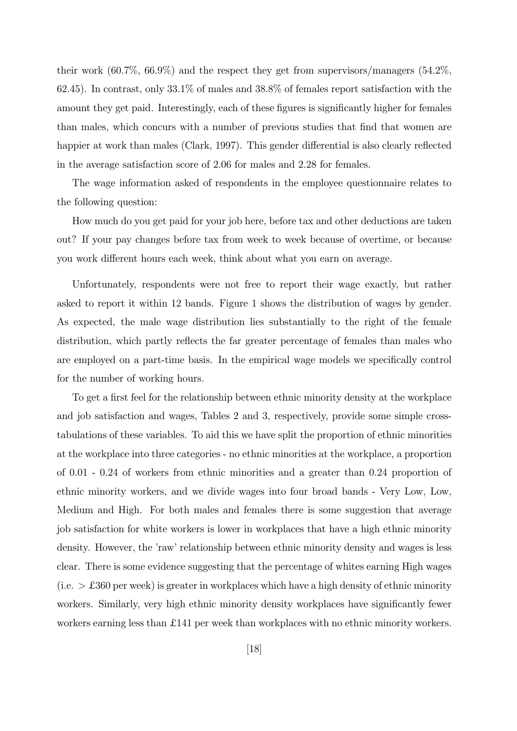their work (60.7%, 66.9%) and the respect they get from supervisors/managers (54.2%, 62.45). In contrast, only 33.1% of males and 38.8% of females report satisfaction with the amount they get paid. Interestingly, each of these figures is significantly higher for females than males, which concurs with a number of previous studies that find that women are happier at work than males (Clark, 1997). This gender differential is also clearly reflected in the average satisfaction score of 2.06 for males and 2.28 for females.

The wage information asked of respondents in the employee questionnaire relates to the following question:

How much do you get paid for your job here, before tax and other deductions are taken out? If your pay changes before tax from week to week because of overtime, or because you work different hours each week, think about what you earn on average.

Unfortunately, respondents were not free to report their wage exactly, but rather asked to report it within 12 bands. Figure 1 shows the distribution of wages by gender. As expected, the male wage distribution lies substantially to the right of the female distribution, which partly reflects the far greater percentage of females than males who are employed on a part-time basis. In the empirical wage models we specifically control for the number of working hours.

To get a first feel for the relationship between ethnic minority density at the workplace and job satisfaction and wages, Tables 2 and 3, respectively, provide some simple cross-tabulations of these variables. To aid this we have split the proportion of ethnic minorities at the workplace into three categories - no ethnic minorities at the workplace, a proportion of 0.01 - 0.24 of workers from ethnic minorities and a greater than 0.24 proportion of ethnic minority workers, and we divide wages into four broad bands - Very Low, Low, Medium and High. For both males and females there is some suggestion that average job satisfaction for white workers is lower in workplaces that have a high ethnic minority density. However, the 'raw' relationship between ethnic minority density and wages is less clear. There is some evidence suggesting that the percentage of whites earning High wages (i.e. > £360 per week) is greater in workplaces which have a high density of ethnic minority workers. Similarly, very high ethnic minority density workplaces have significantly fewer workers earning less than £141 per week than workplaces with no ethnic minority workers.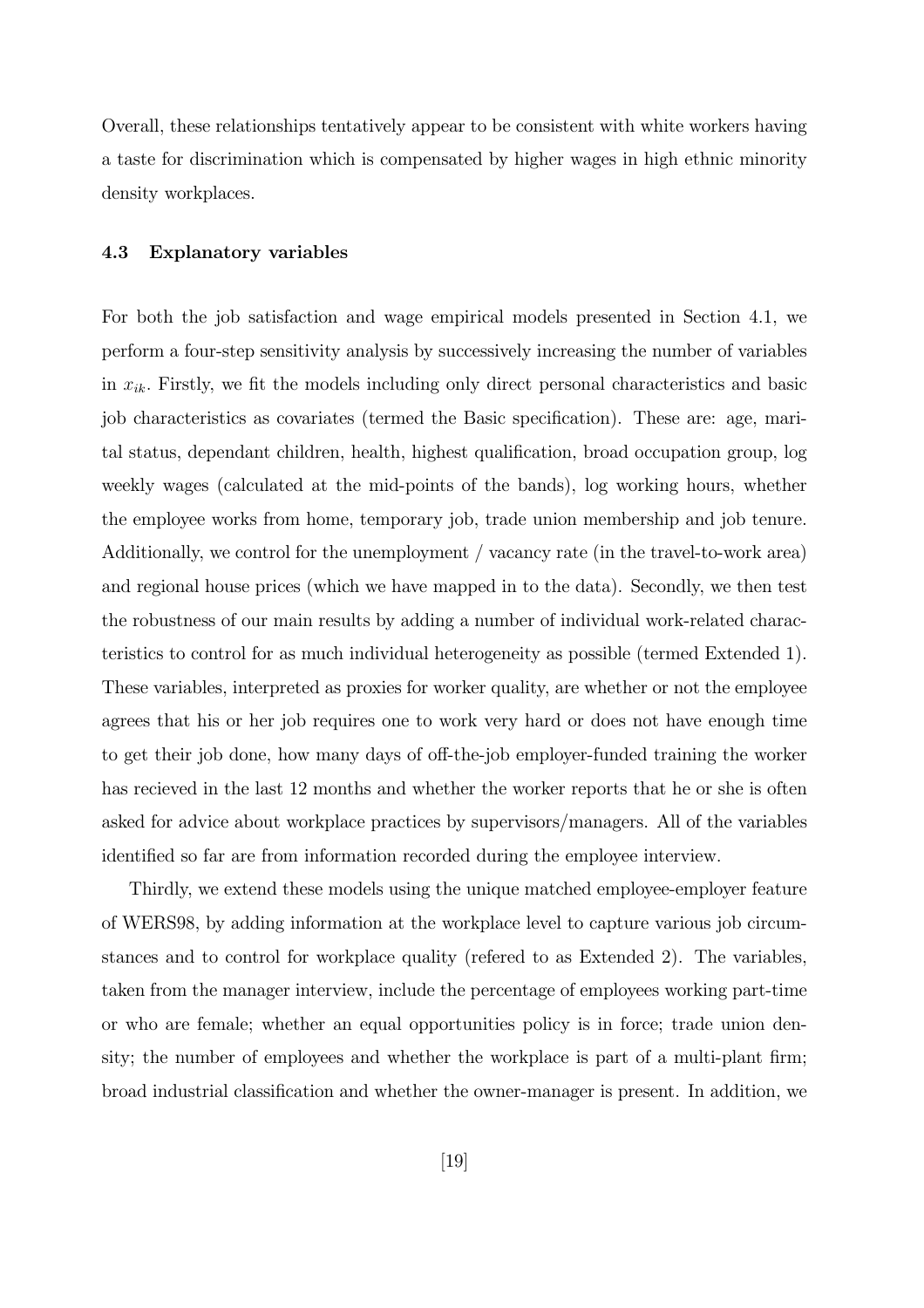Overall, these relationships tentatively appear to be consistent with white workers having a taste for discrimination which is compensated by higher wages in high ethnic minority density workplaces.

### 4.3 Explanatory variables

For both the job satisfaction and wage empirical models presented in Section 4.1, we perform a four-step sensitivity analysis by successively increasing the number of variables in $x_{ik}$. Firstly, we fit the models including only direct personal characteristics and basic job characteristics as covariates (termed the Basic specification). These are: age, marital status, dependant children, health, highest qualification, broad occupation group, log weekly wages (calculated at the mid-points of the bands), log working hours, whether the employee works from home, temporary job, trade union membership and job tenure. Additionally, we control for the unemployment / vacancy rate (in the travel-to-work area) and regional house prices (which we have mapped in to the data). Secondly, we then test the robustness of our main results by adding a number of individual work-related characteristics to control for as much individual heterogeneity as possible (termed Extended 1). These variables, interpreted as proxies for worker quality, are whether or not the employee agrees that his or her job requires one to work very hard or does not have enough time to get their job done, how many days of off-the-job employer-funded training the worker has recieved in the last 12 months and whether the worker reports that he or she is often asked for advice about workplace practices by supervisors/managers. All of the variables identified so far are from information recorded during the employee interview.

Thirdly, we extend these models using the unique matched employee-employer feature of WERS98, by adding information at the workplace level to capture various job circumstances and to control for workplace quality (refered to as Extended 2). The variables, taken from the manager interview, include the percentage of employees working part-time or who are female; whether an equal opportunities policy is in force; trade union density; the number of employees and whether the workplace is part of a multi-plant firm; broad industrial classification and whether the owner-manager is present. In addition, we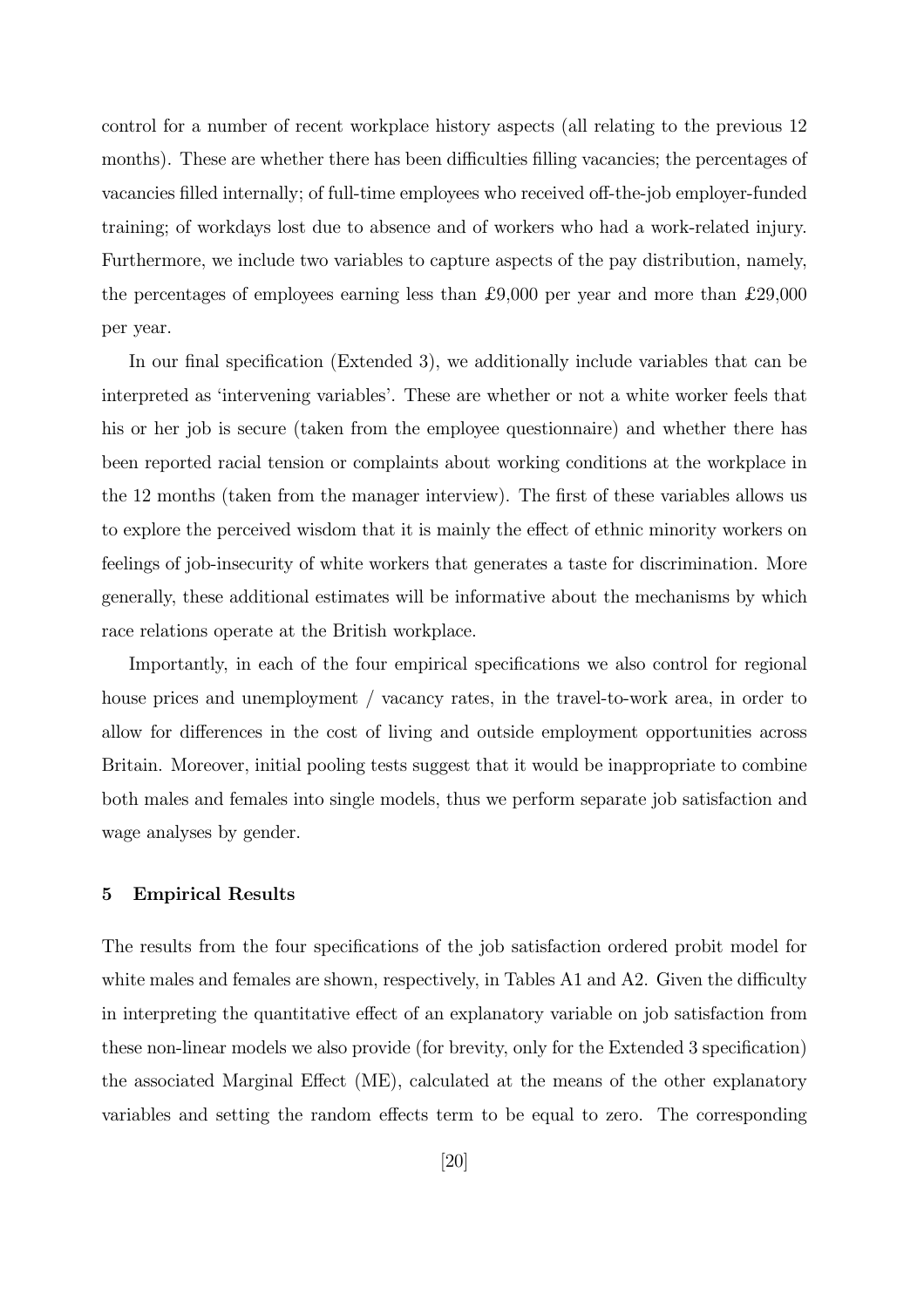control for a number of recent workplace history aspects (all relating to the previous 12 months). These are whether there has been difficulties filling vacancies; the percentages of vacancies filled internally; of full-time employees who received off-the-job employer-funded training; of workdays lost due to absence and of workers who had a work-related injury. Furthermore, we include two variables to capture aspects of the pay distribution, namely, the percentages of employees earning less than £9,000 per year and more than £29,000 per year.

In our final specification (Extended 3), we additionally include variables that can be interpreted as 'intervening variables'. These are whether or not a white worker feels that his or her job is secure (taken from the employee questionnaire) and whether there has been reported racial tension or complaints about working conditions at the workplace in the 12 months (taken from the manager interview). The first of these variables allows us to explore the perceived wisdom that it is mainly the effect of ethnic minority workers on feelings of job-insecurity of white workers that generates a taste for discrimination. More generally, these additional estimates will be informative about the mechanisms by which race relations operate at the British workplace.

Importantly, in each of the four empirical specifications we also control for regional house prices and unemployment / vacancy rates, in the travel-to-work area, in order to allow for differences in the cost of living and outside employment opportunities across Britain. Moreover, initial pooling tests suggest that it would be inappropriate to combine both males and females into single models, thus we perform separate job satisfaction and wage analyses by gender.

## 5 Empirical Results

The results from the four specifications of the job satisfaction ordered probit model for white males and females are shown, respectively, in Tables A1 and A2. Given the difficulty in interpreting the quantitative effect of an explanatory variable on job satisfaction from these non-linear models we also provide (for brevity, only for the Extended 3 specification) the associated Marginal Effect (ME), calculated at the means of the other explanatory variables and setting the random effects term to be equal to zero. The corresponding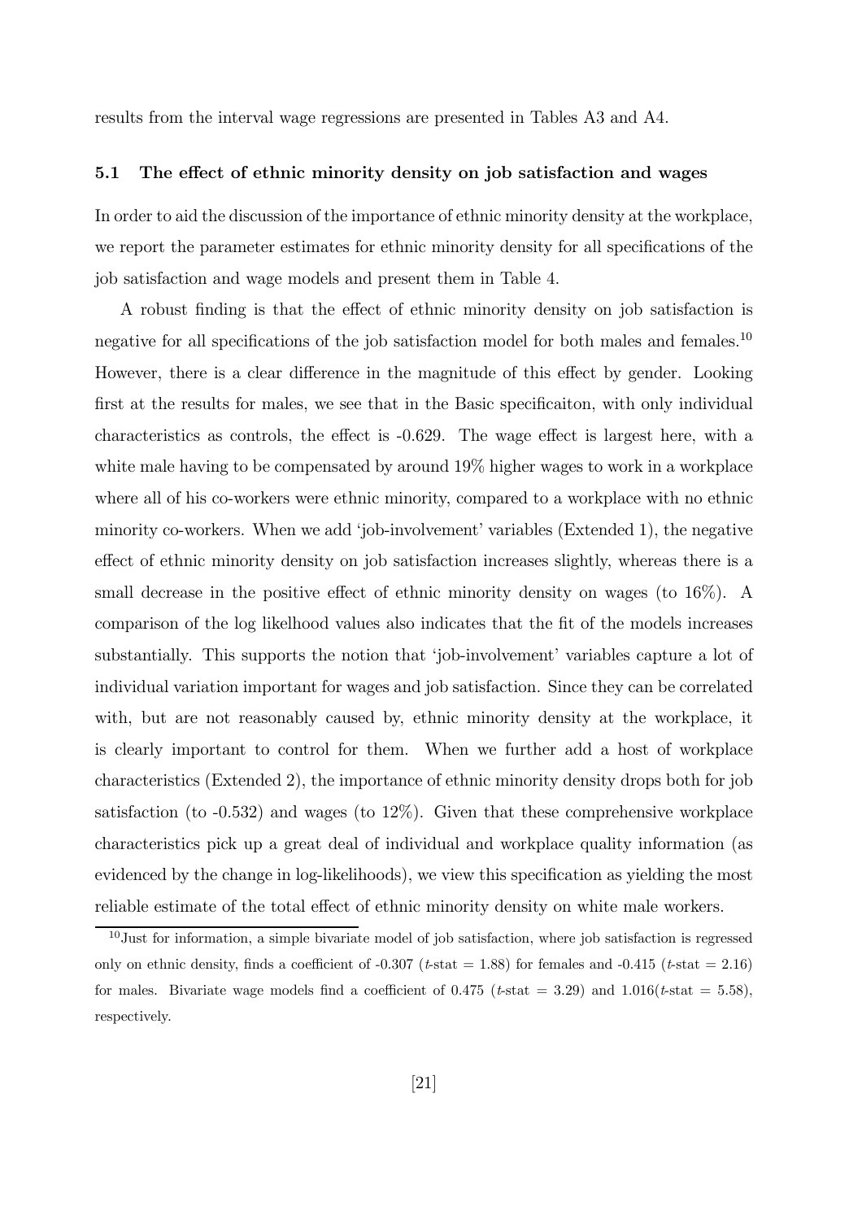results from the interval wage regressions are presented in Tables A3 and A4.

### 5.1 The effect of ethnic minority density on job satisfaction and wages

In order to aid the discussion of the importance of ethnic minority density at the workplace, we report the parameter estimates for ethnic minority density for all specifications of the job satisfaction and wage models and present them in Table 4.

A robust finding is that the effect of ethnic minority density on job satisfaction is negative for all specifications of the job satisfaction model for both males and females.[10] However, there is a clear difference in the magnitude of this effect by gender. Looking first at the results for males, we see that in the Basic specificaiton, with only individual characteristics as controls, the effect is -0.629. The wage effect is largest here, with a white male having to be compensated by around 19% higher wages to work in a workplace where all of his co-workers were ethnic minority, compared to a workplace with no ethnic minority co-workers. When we add 'job-involvement' variables (Extended 1), the negative effect of ethnic minority density on job satisfaction increases slightly, whereas there is a small decrease in the positive effect of ethnic minority density on wages (to 16%). A comparison of the log likelhood values also indicates that the fit of the models increases substantially. This supports the notion that 'job-involvement' variables capture a lot of individual variation important for wages and job satisfaction. Since they can be correlated with, but are not reasonably caused by, ethnic minority density at the workplace, it is clearly important to control for them. When we further add a host of workplace characteristics (Extended 2), the importance of ethnic minority density drops both for job satisfaction (to -0.532) and wages (to 12%). Given that these comprehensive workplace characteristics pick up a great deal of individual and workplace quality information (as evidenced by the change in log-likelihoods), we view this specification as yielding the most reliable estimate of the total effect of ethnic minority density on white male workers.

[10]Just for information, a simple bivariate model of job satisfaction, where job satisfaction is regressed only on ethnic density, finds a coefficient of -0.307 ($t$-stat = 1.88) for females and -0.415 ($t$-stat = 2.16) for males. Bivariate wage models find a coefficient of 0.475 ($t$-stat = 3.29) and 1.016($t$-stat = 5.58), respectively.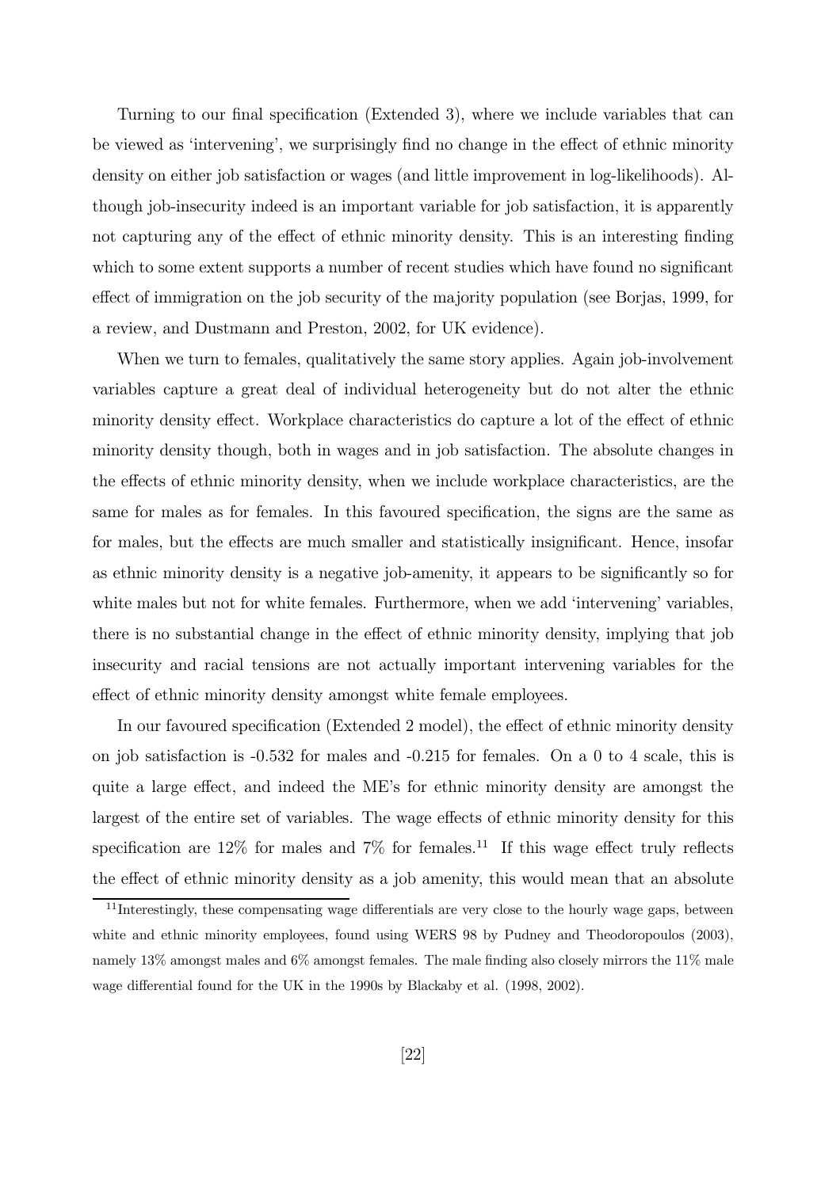Turning to our final specification (Extended 3), where we include variables that can be viewed as 'intervening', we surprisingly find no change in the effect of ethnic minority density on either job satisfaction or wages (and little improvement in log-likelihoods). Although job-insecurity indeed is an important variable for job satisfaction, it is apparently not capturing any of the effect of ethnic minority density. This is an interesting finding which to some extent supports a number of recent studies which have found no significant effect of immigration on the job security of the majority population (see Borjas, 1999, for a review, and Dustmann and Preston, 2002, for UK evidence).

When we turn to females, qualitatively the same story applies. Again job-involvement variables capture a great deal of individual heterogeneity but do not alter the ethnic minority density effect. Workplace characteristics do capture a lot of the effect of ethnic minority density though, both in wages and in job satisfaction. The absolute changes in the effects of ethnic minority density, when we include workplace characteristics, are the same for males as for females. In this favoured specification, the signs are the same as for males, but the effects are much smaller and statistically insignificant. Hence, insofar as ethnic minority density is a negative job-amenity, it appears to be significantly so for white males but not for white females. Furthermore, when we add 'intervening' variables, there is no substantial change in the effect of ethnic minority density, implying that job insecurity and racial tensions are not actually important intervening variables for the effect of ethnic minority density amongst white female employees.

In our favoured specification (Extended 2 model), the effect of ethnic minority density on job satisfaction is -0.532 for males and -0.215 for females. On a 0 to 4 scale, this is quite a large effect, and indeed the ME's for ethnic minority density are amongst the largest of the entire set of variables. The wage effects of ethnic minority density for this specification are 12% for males and 7% for females.[11] If this wage effect truly reflects the effect of ethnic minority density as a job amenity, this would mean that an absolute

[11] Interestingly, these compensating wage differentials are very close to the hourly wage gaps, between white and ethnic minority employees, found using WERS 98 by Pudney and Theodoropoulos (2003), namely 13% amongst males and 6% amongst females. The male finding also closely mirrors the 11% male wage differential found for the UK in the 1990s by Blackaby et al. (1998, 2002).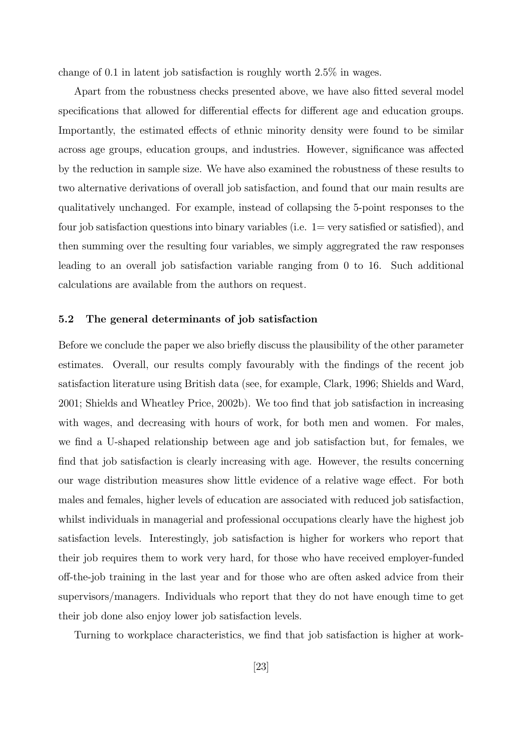change of 0.1 in latent job satisfaction is roughly worth 2.5% in wages.

Apart from the robustness checks presented above, we have also fitted several model specifications that allowed for differential effects for different age and education groups. Importantly, the estimated effects of ethnic minority density were found to be similar across age groups, education groups, and industries. However, significance was affected by the reduction in sample size. We have also examined the robustness of these results to two alternative derivations of overall job satisfaction, and found that our main results are qualitatively unchanged. For example, instead of collapsing the 5-point responses to the four job satisfaction questions into binary variables (i.e. 1= very satisfied or satisfied), and then summing over the resulting four variables, we simply aggregrated the raw responses leading to an overall job satisfaction variable ranging from 0 to 16. Such additional calculations are available from the authors on request.

### 5.2 The general determinants of job satisfaction

Before we conclude the paper we also briefly discuss the plausibility of the other parameter estimates. Overall, our results comply favourably with the findings of the recent job satisfaction literature using British data (see, for example, Clark, 1996; Shields and Ward, 2001; Shields and Wheatley Price, 2002b). We too find that job satisfaction in increasing with wages, and decreasing with hours of work, for both men and women. For males, we find a U-shaped relationship between age and job satisfaction but, for females, we find that job satisfaction is clearly increasing with age. However, the results concerning our wage distribution measures show little evidence of a relative wage effect. For both males and females, higher levels of education are associated with reduced job satisfaction, whilst individuals in managerial and professional occupations clearly have the highest job satisfaction levels. Interestingly, job satisfaction is higher for workers who report that their job requires them to work very hard, for those who have received employer-funded off-the-job training in the last year and for those who are often asked advice from their supervisors/managers. Individuals who report that they do not have enough time to get their job done also enjoy lower job satisfaction levels.

Turning to workplace characteristics, we find that job satisfaction is higher at work-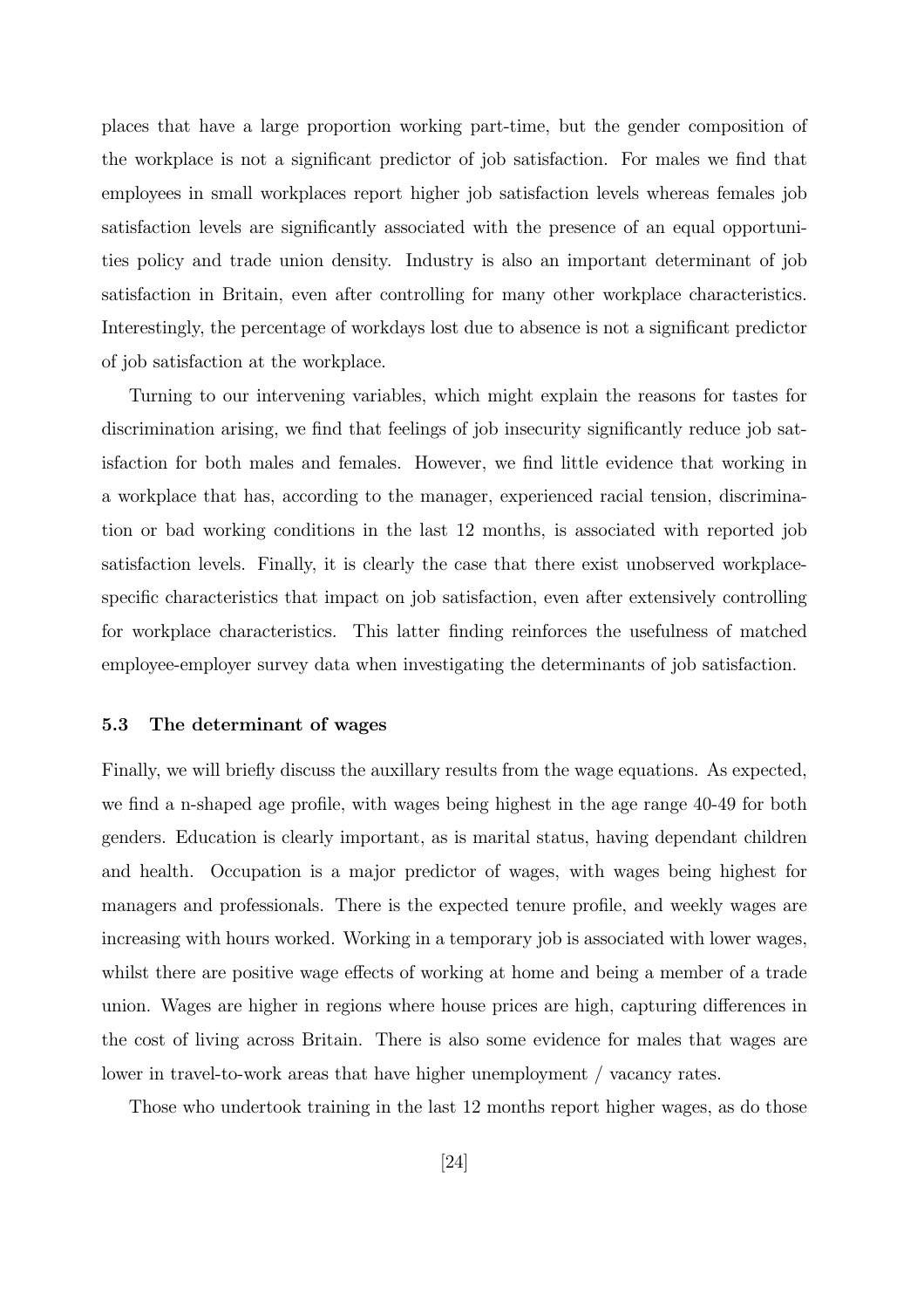places that have a large proportion working part-time, but the gender composition of the workplace is not a significant predictor of job satisfaction. For males we find that employees in small workplaces report higher job satisfaction levels whereas females job satisfaction levels are significantly associated with the presence of an equal opportunities policy and trade union density. Industry is also an important determinant of job satisfaction in Britain, even after controlling for many other workplace characteristics. Interestingly, the percentage of workdays lost due to absence is not a significant predictor of job satisfaction at the workplace.

Turning to our intervening variables, which might explain the reasons for tastes for discrimination arising, we find that feelings of job insecurity significantly reduce job satisfaction for both males and females. However, we find little evidence that working in a workplace that has, according to the manager, experienced racial tension, discrimination or bad working conditions in the last 12 months, is associated with reported job satisfaction levels. Finally, it is clearly the case that there exist unobserved workplace-specific characteristics that impact on job satisfaction, even after extensively controlling for workplace characteristics. This latter finding reinforces the usefulness of matched employee-employer survey data when investigating the determinants of job satisfaction.

### 5.3 The determinant of wages

Finally, we will briefly discuss the auxillary results from the wage equations. As expected, we find a n-shaped age profile, with wages being highest in the age range 40-49 for both genders. Education is clearly important, as is marital status, having dependant children and health. Occupation is a major predictor of wages, with wages being highest for managers and professionals. There is the expected tenure profile, and weekly wages are increasing with hours worked. Working in a temporary job is associated with lower wages, whilst there are positive wage effects of working at home and being a member of a trade union. Wages are higher in regions where house prices are high, capturing differences in the cost of living across Britain. There is also some evidence for males that wages are lower in travel-to-work areas that have higher unemployment / vacancy rates.

Those who undertook training in the last 12 months report higher wages, as do those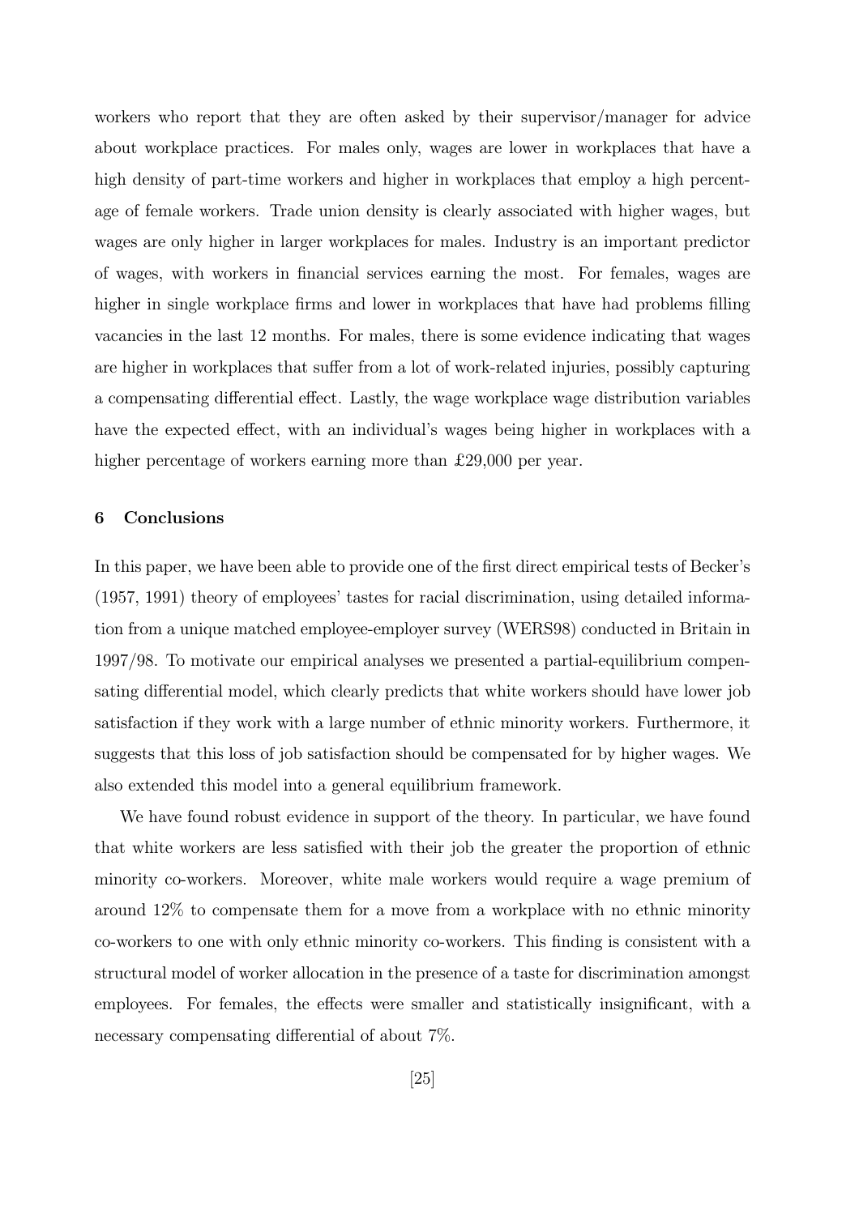workers who report that they are often asked by their supervisor/manager for advice about workplace practices. For males only, wages are lower in workplaces that have a high density of part-time workers and higher in workplaces that employ a high percentage of female workers. Trade union density is clearly associated with higher wages, but wages are only higher in larger workplaces for males. Industry is an important predictor of wages, with workers in financial services earning the most. For females, wages are higher in single workplace firms and lower in workplaces that have had problems filling vacancies in the last 12 months. For males, there is some evidence indicating that wages are higher in workplaces that suffer from a lot of work-related injuries, possibly capturing a compensating differential effect. Lastly, the wage workplace wage distribution variables have the expected effect, with an individual's wages being higher in workplaces with a higher percentage of workers earning more than £29,000 per year.

## 6 Conclusions

In this paper, we have been able to provide one of the first direct empirical tests of Becker's (1957, 1991) theory of employees' tastes for racial discrimination, using detailed information from a unique matched employee-employer survey (WERS98) conducted in Britain in 1997/98. To motivate our empirical analyses we presented a partial-equilibrium compensating differential model, which clearly predicts that white workers should have lower job satisfaction if they work with a large number of ethnic minority workers. Furthermore, it suggests that this loss of job satisfaction should be compensated for by higher wages. We also extended this model into a general equilibrium framework.

We have found robust evidence in support of the theory. In particular, we have found that white workers are less satisfied with their job the greater the proportion of ethnic minority co-workers. Moreover, white male workers would require a wage premium of around 12% to compensate them for a move from a workplace with no ethnic minority co-workers to one with only ethnic minority co-workers. This finding is consistent with a structural model of worker allocation in the presence of a taste for discrimination amongst employees. For females, the effects were smaller and statistically insignificant, with a necessary compensating differential of about 7%.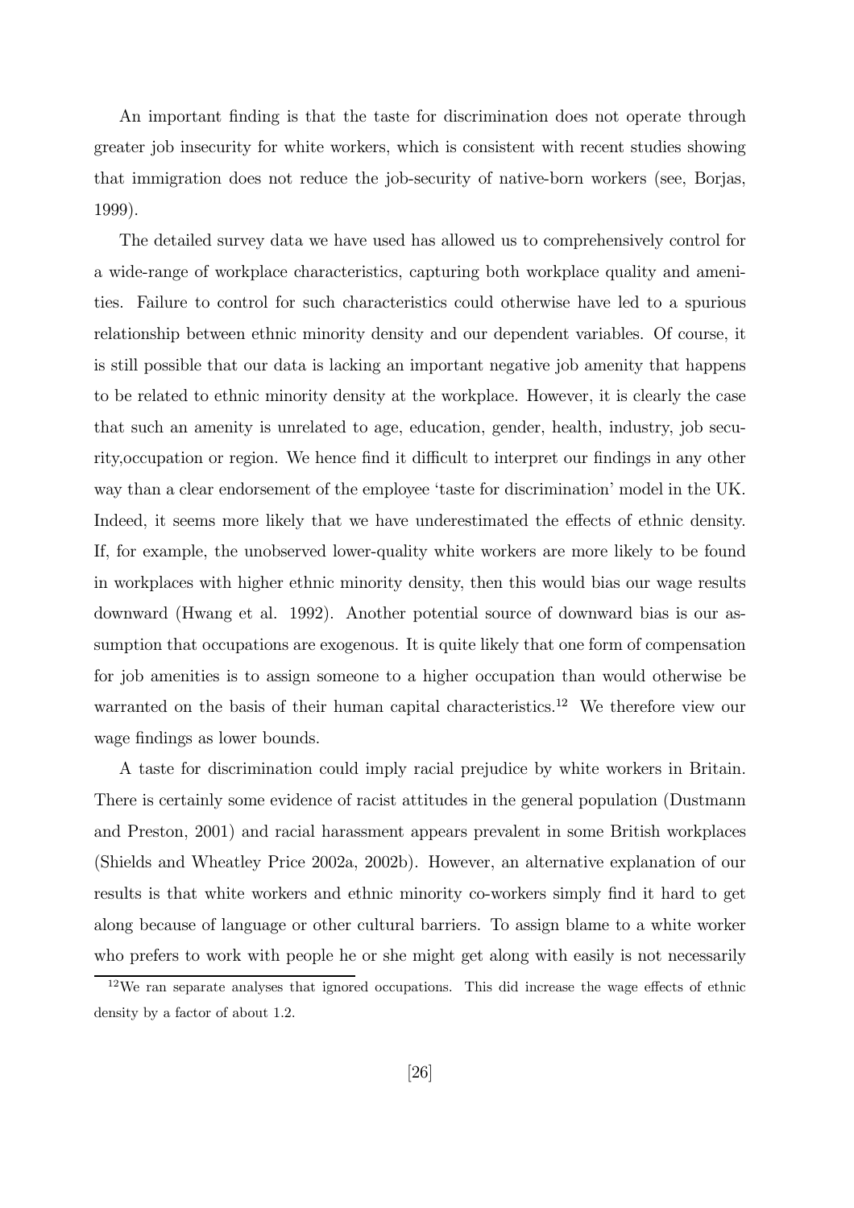An important finding is that the taste for discrimination does not operate through greater job insecurity for white workers, which is consistent with recent studies showing that immigration does not reduce the job-security of native-born workers (see, Borjas, 1999).

The detailed survey data we have used has allowed us to comprehensively control for a wide-range of workplace characteristics, capturing both workplace quality and amenities. Failure to control for such characteristics could otherwise have led to a spurious relationship between ethnic minority density and our dependent variables. Of course, it is still possible that our data is lacking an important negative job amenity that happens to be related to ethnic minority density at the workplace. However, it is clearly the case that such an amenity is unrelated to age, education, gender, health, industry, job security,occupation or region. We hence find it difficult to interpret our findings in any other way than a clear endorsement of the employee 'taste for discrimination' model in the UK. Indeed, it seems more likely that we have underestimated the effects of ethnic density. If, for example, the unobserved lower-quality white workers are more likely to be found in workplaces with higher ethnic minority density, then this would bias our wage results downward (Hwang et al. 1992). Another potential source of downward bias is our assumption that occupations are exogenous. It is quite likely that one form of compensation for job amenities is to assign someone to a higher occupation than would otherwise be warranted on the basis of their human capital characteristics.[12] We therefore view our wage findings as lower bounds.

A taste for discrimination could imply racial prejudice by white workers in Britain. There is certainly some evidence of racist attitudes in the general population (Dustmann and Preston, 2001) and racial harassment appears prevalent in some British workplaces (Shields and Wheatley Price 2002a, 2002b). However, an alternative explanation of our results is that white workers and ethnic minority co-workers simply find it hard to get along because of language or other cultural barriers. To assign blame to a white worker who prefers to work with people he or she might get along with easily is not necessarily

[12] We ran separate analyses that ignored occupations. This did increase the wage effects of ethnic density by a factor of about 1.2.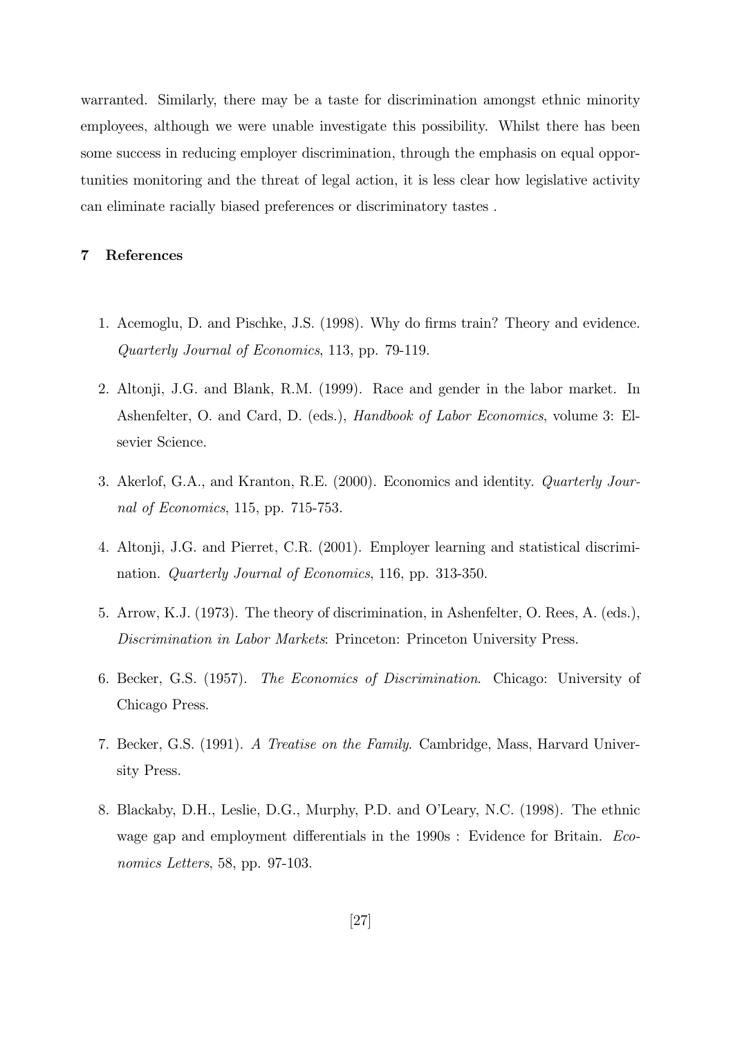warranted. Similarly, there may be a taste for discrimination amongst ethnic minority employees, although we were unable investigate this possibility. Whilst there has been some success in reducing employer discrimination, through the emphasis on equal opportunities monitoring and the threat of legal action, it is less clear how legislative activity can eliminate racially biased preferences or discriminatory tastes .

## 7 References

1. Acemoglu, D. and Pischke, J.S. (1998). Why do firms train? Theory and evidence. *Quarterly Journal of Economics*, 113, pp. 79-119.

2. Altonji, J.G. and Blank, R.M. (1999). Race and gender in the labor market. In Ashenfelter, O. and Card, D. (eds.), *Handbook of Labor Economics*, volume 3: Elsevier Science.

3. Akerlof, G.A., and Kranton, R.E. (2000). Economics and identity. *Quarterly Journal of Economics*, 115, pp. 715-753.

4. Altonji, J.G. and Pierret, C.R. (2001). Employer learning and statistical discrimination. *Quarterly Journal of Economics*, 116, pp. 313-350.

5. Arrow, K.J. (1973). The theory of discrimination, in Ashenfelter, O. Rees, A. (eds.), *Discrimination in Labor Markets*: Princeton: Princeton University Press.

6. Becker, G.S. (1957). *The Economics of Discrimination*. Chicago: University of Chicago Press.

7. Becker, G.S. (1991). *A Treatise on the Family*. Cambridge, Mass, Harvard University Press.

8. Blackaby, D.H., Leslie, D.G., Murphy, P.D. and O'Leary, N.C. (1998). The ethnic wage gap and employment differentials in the 1990s : Evidence for Britain. *Economics Letters*, 58, pp. 97-103.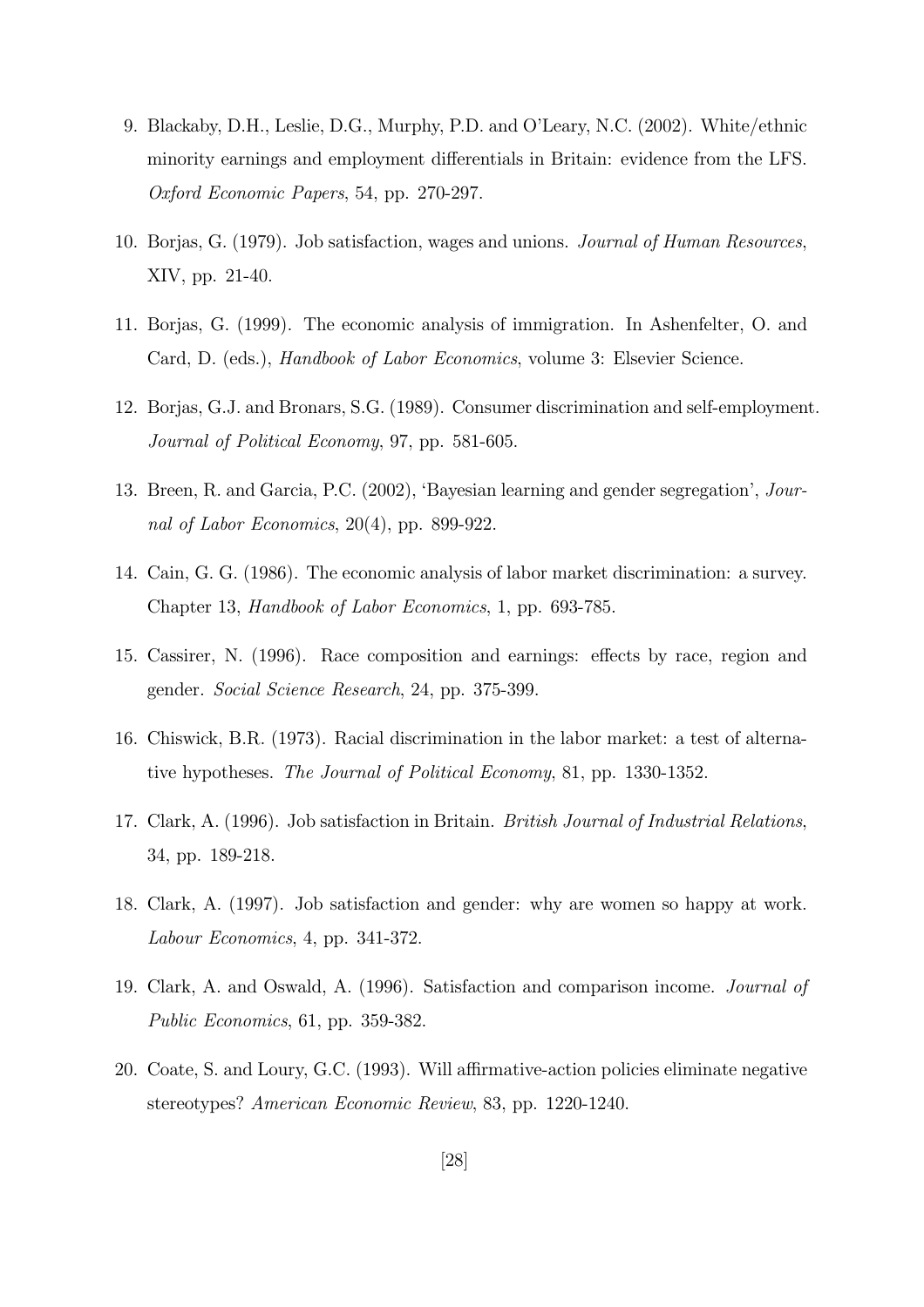9. Blackaby, D.H., Leslie, D.G., Murphy, P.D. and O'Leary, N.C. (2002). White/ethnic minority earnings and employment differentials in Britain: evidence from the LFS. *Oxford Economic Papers*, 54, pp. 270-297.

10. Borjas, G. (1979). Job satisfaction, wages and unions. *Journal of Human Resources*, XIV, pp. 21-40.

11. Borjas, G. (1999). The economic analysis of immigration. In Ashenfelter, O. and Card, D. (eds.), *Handbook of Labor Economics*, volume 3: Elsevier Science.

12. Borjas, G.J. and Bronars, S.G. (1989). Consumer discrimination and self-employment. *Journal of Political Economy*, 97, pp. 581-605.

13. Breen, R. and Garcia, P.C. (2002), 'Bayesian learning and gender segregation', *Journal of Labor Economics*, 20(4), pp. 899-922.

14. Cain, G. G. (1986). The economic analysis of labor market discrimination: a survey. Chapter 13, *Handbook of Labor Economics*, 1, pp. 693-785.

15. Cassirer, N. (1996). Race composition and earnings: effects by race, region and gender. *Social Science Research*, 24, pp. 375-399.

16. Chiswick, B.R. (1973). Racial discrimination in the labor market: a test of alternative hypotheses. *The Journal of Political Economy*, 81, pp. 1330-1352.

17. Clark, A. (1996). Job satisfaction in Britain. *British Journal of Industrial Relations*, 34, pp. 189-218.

18. Clark, A. (1997). Job satisfaction and gender: why are women so happy at work. *Labour Economics*, 4, pp. 341-372.

19. Clark, A. and Oswald, A. (1996). Satisfaction and comparison income. *Journal of Public Economics*, 61, pp. 359-382.

20. Coate, S. and Loury, G.C. (1993). Will affirmative-action policies eliminate negative stereotypes? *American Economic Review*, 83, pp. 1220-1240.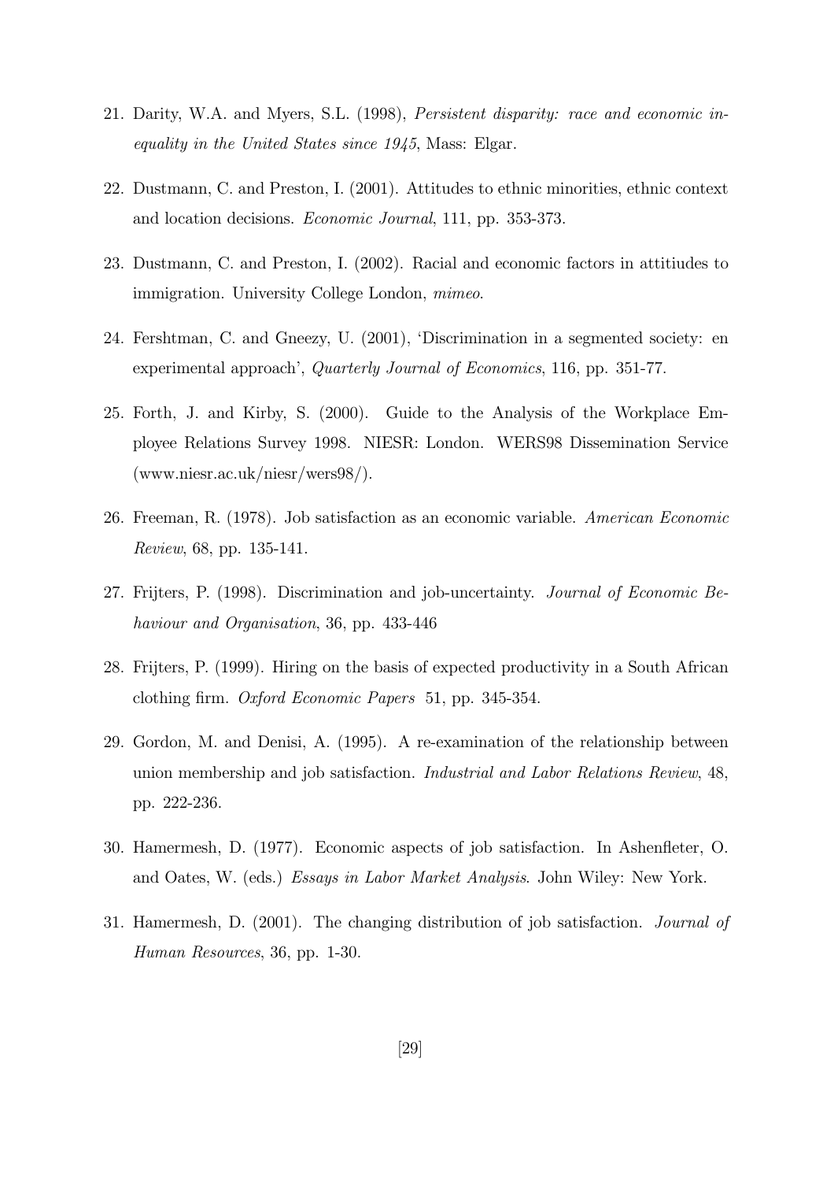21. Darity, W.A. and Myers, S.L. (1998), *Persistent disparity: race and economic inequality in the United States since 1945*, Mass: Elgar.

22. Dustmann, C. and Preston, I. (2001). Attitudes to ethnic minorities, ethnic context and location decisions. *Economic Journal*, 111, pp. 353-373.

23. Dustmann, C. and Preston, I. (2002). Racial and economic factors in attitiudes to immigration. University College London, *mimeo*.

24. Fershtman, C. and Gneezy, U. (2001), 'Discrimination in a segmented society: en experimental approach', *Quarterly Journal of Economics*, 116, pp. 351-77.

25. Forth, J. and Kirby, S. (2000). Guide to the Analysis of the Workplace Employee Relations Survey 1998. NIESR: London. WERS98 Dissemination Service (www.niesr.ac.uk/niesr/wers98/).

26. Freeman, R. (1978). Job satisfaction as an economic variable. *American Economic Review*, 68, pp. 135-141.

27. Frijters, P. (1998). Discrimination and job-uncertainty. *Journal of Economic Behaviour and Organisation*, 36, pp. 433-446

28. Frijters, P. (1999). Hiring on the basis of expected productivity in a South African clothing firm. *Oxford Economic Papers* 51, pp. 345-354.

29. Gordon, M. and Denisi, A. (1995). A re-examination of the relationship between union membership and job satisfaction. *Industrial and Labor Relations Review*, 48, pp. 222-236.

30. Hamermesh, D. (1977). Economic aspects of job satisfaction. In Ashenfleter, O. and Oates, W. (eds.) *Essays in Labor Market Analysis*. John Wiley: New York.

31. Hamermesh, D. (2001). The changing distribution of job satisfaction. *Journal of Human Resources*, 36, pp. 1-30.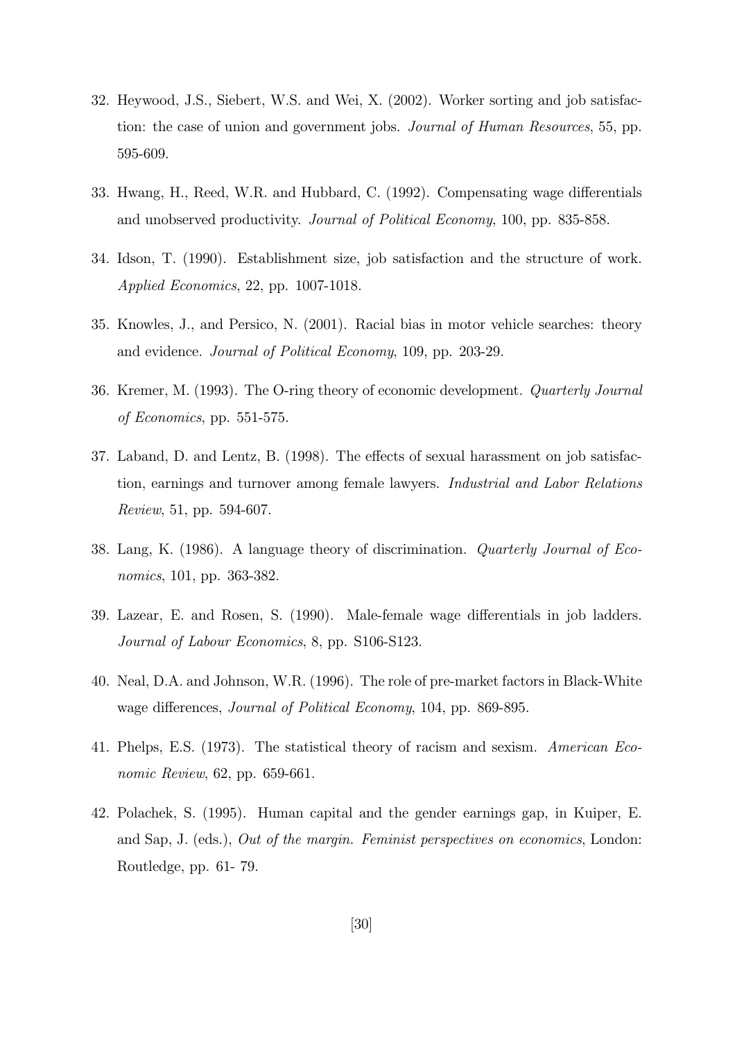32. Heywood, J.S., Siebert, W.S. and Wei, X. (2002). Worker sorting and job satisfaction: the case of union and government jobs. *Journal of Human Resources*, 55, pp. 595-609.

33. Hwang, H., Reed, W.R. and Hubbard, C. (1992). Compensating wage differentials and unobserved productivity. *Journal of Political Economy*, 100, pp. 835-858.

34. Idson, T. (1990). Establishment size, job satisfaction and the structure of work. *Applied Economics*, 22, pp. 1007-1018.

35. Knowles, J., and Persico, N. (2001). Racial bias in motor vehicle searches: theory and evidence. *Journal of Political Economy*, 109, pp. 203-29.

36. Kremer, M. (1993). The O-ring theory of economic development. *Quarterly Journal of Economics*, pp. 551-575.

37. Laband, D. and Lentz, B. (1998). The effects of sexual harassment on job satisfaction, earnings and turnover among female lawyers. *Industrial and Labor Relations Review*, 51, pp. 594-607.

38. Lang, K. (1986). A language theory of discrimination. *Quarterly Journal of Economics*, 101, pp. 363-382.

39. Lazear, E. and Rosen, S. (1990). Male-female wage differentials in job ladders. *Journal of Labour Economics*, 8, pp. S106-S123.

40. Neal, D.A. and Johnson, W.R. (1996). The role of pre-market factors in Black-White wage differences, *Journal of Political Economy*, 104, pp. 869-895.

41. Phelps, E.S. (1973). The statistical theory of racism and sexism. *American Economic Review*, 62, pp. 659-661.

42. Polachek, S. (1995). Human capital and the gender earnings gap, in Kuiper, E. and Sap, J. (eds.), *Out of the margin. Feminist perspectives on economics*, London: Routledge, pp. 61- 79.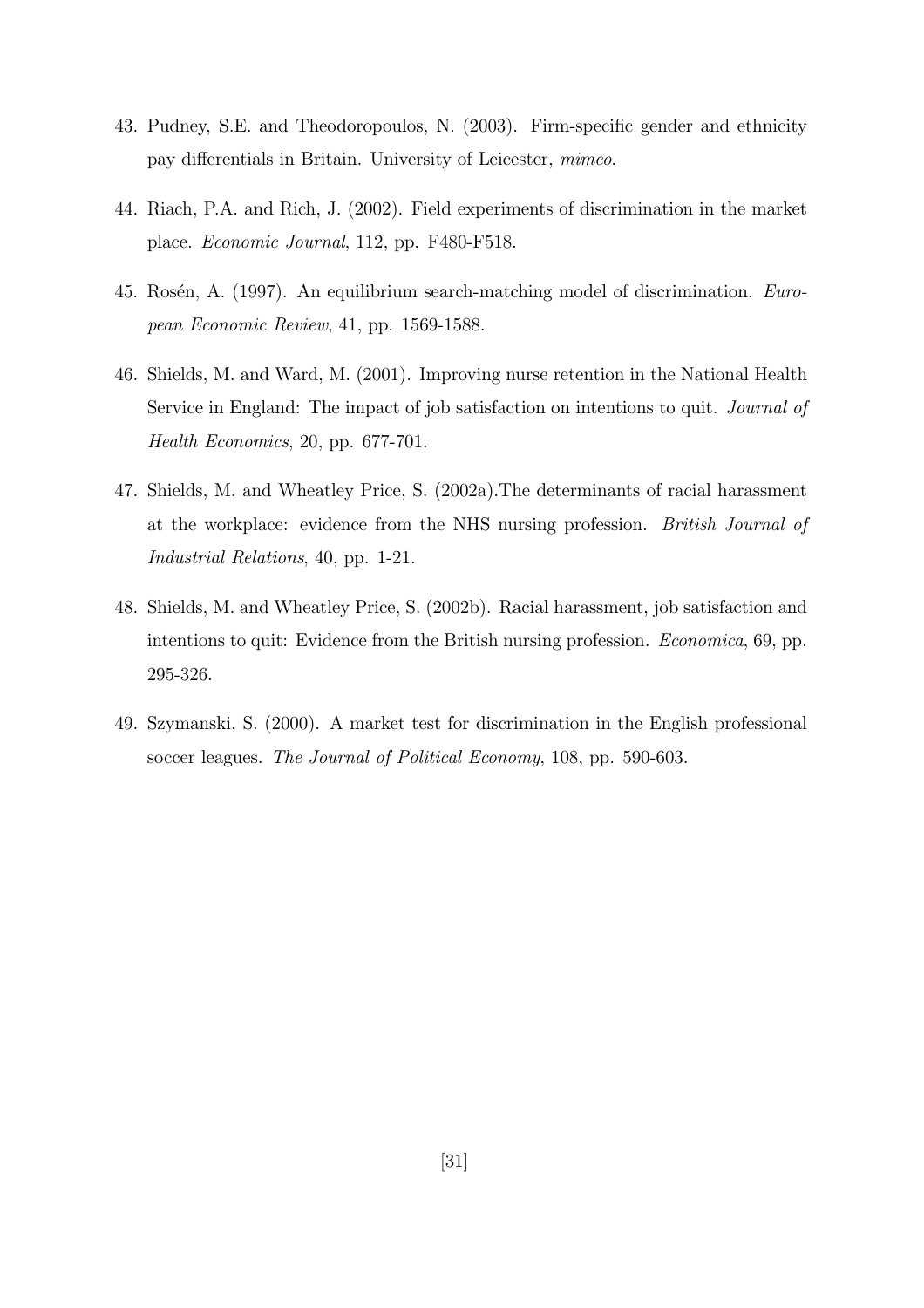43. Pudney, S.E. and Theodoropoulos, N. (2003). Firm-specific gender and ethnicity pay differentials in Britain. University of Leicester, *mimeo*.

44. Riach, P.A. and Rich, J. (2002). Field experiments of discrimination in the market place. *Economic Journal*, 112, pp. F480-F518.

45. Rosén, A. (1997). An equilibrium search-matching model of discrimination. *European Economic Review*, 41, pp. 1569-1588.

46. Shields, M. and Ward, M. (2001). Improving nurse retention in the National Health Service in England: The impact of job satisfaction on intentions to quit. *Journal of Health Economics*, 20, pp. 677-701.

47. Shields, M. and Wheatley Price, S. (2002a).The determinants of racial harassment at the workplace: evidence from the NHS nursing profession. *British Journal of Industrial Relations*, 40, pp. 1-21.

48. Shields, M. and Wheatley Price, S. (2002b). Racial harassment, job satisfaction and intentions to quit: Evidence from the British nursing profession. *Economica*, 69, pp. 295-326.

49. Szymanski, S. (2000). A market test for discrimination in the English professional soccer leagues. *The Journal of Political Economy*, 108, pp. 590-603.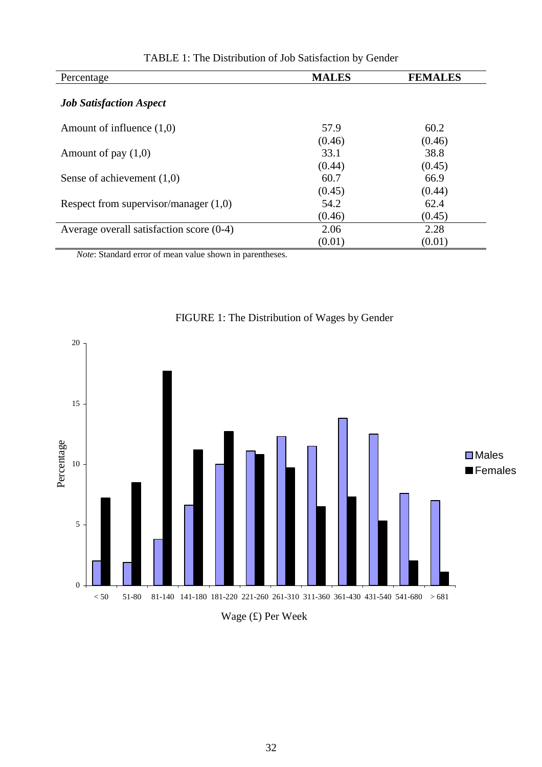TABLE 1: The Distribution of Job Satisfaction by Gender

| Percentage | MALES | FEMALES |
|---|---|---|
| ***Job Satisfaction Aspect*** | | |
| Amount of influence (1,0) | 57.9 | 60.2 |
| | (0.46) | (0.46) |
| Amount of pay (1,0) | 33.1 | 38.8 |
| | (0.44) | (0.45) |
| Sense of achievement (1,0) | 60.7 | 66.9 |
| | (0.45) | (0.44) |
| Respect from supervisor/manager (1,0) | 54.2 | 62.4 |
| | (0.46) | (0.45) |
| Average overall satisfaction score (0-4) | 2.06 | 2.28 |
| | (0.01) | (0.01) |

*Note*: Standard error of mean value shown in parentheses.

FIGURE 1: The Distribution of Wages by Gender

Percentage

20
15
10
5
0

< 50
51-80
81-140
141-180
181-220
221-260
261-310
311-360
361-430
431-540
541-680
> 681

Wage (£) Per Week

Males
Females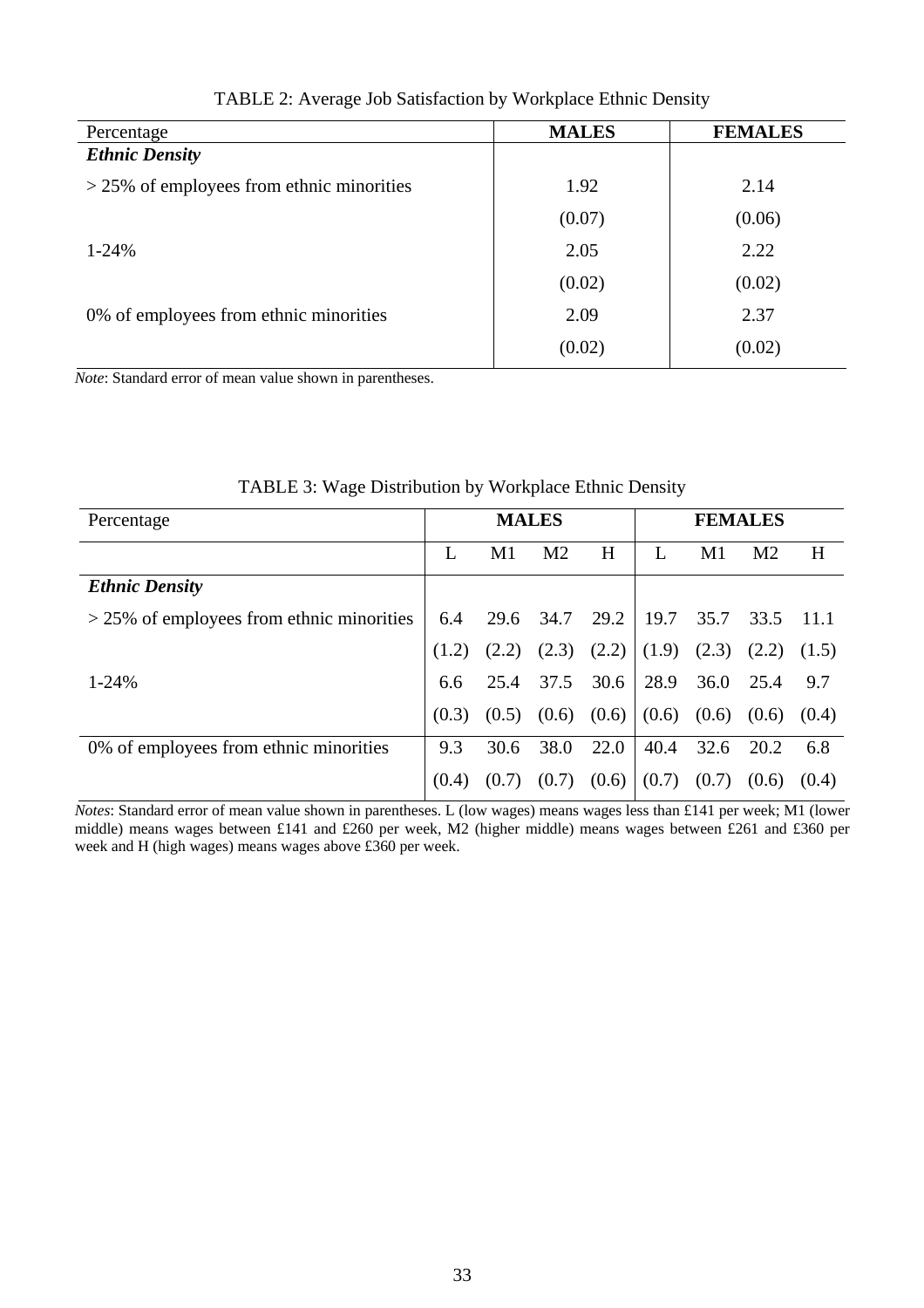TABLE 2: Average Job Satisfaction by Workplace Ethnic Density

| Percentage | MALES | FEMALES |
|---|---|---|
| ***Ethnic Density*** | | |
| > 25% of employees from ethnic minorities | 1.92 | 2.14 |
| | (0.07) | (0.06) |
| 1-24% | 2.05 | 2.22 |
| | (0.02) | (0.02) |
| 0% of employees from ethnic minorities | 2.09 | 2.37 |
| | (0.02) | (0.02) |

*Note*: Standard error of mean value shown in parentheses.

TABLE 3: Wage Distribution by Workplace Ethnic Density

| Percentage | MALES | | | | FEMALES | | | |
|---|---|---|---|---|---|---|---|---|
| | L | M1 | M2 | H | L | M1 | M2 | H |
| ***Ethnic Density*** | | | | | | | | |
| > 25% of employees from ethnic minorities | 6.4 | 29.6 | 34.7 | 29.2 | 19.7 | 35.7 | 33.5 | 11.1 |
| | (1.2) | (2.2) | (2.3) | (2.2) | (1.9) | (2.3) | (2.2) | (1.5) |
| 1-24% | 6.6 | 25.4 | 37.5 | 30.6 | 28.9 | 36.0 | 25.4 | 9.7 |
| | (0.3) | (0.5) | (0.6) | (0.6) | (0.6) | (0.6) | (0.6) | (0.4) |
| 0% of employees from ethnic minorities | 9.3 | 30.6 | 38.0 | 22.0 | 40.4 | 32.6 | 20.2 | 6.8 |
| | (0.4) | (0.7) | (0.7) | (0.6) | (0.7) | (0.7) | (0.6) | (0.4) |

*Notes*: Standard error of mean value shown in parentheses. L (low wages) means wages less than £141 per week; M1 (lower middle) means wages between £141 and £260 per week, M2 (higher middle) means wages between £261 and £360 per week and H (high wages) means wages above £360 per week.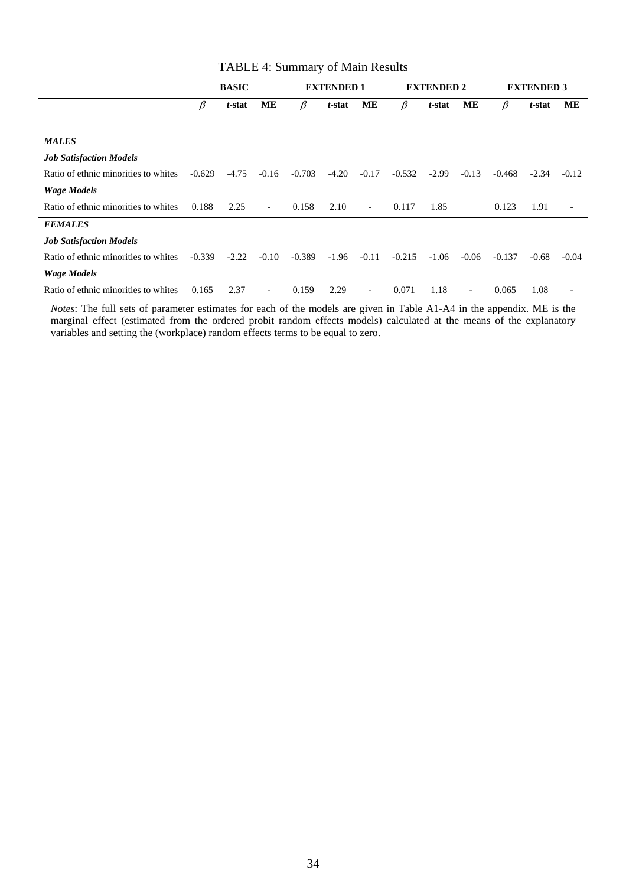TABLE 4: Summary of Main Results

| | BASIC | | | EXTENDED 1 | | | EXTENDED 2 | | | EXTENDED 3 | | |
|---|---|---|---|---|---|---|---|---|---|---|---|---|
| | $\beta$ | *t*-stat | ME | $\beta$ | *t*-stat | ME | $\beta$ | *t*-stat | ME | $\beta$ | *t*-stat | ME |
| ***MALES*** | | | | | | | | | | | | |
| ***Job Satisfaction Models*** | | | | | | | | | | | | |
| Ratio of ethnic minorities to whites | -0.629 | -4.75 | -0.16 | -0.703 | -4.20 | -0.17 | -0.532 | -2.99 | -0.13 | -0.468 | -2.34 | -0.12 |
| ***Wage Models*** | | | | | | | | | | | | |
| Ratio of ethnic minorities to whites | 0.188 | 2.25 | - | 0.158 | 2.10 | - | 0.117 | 1.85 | | 0.123 | 1.91 | - |
| ***FEMALES*** | | | | | | | | | | | | |
| ***Job Satisfaction Models*** | | | | | | | | | | | | |
| Ratio of ethnic minorities to whites | -0.339 | -2.22 | -0.10 | -0.389 | -1.96 | -0.11 | -0.215 | -1.06 | -0.06 | -0.137 | -0.68 | -0.04 |
| ***Wage Models*** | | | | | | | | | | | | |
| Ratio of ethnic minorities to whites | 0.165 | 2.37 | - | 0.159 | 2.29 | - | 0.071 | 1.18 | - | 0.065 | 1.08 | - |

*Notes*: The full sets of parameter estimates for each of the models are given in Table A1-A4 in the appendix. ME is the marginal effect (estimated from the ordered probit random effects models) calculated at the means of the explanatory variables and setting the (workplace) random effects terms to be equal to zero.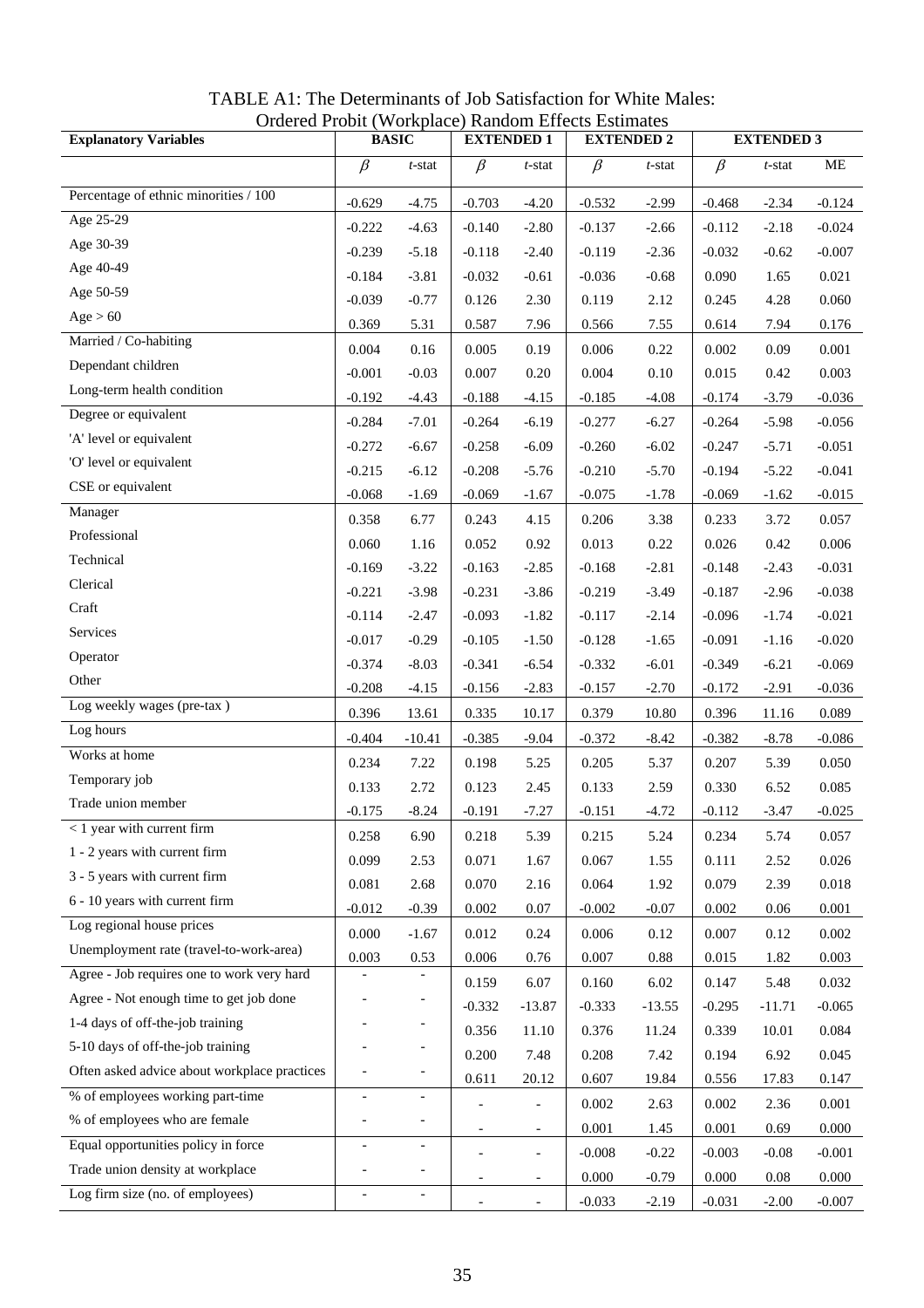TABLE A1: The Determinants of Job Satisfaction for White Males: Ordered Probit (Workplace) Random Effects Estimates

| Explanatory Variables | BASIC | | EXTENDED 1 | | EXTENDED 2 | | EXTENDED 3 | | |
|---|---|---|---|---|---|---|---|---|---|
| | $\beta$ | $t$-stat | $\beta$ | $t$-stat | $\beta$ | $t$-stat | $\beta$ | $t$-stat | ME |
| Percentage of ethnic minorities / 100 | -0.629 | -4.75 | -0.703 | -4.20 | -0.532 | -2.99 | -0.468 | -2.34 | -0.124 |
| Age 25-29 | -0.222 | -4.63 | -0.140 | -2.80 | -0.137 | -2.66 | -0.112 | -2.18 | -0.024 |
| Age 30-39 | -0.239 | -5.18 | -0.118 | -2.40 | -0.119 | -2.36 | -0.032 | -0.62 | -0.007 |
| Age 40-49 | -0.184 | -3.81 | -0.032 | -0.61 | -0.036 | -0.68 | 0.090 | 1.65 | 0.021 |
| Age 50-59 | -0.039 | -0.77 | 0.126 | 2.30 | 0.119 | 2.12 | 0.245 | 4.28 | 0.060 |
| Age > 60 | 0.369 | 5.31 | 0.587 | 7.96 | 0.566 | 7.55 | 0.614 | 7.94 | 0.176 |
| Married / Co-habiting | 0.004 | 0.16 | 0.005 | 0.19 | 0.006 | 0.22 | 0.002 | 0.09 | 0.001 |
| Dependant children | -0.001 | -0.03 | 0.007 | 0.20 | 0.004 | 0.10 | 0.015 | 0.42 | 0.003 |
| Long-term health condition | -0.192 | -4.43 | -0.188 | -4.15 | -0.185 | -4.08 | -0.174 | -3.79 | -0.036 |
| Degree or equivalent | -0.284 | -7.01 | -0.264 | -6.19 | -0.277 | -6.27 | -0.264 | -5.98 | -0.056 |
| 'A' level or equivalent | -0.272 | -6.67 | -0.258 | -6.09 | -0.260 | -6.02 | -0.247 | -5.71 | -0.051 |
| 'O' level or equivalent | -0.215 | -6.12 | -0.208 | -5.76 | -0.210 | -5.70 | -0.194 | -5.22 | -0.041 |
| CSE or equivalent | -0.068 | -1.69 | -0.069 | -1.67 | -0.075 | -1.78 | -0.069 | -1.62 | -0.015 |
| Manager | 0.358 | 6.77 | 0.243 | 4.15 | 0.206 | 3.38 | 0.233 | 3.72 | 0.057 |
| Professional | 0.060 | 1.16 | 0.052 | 0.92 | 0.013 | 0.22 | 0.026 | 0.42 | 0.006 |
| Technical | -0.169 | -3.22 | -0.163 | -2.85 | -0.168 | -2.81 | -0.148 | -2.43 | -0.031 |
| Clerical | -0.221 | -3.98 | -0.231 | -3.86 | -0.219 | -3.49 | -0.187 | -2.96 | -0.038 |
| Craft | -0.114 | -2.47 | -0.093 | -1.82 | -0.117 | -2.14 | -0.096 | -1.74 | -0.021 |
| Services | -0.017 | -0.29 | -0.105 | -1.50 | -0.128 | -1.65 | -0.091 | -1.16 | -0.020 |
| Operator | -0.374 | -8.03 | -0.341 | -6.54 | -0.332 | -6.01 | -0.349 | -6.21 | -0.069 |
| Other | -0.208 | -4.15 | -0.156 | -2.83 | -0.157 | -2.70 | -0.172 | -2.91 | -0.036 |
| Log weekly wages (pre-tax ) | 0.396 | 13.61 | 0.335 | 10.17 | 0.379 | 10.80 | 0.396 | 11.16 | 0.089 |
| Log hours | -0.404 | -10.41 | -0.385 | -9.04 | -0.372 | -8.42 | -0.382 | -8.78 | -0.086 |
| Works at home | 0.234 | 7.22 | 0.198 | 5.25 | 0.205 | 5.37 | 0.207 | 5.39 | 0.050 |
| Temporary job | 0.133 | 2.72 | 0.123 | 2.45 | 0.133 | 2.59 | 0.330 | 6.52 | 0.085 |
| Trade union member | -0.175 | -8.24 | -0.191 | -7.27 | -0.151 | -4.72 | -0.112 | -3.47 | -0.025 |
| < 1 year with current firm | 0.258 | 6.90 | 0.218 | 5.39 | 0.215 | 5.24 | 0.234 | 5.74 | 0.057 |
| 1 - 2 years with current firm | 0.099 | 2.53 | 0.071 | 1.67 | 0.067 | 1.55 | 0.111 | 2.52 | 0.026 |
| 3 - 5 years with current firm | 0.081 | 2.68 | 0.070 | 2.16 | 0.064 | 1.92 | 0.079 | 2.39 | 0.018 |
| 6 - 10 years with current firm | -0.012 | -0.39 | 0.002 | 0.07 | -0.002 | -0.07 | 0.002 | 0.06 | 0.001 |
| Log regional house prices | 0.000 | -1.67 | 0.012 | 0.24 | 0.006 | 0.12 | 0.007 | 0.12 | 0.002 |
| Unemployment rate (travel-to-work-area) | 0.003 | 0.53 | 0.006 | 0.76 | 0.007 | 0.88 | 0.015 | 1.82 | 0.003 |
| Agree - Job requires one to work very hard | - | - | 0.159 | 6.07 | 0.160 | 6.02 | 0.147 | 5.48 | 0.032 |
| Agree - Not enough time to get job done | - | - | -0.332 | -13.87 | -0.333 | -13.55 | -0.295 | -11.71 | -0.065 |
| 1-4 days of off-the-job training | - | - | 0.356 | 11.10 | 0.376 | 11.24 | 0.339 | 10.01 | 0.084 |
| 5-10 days of off-the-job training | - | - | 0.200 | 7.48 | 0.208 | 7.42 | 0.194 | 6.92 | 0.045 |
| Often asked advice about workplace practices | - | - | 0.611 | 20.12 | 0.607 | 19.84 | 0.556 | 17.83 | 0.147 |
| % of employees working part-time | - | - | - | - | 0.002 | 2.63 | 0.002 | 2.36 | 0.001 |
| % of employees who are female | - | - | - | - | 0.001 | 1.45 | 0.001 | 0.69 | 0.000 |
| Equal opportunities policy in force | - | - | - | - | -0.008 | -0.22 | -0.003 | -0.08 | -0.001 |
| Trade union density at workplace | - | - | - | - | 0.000 | -0.79 | 0.000 | 0.08 | 0.000 |
| Log firm size (no. of employees) | - | - | - | - | -0.033 | -2.19 | -0.031 | -2.00 | -0.007 |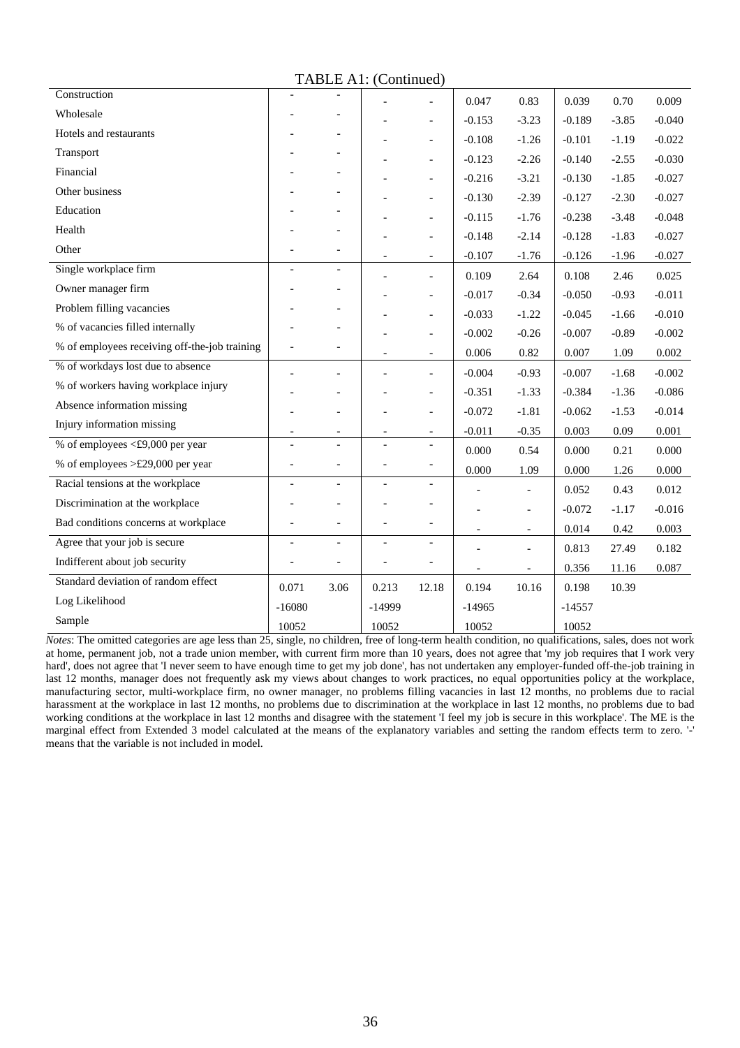TABLE A1: (Continued)

| | | | | | | | | | |
|---|---|---|---|---|---|---|---|---|---|
| Construction | - | - | - | - | 0.047 | 0.83 | 0.039 | 0.70 | 0.009 |
| Wholesale | - | - | - | - | -0.153 | -3.23 | -0.189 | -3.85 | -0.040 |
| Hotels and restaurants | - | - | - | - | -0.108 | -1.26 | -0.101 | -1.19 | -0.022 |
| Transport | - | - | - | - | -0.123 | -2.26 | -0.140 | -2.55 | -0.030 |
| Financial | - | - | - | - | -0.216 | -3.21 | -0.130 | -1.85 | -0.027 |
| Other business | - | - | - | - | -0.130 | -2.39 | -0.127 | -2.30 | -0.027 |
| Education | - | - | - | - | -0.115 | -1.76 | -0.238 | -3.48 | -0.048 |
| Health | - | - | - | - | -0.148 | -2.14 | -0.128 | -1.83 | -0.027 |
| Other | - | - | - | - | -0.107 | -1.76 | -0.126 | -1.96 | -0.027 |
| Single workplace firm | - | - | - | - | 0.109 | 2.64 | 0.108 | 2.46 | 0.025 |
| Owner manager firm | - | - | - | - | -0.017 | -0.34 | -0.050 | -0.93 | -0.011 |
| Problem filling vacancies | - | - | - | - | -0.033 | -1.22 | -0.045 | -1.66 | -0.010 |
| % of vacancies filled internally | - | - | - | - | -0.002 | -0.26 | -0.007 | -0.89 | -0.002 |
| % of employees receiving off-the-job training | - | - | - | - | 0.006 | 0.82 | 0.007 | 1.09 | 0.002 |
| % of workdays lost due to absence | - | - | - | - | -0.004 | -0.93 | -0.007 | -1.68 | -0.002 |
| % of workers having workplace injury | - | - | - | - | -0.351 | -1.33 | -0.384 | -1.36 | -0.086 |
| Absence information missing | - | - | - | - | -0.072 | -1.81 | -0.062 | -1.53 | -0.014 |
| Injury information missing | - | - | - | - | -0.011 | -0.35 | 0.003 | 0.09 | 0.001 |
| % of employees <£9,000 per year | - | - | - | - | 0.000 | 0.54 | 0.000 | 0.21 | 0.000 |
| % of employees >£29,000 per year | - | - | - | - | 0.000 | 1.09 | 0.000 | 1.26 | 0.000 |
| Racial tensions at the workplace | - | - | - | - | - | - | 0.052 | 0.43 | 0.012 |
| Discrimination at the workplace | - | - | - | - | - | - | -0.072 | -1.17 | -0.016 |
| Bad conditions concerns at workplace | - | - | - | - | - | - | 0.014 | 0.42 | 0.003 |
| Agree that your job is secure | - | - | - | - | - | - | 0.813 | 27.49 | 0.182 |
| Indifferent about job security | - | - | - | - | - | - | 0.356 | 11.16 | 0.087 |
| Standard deviation of random effect | 0.071 | 3.06 | 0.213 | 12.18 | 0.194 | 10.16 | 0.198 | 10.39 | |
| Log Likelihood | -16080 | | -14999 | | -14965 | | -14557 | | |
| Sample | 10052 | | 10052 | | 10052 | | 10052 | | |

*Notes*: The omitted categories are age less than 25, single, no children, free of long-term health condition, no qualifications, sales, does not work at home, permanent job, not a trade union member, with current firm more than 10 years, does not agree that 'my job requires that I work very hard', does not agree that 'I never seem to have enough time to get my job done', has not undertaken any employer-funded off-the-job training in last 12 months, manager does not frequently ask my views about changes to work practices, no equal opportunities policy at the workplace, manufacturing sector, multi-workplace firm, no owner manager, no problems filling vacancies in last 12 months, no problems due to racial harassment at the workplace in last 12 months, no problems due to discrimination at the workplace in last 12 months, no problems due to bad working conditions at the workplace in last 12 months and disagree with the statement 'I feel my job is secure in this workplace'. The ME is the marginal effect from Extended 3 model calculated at the means of the explanatory variables and setting the random effects term to zero. '-' means that the variable is not included in model.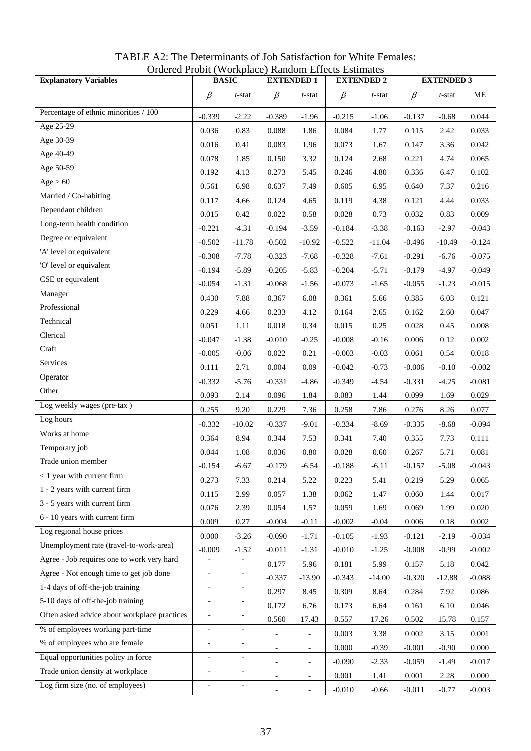TABLE A2: The Determinants of Job Satisfaction for White Females: Ordered Probit (Workplace) Random Effects Estimates

| Explanatory Variables | BASIC | | EXTENDED 1 | | EXTENDED 2 | | EXTENDED 3 | | |
|---|---|---|---|---|---|---|---|---|---|
| | $\beta$ | *t*-stat | $\beta$ | *t*-stat | $\beta$ | *t*-stat | $\beta$ | *t*-stat | ME |
| Percentage of ethnic minorities / 100 | -0.339 | -2.22 | -0.389 | -1.96 | -0.215 | -1.06 | -0.137 | -0.68 | 0.044 |
| Age 25-29 | 0.036 | 0.83 | 0.088 | 1.86 | 0.084 | 1.77 | 0.115 | 2.42 | 0.033 |
| Age 30-39 | 0.016 | 0.41 | 0.083 | 1.96 | 0.073 | 1.67 | 0.147 | 3.36 | 0.042 |
| Age 40-49 | 0.078 | 1.85 | 0.150 | 3.32 | 0.124 | 2.68 | 0.221 | 4.74 | 0.065 |
| Age 50-59 | 0.192 | 4.13 | 0.273 | 5.45 | 0.246 | 4.80 | 0.336 | 6.47 | 0.102 |
| Age > 60 | 0.561 | 6.98 | 0.637 | 7.49 | 0.605 | 6.95 | 0.640 | 7.37 | 0.216 |
| Married / Co-habiting | 0.117 | 4.66 | 0.124 | 4.65 | 0.119 | 4.38 | 0.121 | 4.44 | 0.033 |
| Dependant children | 0.015 | 0.42 | 0.022 | 0.58 | 0.028 | 0.73 | 0.032 | 0.83 | 0.009 |
| Long-term health condition | -0.221 | -4.31 | -0.194 | -3.59 | -0.184 | -3.38 | -0.163 | -2.97 | -0.043 |
| Degree or equivalent | -0.502 | -11.78 | -0.502 | -10.92 | -0.522 | -11.04 | -0.496 | -10.49 | -0.124 |
| 'A' level or equivalent | -0.308 | -7.78 | -0.323 | -7.68 | -0.328 | -7.61 | -0.291 | -6.76 | -0.075 |
| 'O' level or equivalent | -0.194 | -5.89 | -0.205 | -5.83 | -0.204 | -5.71 | -0.179 | -4.97 | -0.049 |
| CSE or equivalent | -0.054 | -1.31 | -0.068 | -1.56 | -0.073 | -1.65 | -0.055 | -1.23 | -0.015 |
| Manager | 0.430 | 7.88 | 0.367 | 6.08 | 0.361 | 5.66 | 0.385 | 6.03 | 0.121 |
| Professional | 0.229 | 4.66 | 0.233 | 4.12 | 0.164 | 2.65 | 0.162 | 2.60 | 0.047 |
| Technical | 0.051 | 1.11 | 0.018 | 0.34 | 0.015 | 0.25 | 0.028 | 0.45 | 0.008 |
| Clerical | -0.047 | -1.38 | -0.010 | -0.25 | -0.008 | -0.16 | 0.006 | 0.12 | 0.002 |
| Craft | -0.005 | -0.06 | 0.022 | 0.21 | -0.003 | -0.03 | 0.061 | 0.54 | 0.018 |
| Services | 0.111 | 2.71 | 0.004 | 0.09 | -0.042 | -0.73 | -0.006 | -0.10 | -0.002 |
| Operator | -0.332 | -5.76 | -0.331 | -4.86 | -0.349 | -4.54 | -0.331 | -4.25 | -0.081 |
| Other | 0.093 | 2.14 | 0.096 | 1.84 | 0.083 | 1.44 | 0.099 | 1.69 | 0.029 |
| Log weekly wages (pre-tax ) | 0.255 | 9.20 | 0.229 | 7.36 | 0.258 | 7.86 | 0.276 | 8.26 | 0.077 |
| Log hours | -0.332 | -10.02 | -0.337 | -9.01 | -0.334 | -8.69 | -0.335 | -8.68 | -0.094 |
| Works at home | 0.364 | 8.94 | 0.344 | 7.53 | 0.341 | 7.40 | 0.355 | 7.73 | 0.111 |
| Temporary job | 0.044 | 1.08 | 0.036 | 0.80 | 0.028 | 0.60 | 0.267 | 5.71 | 0.081 |
| Trade union member | -0.154 | -6.67 | -0.179 | -6.54 | -0.188 | -6.11 | -0.157 | -5.08 | -0.043 |
| < 1 year with current firm | 0.273 | 7.33 | 0.214 | 5.22 | 0.223 | 5.41 | 0.219 | 5.29 | 0.065 |
| 1 - 2 years with current firm | 0.115 | 2.99 | 0.057 | 1.38 | 0.062 | 1.47 | 0.060 | 1.44 | 0.017 |
| 3 - 5 years with current firm | 0.076 | 2.39 | 0.054 | 1.57 | 0.059 | 1.69 | 0.069 | 1.99 | 0.020 |
| 6 - 10 years with current firm | 0.009 | 0.27 | -0.004 | -0.11 | -0.002 | -0.04 | 0.006 | 0.18 | 0.002 |
| Log regional house prices | 0.000 | -3.26 | -0.090 | -1.71 | -0.105 | -1.93 | -0.121 | -2.19 | -0.034 |
| Unemployment rate (travel-to-work-area) | -0.009 | -1.52 | -0.011 | -1.31 | -0.010 | -1.25 | -0.008 | -0.99 | -0.002 |
| Agree - Job requires one to work very hard | - | - | 0.177 | 5.96 | 0.181 | 5.99 | 0.157 | 5.18 | 0.042 |
| Agree - Not enough time to get job done | - | - | -0.337 | -13.90 | -0.343 | -14.00 | -0.320 | -12.88 | -0.088 |
| 1-4 days of off-the-job training | - | - | 0.297 | 8.45 | 0.309 | 8.64 | 0.284 | 7.92 | 0.086 |
| 5-10 days of off-the-job training | - | - | 0.172 | 6.76 | 0.173 | 6.64 | 0.161 | 6.10 | 0.046 |
| Often asked advice about workplace practices | - | - | 0.560 | 17.43 | 0.557 | 17.26 | 0.502 | 15.78 | 0.157 |
| % of employees working part-time | - | - | - | - | 0.003 | 3.38 | 0.002 | 3.15 | 0.001 |
| % of employees who are female | - | - | - | - | 0.000 | -0.39 | -0.001 | -0.90 | 0.000 |
| Equal opportunities policy in force | - | - | - | - | -0.090 | -2.33 | -0.059 | -1.49 | -0.017 |
| Trade union density at workplace | - | - | - | - | 0.001 | 1.41 | 0.001 | 2.28 | 0.000 |
| Log firm size (no. of employees) | - | - | - | - | -0.010 | -0.66 | -0.011 | -0.77 | -0.003 |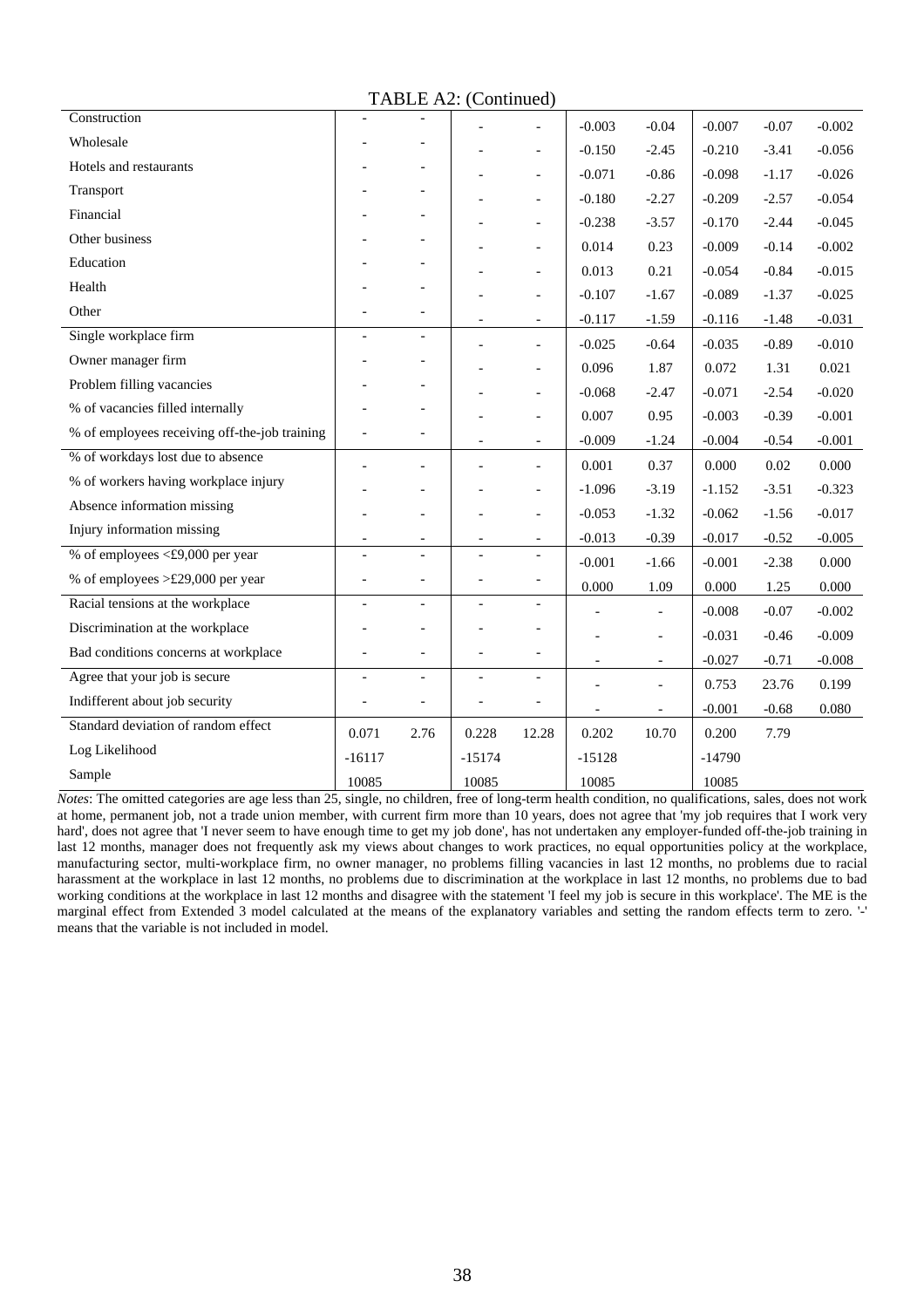TABLE A2: (Continued)

| | | | | | | | | | |
|---|---|---|---|---|---|---|---|---|---|
| Construction | - | - | - | - | -0.003 | -0.04 | -0.007 | -0.07 | -0.002 |
| Wholesale | - | - | - | - | -0.150 | -2.45 | -0.210 | -3.41 | -0.056 |
| Hotels and restaurants | - | - | - | - | -0.071 | -0.86 | -0.098 | -1.17 | -0.026 |
| Transport | - | - | - | - | -0.180 | -2.27 | -0.209 | -2.57 | -0.054 |
| Financial | - | - | - | - | -0.238 | -3.57 | -0.170 | -2.44 | -0.045 |
| Other business | - | - | - | - | 0.014 | 0.23 | -0.009 | -0.14 | -0.002 |
| Education | - | - | - | - | 0.013 | 0.21 | -0.054 | -0.84 | -0.015 |
| Health | - | - | - | - | -0.107 | -1.67 | -0.089 | -1.37 | -0.025 |
| Other | - | - | - | - | -0.117 | -1.59 | -0.116 | -1.48 | -0.031 |
| Single workplace firm | - | - | - | - | -0.025 | -0.64 | -0.035 | -0.89 | -0.010 |
| Owner manager firm | - | - | - | - | 0.096 | 1.87 | 0.072 | 1.31 | 0.021 |
| Problem filling vacancies | - | - | - | - | -0.068 | -2.47 | -0.071 | -2.54 | -0.020 |
| % of vacancies filled internally | - | - | - | - | 0.007 | 0.95 | -0.003 | -0.39 | -0.001 |
| % of employees receiving off-the-job training | - | - | - | - | -0.009 | -1.24 | -0.004 | -0.54 | -0.001 |
| % of workdays lost due to absence | - | - | - | - | 0.001 | 0.37 | 0.000 | 0.02 | 0.000 |
| % of workers having workplace injury | - | - | - | - | -1.096 | -3.19 | -1.152 | -3.51 | -0.323 |
| Absence information missing | - | - | - | - | -0.053 | -1.32 | -0.062 | -1.56 | -0.017 |
| Injury information missing | - | - | - | - | -0.013 | -0.39 | -0.017 | -0.52 | -0.005 |
| % of employees <£9,000 per year | - | - | - | - | -0.001 | -1.66 | -0.001 | -2.38 | 0.000 |
| % of employees >£29,000 per year | - | - | - | - | 0.000 | 1.09 | 0.000 | 1.25 | 0.000 |
| Racial tensions at the workplace | - | - | - | - | - | - | -0.008 | -0.07 | -0.002 |
| Discrimination at the workplace | - | - | - | - | - | - | -0.031 | -0.46 | -0.009 |
| Bad conditions concerns at workplace | - | - | - | - | - | - | -0.027 | -0.71 | -0.008 |
| Agree that your job is secure | - | - | - | - | - | - | 0.753 | 23.76 | 0.199 |
| Indifferent about job security | - | - | - | - | - | - | -0.001 | -0.68 | 0.080 |
| Standard deviation of random effect | 0.071 | 2.76 | 0.228 | 12.28 | 0.202 | 10.70 | 0.200 | 7.79 | |
| Log Likelihood | -16117 | | -15174 | | -15128 | | -14790 | | |
| Sample | 10085 | | 10085 | | 10085 | | 10085 | | |

*Notes*: The omitted categories are age less than 25, single, no children, free of long-term health condition, no qualifications, sales, does not work at home, permanent job, not a trade union member, with current firm more than 10 years, does not agree that 'my job requires that I work very hard', does not agree that 'I never seem to have enough time to get my job done', has not undertaken any employer-funded off-the-job training in last 12 months, manager does not frequently ask my views about changes to work practices, no equal opportunities policy at the workplace, manufacturing sector, multi-workplace firm, no owner manager, no problems filling vacancies in last 12 months, no problems due to racial harassment at the workplace in last 12 months, no problems due to discrimination at the workplace in last 12 months, no problems due to bad working conditions at the workplace in last 12 months and disagree with the statement 'I feel my job is secure in this workplace'. The ME is the marginal effect from Extended 3 model calculated at the means of the explanatory variables and setting the random effects term to zero. '-' means that the variable is not included in model.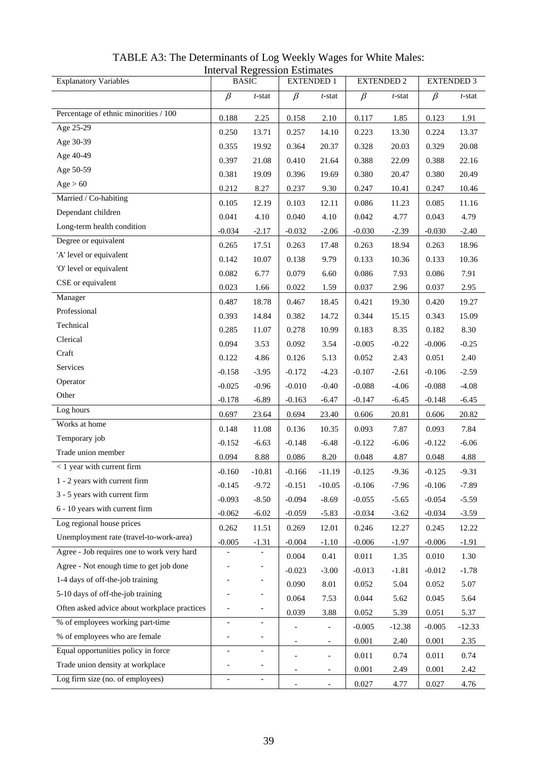TABLE A3: The Determinants of Log Weekly Wages for White Males: Interval Regression Estimates

| Explanatory Variables | BASIC | | EXTENDED 1 | | EXTENDED 2 | | EXTENDED 3 | |
|---|---|---|---|---|---|---|---|---|
| | $\beta$ | *t*-stat | $\beta$ | *t*-stat | $\beta$ | *t*-stat | $\beta$ | *t*-stat |
| Percentage of ethnic minorities / 100 | 0.188 | 2.25 | 0.158 | 2.10 | 0.117 | 1.85 | 0.123 | 1.91 |
| Age 25-29 | 0.250 | 13.71 | 0.257 | 14.10 | 0.223 | 13.30 | 0.224 | 13.37 |
| Age 30-39 | 0.355 | 19.92 | 0.364 | 20.37 | 0.328 | 20.03 | 0.329 | 20.08 |
| Age 40-49 | 0.397 | 21.08 | 0.410 | 21.64 | 0.388 | 22.09 | 0.388 | 22.16 |
| Age 50-59 | 0.381 | 19.09 | 0.396 | 19.69 | 0.380 | 20.47 | 0.380 | 20.49 |
| Age > 60 | 0.212 | 8.27 | 0.237 | 9.30 | 0.247 | 10.41 | 0.247 | 10.46 |
| Married / Co-habiting | 0.105 | 12.19 | 0.103 | 12.11 | 0.086 | 11.23 | 0.085 | 11.16 |
| Dependant children | 0.041 | 4.10 | 0.040 | 4.10 | 0.042 | 4.77 | 0.043 | 4.79 |
| Long-term health condition | -0.034 | -2.17 | -0.032 | -2.06 | -0.030 | -2.39 | -0.030 | -2.40 |
| Degree or equivalent | 0.265 | 17.51 | 0.263 | 17.48 | 0.263 | 18.94 | 0.263 | 18.96 |
| 'A' level or equivalent | 0.142 | 10.07 | 0.138 | 9.79 | 0.133 | 10.36 | 0.133 | 10.36 |
| 'O' level or equivalent | 0.082 | 6.77 | 0.079 | 6.60 | 0.086 | 7.93 | 0.086 | 7.91 |
| CSE or equivalent | 0.023 | 1.66 | 0.022 | 1.59 | 0.037 | 2.96 | 0.037 | 2.95 |
| Manager | 0.487 | 18.78 | 0.467 | 18.45 | 0.421 | 19.30 | 0.420 | 19.27 |
| Professional | 0.393 | 14.84 | 0.382 | 14.72 | 0.344 | 15.15 | 0.343 | 15.09 |
| Technical | 0.285 | 11.07 | 0.278 | 10.99 | 0.183 | 8.35 | 0.182 | 8.30 |
| Clerical | 0.094 | 3.53 | 0.092 | 3.54 | -0.005 | -0.22 | -0.006 | -0.25 |
| Craft | 0.122 | 4.86 | 0.126 | 5.13 | 0.052 | 2.43 | 0.051 | 2.40 |
| Services | -0.158 | -3.95 | -0.172 | -4.23 | -0.107 | -2.61 | -0.106 | -2.59 |
| Operator | -0.025 | -0.96 | -0.010 | -0.40 | -0.088 | -4.06 | -0.088 | -4.08 |
| Other | -0.178 | -6.89 | -0.163 | -6.47 | -0.147 | -6.45 | -0.148 | -6.45 |
| Log hours | 0.697 | 23.64 | 0.694 | 23.40 | 0.606 | 20.81 | 0.606 | 20.82 |
| Works at home | 0.148 | 11.08 | 0.136 | 10.35 | 0.093 | 7.87 | 0.093 | 7.84 |
| Temporary job | -0.152 | -6.63 | -0.148 | -6.48 | -0.122 | -6.06 | -0.122 | -6.06 |
| Trade union member | 0.094 | 8.88 | 0.086 | 8.20 | 0.048 | 4.87 | 0.048 | 4.88 |
| < 1 year with current firm | -0.160 | -10.81 | -0.166 | -11.19 | -0.125 | -9.36 | -0.125 | -9.31 |
| 1 - 2 years with current firm | -0.145 | -9.72 | -0.151 | -10.05 | -0.106 | -7.96 | -0.106 | -7.89 |
| 3 - 5 years with current firm | -0.093 | -8.50 | -0.094 | -8.69 | -0.055 | -5.65 | -0.054 | -5.59 |
| 6 - 10 years with current firm | -0.062 | -6.02 | -0.059 | -5.83 | -0.034 | -3.62 | -0.034 | -3.59 |
| Log regional house prices | 0.262 | 11.51 | 0.269 | 12.01 | 0.246 | 12.27 | 0.245 | 12.22 |
| Unemployment rate (travel-to-work-area) | -0.005 | -1.31 | -0.004 | -1.10 | -0.006 | -1.97 | -0.006 | -1.91 |
| Agree - Job requires one to work very hard | - | - | 0.004 | 0.41 | 0.011 | 1.35 | 0.010 | 1.30 |
| Agree - Not enough time to get job done | - | - | -0.023 | -3.00 | -0.013 | -1.81 | -0.012 | -1.78 |
| 1-4 days of off-the-job training | - | - | 0.090 | 8.01 | 0.052 | 5.04 | 0.052 | 5.07 |
| 5-10 days of off-the-job training | - | - | 0.064 | 7.53 | 0.044 | 5.62 | 0.045 | 5.64 |
| Often asked advice about workplace practices | - | - | 0.039 | 3.88 | 0.052 | 5.39 | 0.051 | 5.37 |
| % of employees working part-time | - | - | - | - | -0.005 | -12.38 | -0.005 | -12.33 |
| % of employees who are female | - | - | - | - | 0.001 | 2.40 | 0.001 | 2.35 |
| Equal opportunities policy in force | - | - | - | - | 0.011 | 0.74 | 0.011 | 0.74 |
| Trade union density at workplace | - | - | - | - | 0.001 | 2.49 | 0.001 | 2.42 |
| Log firm size (no. of employees) | - | - | - | - | 0.027 | 4.77 | 0.027 | 4.76 |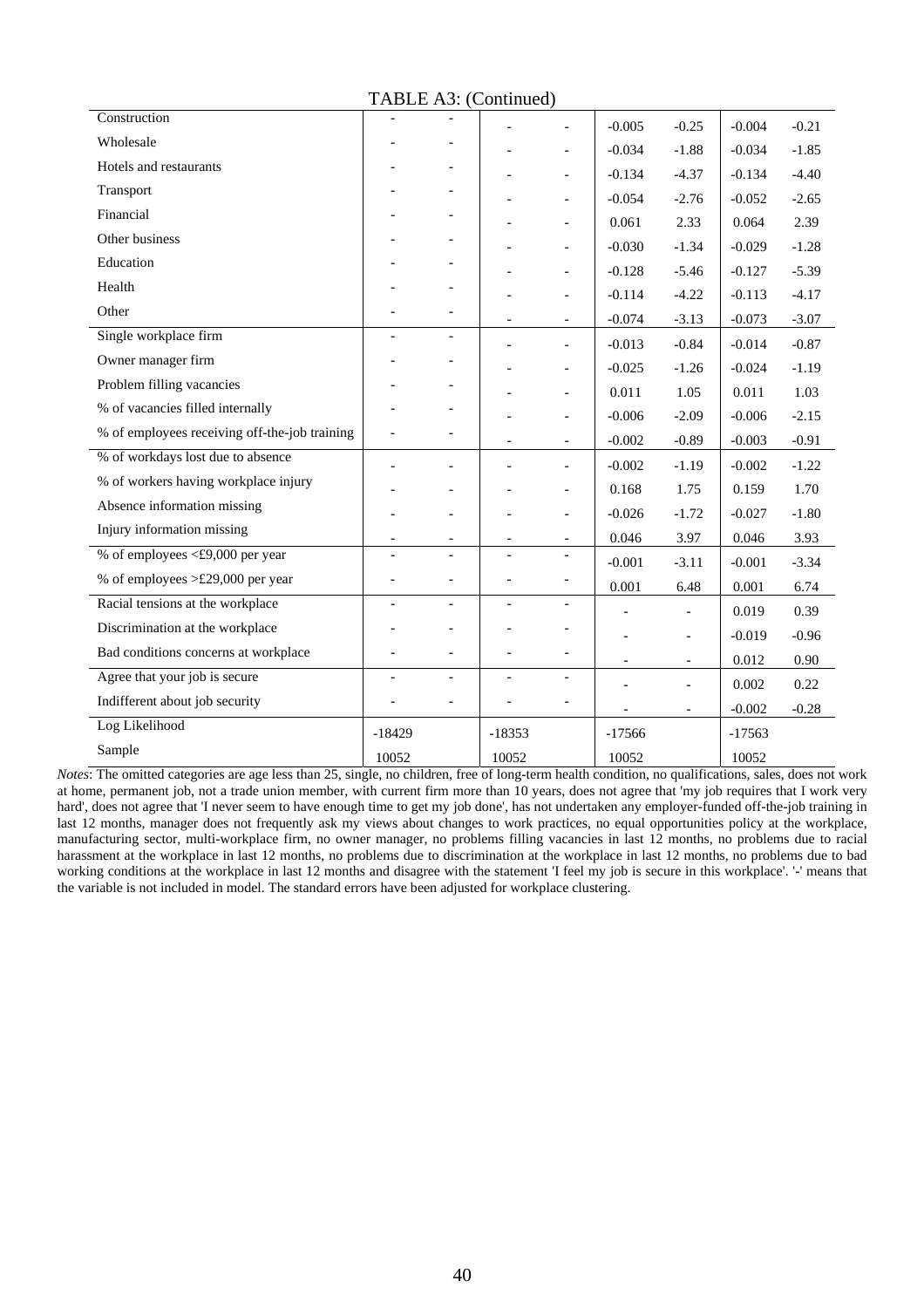TABLE A3: (Continued)

| | | | | | | | | |
|---|---|---|---|---|---|---|---|---|
| Construction | - | - | - | - | -0.005 | -0.25 | -0.004 | -0.21 |
| Wholesale | - | - | - | - | -0.034 | -1.88 | -0.034 | -1.85 |
| Hotels and restaurants | - | - | - | - | -0.134 | -4.37 | -0.134 | -4.40 |
| Transport | - | - | - | - | -0.054 | -2.76 | -0.052 | -2.65 |
| Financial | - | - | - | - | 0.061 | 2.33 | 0.064 | 2.39 |
| Other business | - | - | - | - | -0.030 | -1.34 | -0.029 | -1.28 |
| Education | - | - | - | - | -0.128 | -5.46 | -0.127 | -5.39 |
| Health | - | - | - | - | -0.114 | -4.22 | -0.113 | -4.17 |
| Other | - | - | - | - | -0.074 | -3.13 | -0.073 | -3.07 |
| Single workplace firm | - | - | - | - | -0.013 | -0.84 | -0.014 | -0.87 |
| Owner manager firm | - | - | - | - | -0.025 | -1.26 | -0.024 | -1.19 |
| Problem filling vacancies | - | - | - | - | 0.011 | 1.05 | 0.011 | 1.03 |
| % of vacancies filled internally | - | - | - | - | -0.006 | -2.09 | -0.006 | -2.15 |
| % of employees receiving off-the-job training | - | - | - | - | -0.002 | -0.89 | -0.003 | -0.91 |
| % of workdays lost due to absence | - | - | - | - | -0.002 | -1.19 | -0.002 | -1.22 |
| % of workers having workplace injury | - | - | - | - | 0.168 | 1.75 | 0.159 | 1.70 |
| Absence information missing | - | - | - | - | -0.026 | -1.72 | -0.027 | -1.80 |
| Injury information missing | - | - | - | - | 0.046 | 3.97 | 0.046 | 3.93 |
| % of employees <£9,000 per year | - | - | - | - | -0.001 | -3.11 | -0.001 | -3.34 |
| % of employees >£29,000 per year | - | - | - | - | 0.001 | 6.48 | 0.001 | 6.74 |
| Racial tensions at the workplace | - | - | - | - | - | - | 0.019 | 0.39 |
| Discrimination at the workplace | - | - | - | - | - | - | -0.019 | -0.96 |
| Bad conditions concerns at workplace | - | - | - | - | - | - | 0.012 | 0.90 |
| Agree that your job is secure | - | - | - | - | - | - | 0.002 | 0.22 |
| Indifferent about job security | - | - | - | - | - | - | -0.002 | -0.28 |
| Log Likelihood | -18429 | | -18353 | | -17566 | | -17563 | |
| Sample | 10052 | | 10052 | | 10052 | | 10052 | |

*Notes*: The omitted categories are age less than 25, single, no children, free of long-term health condition, no qualifications, sales, does not work at home, permanent job, not a trade union member, with current firm more than 10 years, does not agree that 'my job requires that I work very hard', does not agree that 'I never seem to have enough time to get my job done', has not undertaken any employer-funded off-the-job training in last 12 months, manager does not frequently ask my views about changes to work practices, no equal opportunities policy at the workplace, manufacturing sector, multi-workplace firm, no owner manager, no problems filling vacancies in last 12 months, no problems due to racial harassment at the workplace in last 12 months, no problems due to discrimination at the workplace in last 12 months, no problems due to bad working conditions at the workplace in last 12 months and disagree with the statement 'I feel my job is secure in this workplace'. '-' means that the variable is not included in model. The standard errors have been adjusted for workplace clustering.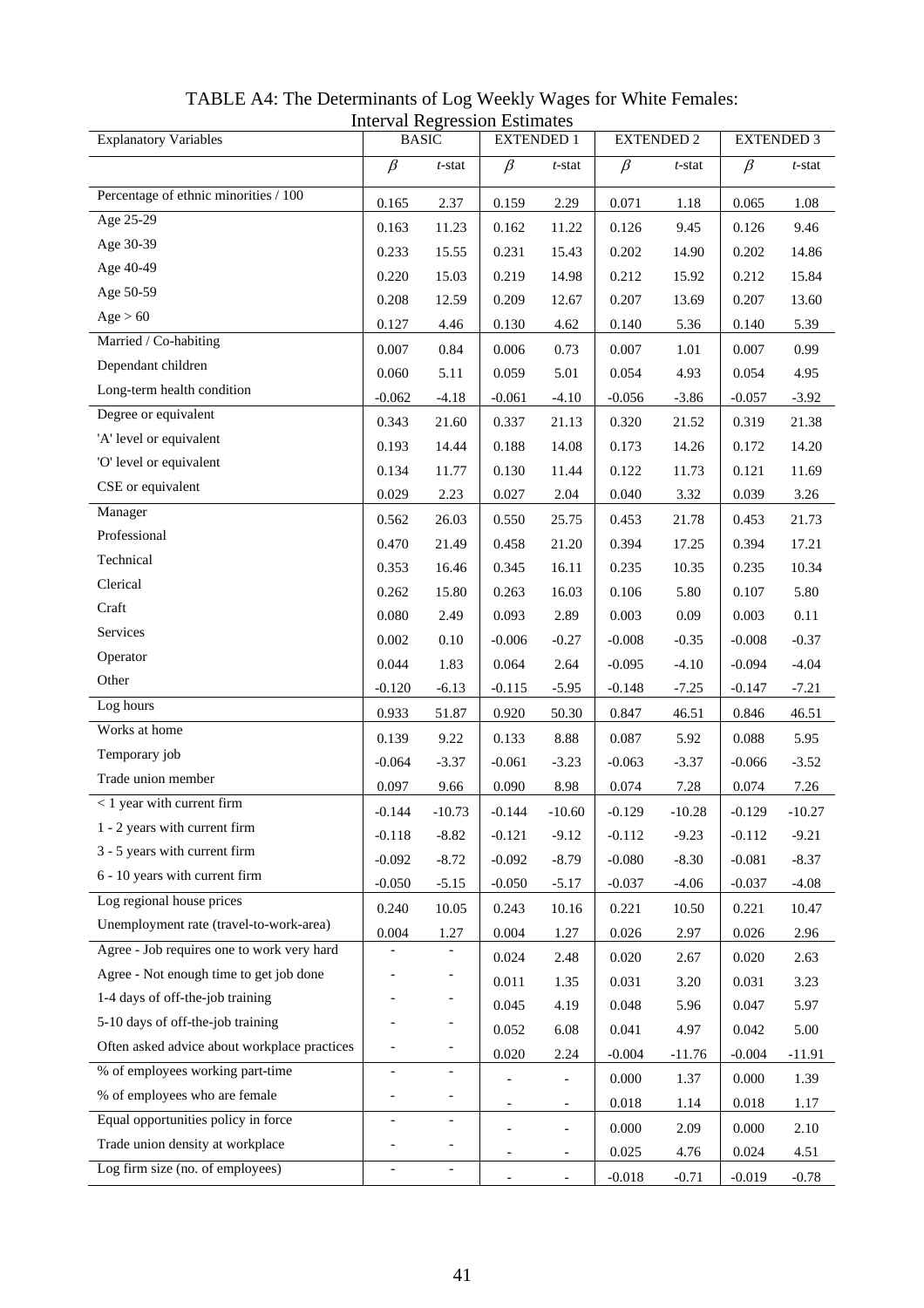TABLE A4: The Determinants of Log Weekly Wages for White Females: Interval Regression Estimates

| Explanatory Variables | BASIC | | EXTENDED 1 | | EXTENDED 2 | | EXTENDED 3 | |
|---|---|---|---|---|---|---|---|---|
| | $\beta$ | *t*-stat | $\beta$ | *t*-stat | $\beta$ | *t*-stat | $\beta$ | *t*-stat |
| Percentage of ethnic minorities / 100 | 0.165 | 2.37 | 0.159 | 2.29 | 0.071 | 1.18 | 0.065 | 1.08 |
| Age 25-29 | 0.163 | 11.23 | 0.162 | 11.22 | 0.126 | 9.45 | 0.126 | 9.46 |
| Age 30-39 | 0.233 | 15.55 | 0.231 | 15.43 | 0.202 | 14.90 | 0.202 | 14.86 |
| Age 40-49 | 0.220 | 15.03 | 0.219 | 14.98 | 0.212 | 15.92 | 0.212 | 15.84 |
| Age 50-59 | 0.208 | 12.59 | 0.209 | 12.67 | 0.207 | 13.69 | 0.207 | 13.60 |
| Age > 60 | 0.127 | 4.46 | 0.130 | 4.62 | 0.140 | 5.36 | 0.140 | 5.39 |
| Married / Co-habiting | 0.007 | 0.84 | 0.006 | 0.73 | 0.007 | 1.01 | 0.007 | 0.99 |
| Dependant children | 0.060 | 5.11 | 0.059 | 5.01 | 0.054 | 4.93 | 0.054 | 4.95 |
| Long-term health condition | -0.062 | -4.18 | -0.061 | -4.10 | -0.056 | -3.86 | -0.057 | -3.92 |
| Degree or equivalent | 0.343 | 21.60 | 0.337 | 21.13 | 0.320 | 21.52 | 0.319 | 21.38 |
| 'A' level or equivalent | 0.193 | 14.44 | 0.188 | 14.08 | 0.173 | 14.26 | 0.172 | 14.20 |
| 'O' level or equivalent | 0.134 | 11.77 | 0.130 | 11.44 | 0.122 | 11.73 | 0.121 | 11.69 |
| CSE or equivalent | 0.029 | 2.23 | 0.027 | 2.04 | 0.040 | 3.32 | 0.039 | 3.26 |
| Manager | 0.562 | 26.03 | 0.550 | 25.75 | 0.453 | 21.78 | 0.453 | 21.73 |
| Professional | 0.470 | 21.49 | 0.458 | 21.20 | 0.394 | 17.25 | 0.394 | 17.21 |
| Technical | 0.353 | 16.46 | 0.345 | 16.11 | 0.235 | 10.35 | 0.235 | 10.34 |
| Clerical | 0.262 | 15.80 | 0.263 | 16.03 | 0.106 | 5.80 | 0.107 | 5.80 |
| Craft | 0.080 | 2.49 | 0.093 | 2.89 | 0.003 | 0.09 | 0.003 | 0.11 |
| Services | 0.002 | 0.10 | -0.006 | -0.27 | -0.008 | -0.35 | -0.008 | -0.37 |
| Operator | 0.044 | 1.83 | 0.064 | 2.64 | -0.095 | -4.10 | -0.094 | -4.04 |
| Other | -0.120 | -6.13 | -0.115 | -5.95 | -0.148 | -7.25 | -0.147 | -7.21 |
| Log hours | 0.933 | 51.87 | 0.920 | 50.30 | 0.847 | 46.51 | 0.846 | 46.51 |
| Works at home | 0.139 | 9.22 | 0.133 | 8.88 | 0.087 | 5.92 | 0.088 | 5.95 |
| Temporary job | -0.064 | -3.37 | -0.061 | -3.23 | -0.063 | -3.37 | -0.066 | -3.52 |
| Trade union member | 0.097 | 9.66 | 0.090 | 8.98 | 0.074 | 7.28 | 0.074 | 7.26 |
| < 1 year with current firm | -0.144 | -10.73 | -0.144 | -10.60 | -0.129 | -10.28 | -0.129 | -10.27 |
| 1 - 2 years with current firm | -0.118 | -8.82 | -0.121 | -9.12 | -0.112 | -9.23 | -0.112 | -9.21 |
| 3 - 5 years with current firm | -0.092 | -8.72 | -0.092 | -8.79 | -0.080 | -8.30 | -0.081 | -8.37 |
| 6 - 10 years with current firm | -0.050 | -5.15 | -0.050 | -5.17 | -0.037 | -4.06 | -0.037 | -4.08 |
| Log regional house prices | 0.240 | 10.05 | 0.243 | 10.16 | 0.221 | 10.50 | 0.221 | 10.47 |
| Unemployment rate (travel-to-work-area) | 0.004 | 1.27 | 0.004 | 1.27 | 0.026 | 2.97 | 0.026 | 2.96 |
| Agree - Job requires one to work very hard | - | - | 0.024 | 2.48 | 0.020 | 2.67 | 0.020 | 2.63 |
| Agree - Not enough time to get job done | - | - | 0.011 | 1.35 | 0.031 | 3.20 | 0.031 | 3.23 |
| 1-4 days of off-the-job training | - | - | 0.045 | 4.19 | 0.048 | 5.96 | 0.047 | 5.97 |
| 5-10 days of off-the-job training | - | - | 0.052 | 6.08 | 0.041 | 4.97 | 0.042 | 5.00 |
| Often asked advice about workplace practices | - | - | 0.020 | 2.24 | -0.004 | -11.76 | -0.004 | -11.91 |
| % of employees working part-time | - | - | - | - | 0.000 | 1.37 | 0.000 | 1.39 |
| % of employees who are female | - | - | - | - | 0.018 | 1.14 | 0.018 | 1.17 |
| Equal opportunities policy in force | - | - | - | - | 0.000 | 2.09 | 0.000 | 2.10 |
| Trade union density at workplace | - | - | - | - | 0.025 | 4.76 | 0.024 | 4.51 |
| Log firm size (no. of employees) | - | - | - | - | -0.018 | -0.71 | -0.019 | -0.78 |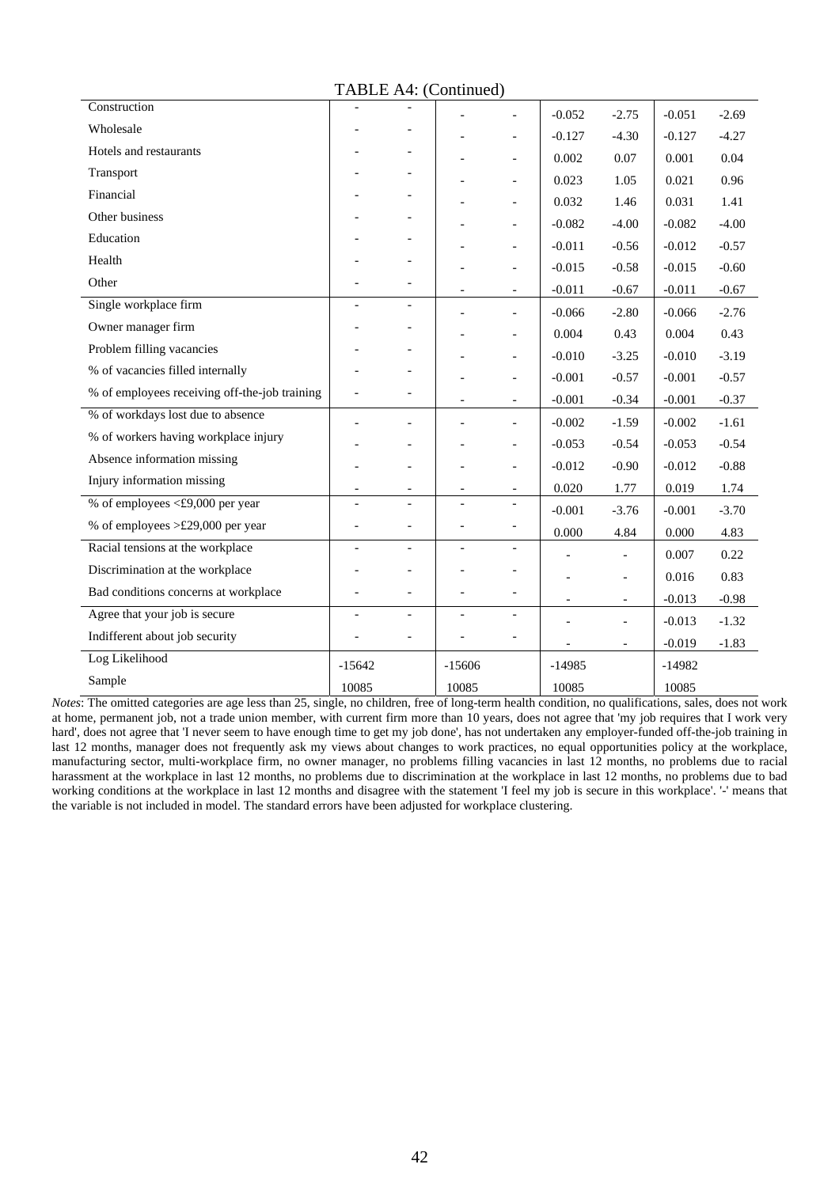TABLE A4: (Continued)

| | | | | | | | | |
|---|---|---|---|---|---|---|---|---|
| Construction | - | - | - | - | -0.052 | -2.75 | -0.051 | -2.69 |
| Wholesale | - | - | - | - | -0.127 | -4.30 | -0.127 | -4.27 |
| Hotels and restaurants | - | - | - | - | 0.002 | 0.07 | 0.001 | 0.04 |
| Transport | - | - | - | - | 0.023 | 1.05 | 0.021 | 0.96 |
| Financial | - | - | - | - | 0.032 | 1.46 | 0.031 | 1.41 |
| Other business | - | - | - | - | -0.082 | -4.00 | -0.082 | -4.00 |
| Education | - | - | - | - | -0.011 | -0.56 | -0.012 | -0.57 |
| Health | - | - | - | - | -0.015 | -0.58 | -0.015 | -0.60 |
| Other | - | - | - | - | -0.011 | -0.67 | -0.011 | -0.67 |
| Single workplace firm | - | - | - | - | -0.066 | -2.80 | -0.066 | -2.76 |
| Owner manager firm | - | - | - | - | 0.004 | 0.43 | 0.004 | 0.43 |
| Problem filling vacancies | - | - | - | - | -0.010 | -3.25 | -0.010 | -3.19 |
| % of vacancies filled internally | - | - | - | - | -0.001 | -0.57 | -0.001 | -0.57 |
| % of employees receiving off-the-job training | - | - | - | - | -0.001 | -0.34 | -0.001 | -0.37 |
| % of workdays lost due to absence | - | - | - | - | -0.002 | -1.59 | -0.002 | -1.61 |
| % of workers having workplace injury | - | - | - | - | -0.053 | -0.54 | -0.053 | -0.54 |
| Absence information missing | - | - | - | - | -0.012 | -0.90 | -0.012 | -0.88 |
| Injury information missing | - | - | - | - | 0.020 | 1.77 | 0.019 | 1.74 |
| % of employees <£9,000 per year | - | - | - | - | -0.001 | -3.76 | -0.001 | -3.70 |
| % of employees >£29,000 per year | - | - | - | - | 0.000 | 4.84 | 0.000 | 4.83 |
| Racial tensions at the workplace | - | - | - | - | - | - | 0.007 | 0.22 |
| Discrimination at the workplace | - | - | - | - | - | - | 0.016 | 0.83 |
| Bad conditions concerns at workplace | - | - | - | - | - | - | -0.013 | -0.98 |
| Agree that your job is secure | - | - | - | - | - | - | -0.013 | -1.32 |
| Indifferent about job security | - | - | - | - | - | - | -0.019 | -1.83 |
| Log Likelihood | -15642 | | -15606 | | -14985 | | -14982 | |
| Sample | 10085 | | 10085 | | 10085 | | 10085 | |

*Notes*: The omitted categories are age less than 25, single, no children, free of long-term health condition, no qualifications, sales, does not work at home, permanent job, not a trade union member, with current firm more than 10 years, does not agree that 'my job requires that I work very hard', does not agree that 'I never seem to have enough time to get my job done', has not undertaken any employer-funded off-the-job training in last 12 months, manager does not frequently ask my views about changes to work practices, no equal opportunities policy at the workplace, manufacturing sector, multi-workplace firm, no owner manager, no problems filling vacancies in last 12 months, no problems due to racial harassment at the workplace in last 12 months, no problems due to discrimination at the workplace in last 12 months, no problems due to bad working conditions at the workplace in last 12 months and disagree with the statement 'I feel my job is secure in this workplace'. '-' means that the variable is not included in model. The standard errors have been adjusted for workplace clustering.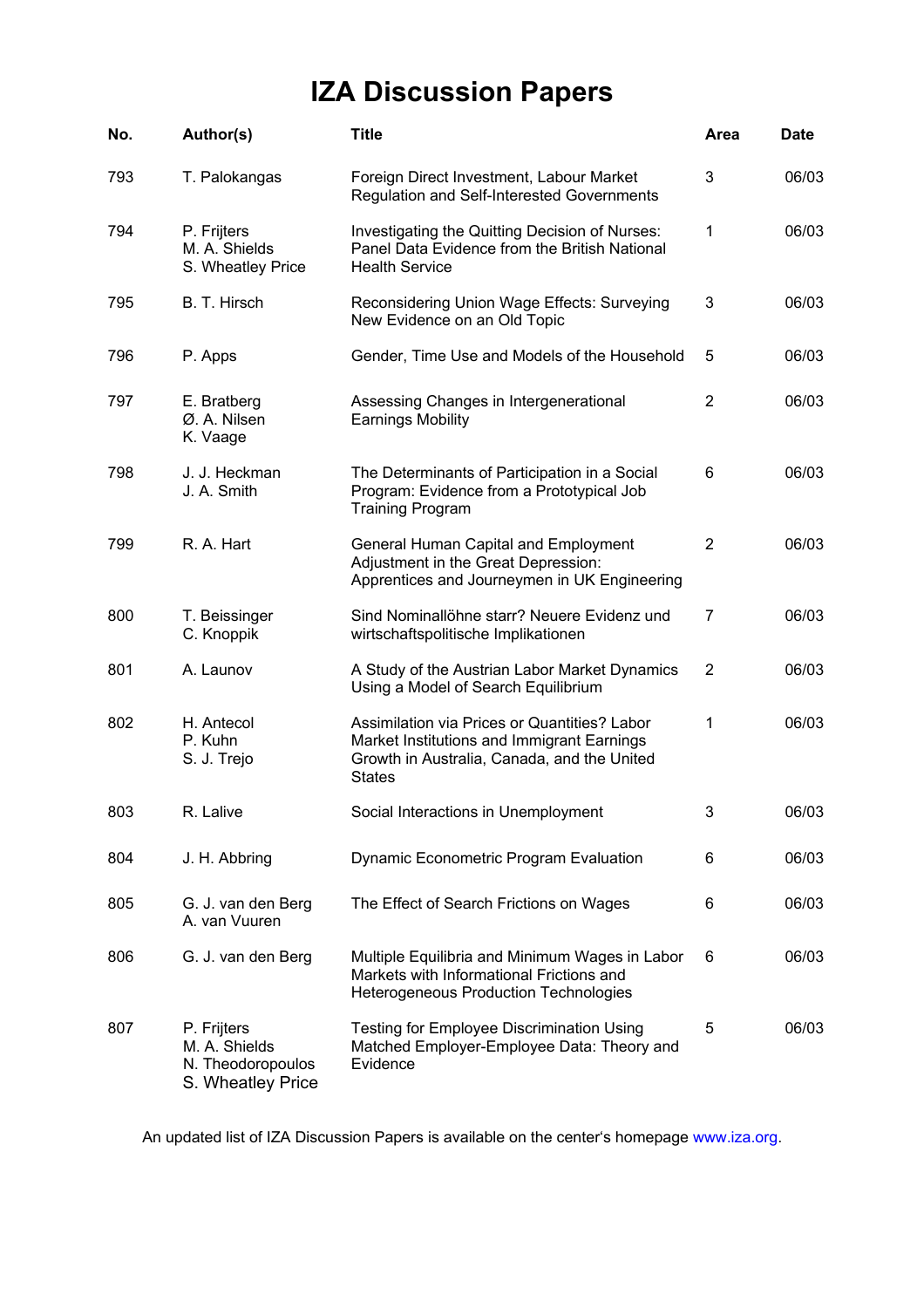# IZA Discussion Papers

| No. | Author(s) | Title | Area | Date |
|---|---|---|---|---|
| 793 | T. Palokangas | Foreign Direct Investment, Labour Market Regulation and Self-Interested Governments | 3 | 06/03 |
| 794 | P. Frijters<br>M. A. Shields<br>S. Wheatley Price | Investigating the Quitting Decision of Nurses: Panel Data Evidence from the British National Health Service | 1 | 06/03 |
| 795 | B. T. Hirsch | Reconsidering Union Wage Effects: Surveying New Evidence on an Old Topic | 3 | 06/03 |
| 796 | P. Apps | Gender, Time Use and Models of the Household | 5 | 06/03 |
| 797 | E. Bratberg<br>Ø. A. Nilsen<br>K. Vaage | Assessing Changes in Intergenerational Earnings Mobility | 2 | 06/03 |
| 798 | J. J. Heckman<br>J. A. Smith | The Determinants of Participation in a Social Program: Evidence from a Prototypical Job Training Program | 6 | 06/03 |
| 799 | R. A. Hart | General Human Capital and Employment Adjustment in the Great Depression: Apprentices and Journeymen in UK Engineering | 2 | 06/03 |
| 800 | T. Beissinger<br>C. Knoppik | Sind Nominallöhne starr? Neuere Evidenz und wirtschaftspolitische Implikationen | 7 | 06/03 |
| 801 | A. Launov | A Study of the Austrian Labor Market Dynamics Using a Model of Search Equilibrium | 2 | 06/03 |
| 802 | H. Antecol<br>P. Kuhn<br>S. J. Trejo | Assimilation via Prices or Quantities? Labor Market Institutions and Immigrant Earnings Growth in Australia, Canada, and the United States | 1 | 06/03 |
| 803 | R. Lalive | Social Interactions in Unemployment | 3 | 06/03 |
| 804 | J. H. Abbring | Dynamic Econometric Program Evaluation | 6 | 06/03 |
| 805 | G. J. van den Berg<br>A. van Vuuren | The Effect of Search Frictions on Wages | 6 | 06/03 |
| 806 | G. J. van den Berg | Multiple Equilibria and Minimum Wages in Labor Markets with Informational Frictions and Heterogeneous Production Technologies | 6 | 06/03 |
| 807 | P. Frijters<br>M. A. Shields<br>N. Theodoropoulos<br>S. Wheatley Price | Testing for Employee Discrimination Using Matched Employer-Employee Data: Theory and Evidence | 5 | 06/03 |

An updated list of IZA Discussion Papers is available on the center's homepage www.iza.org.